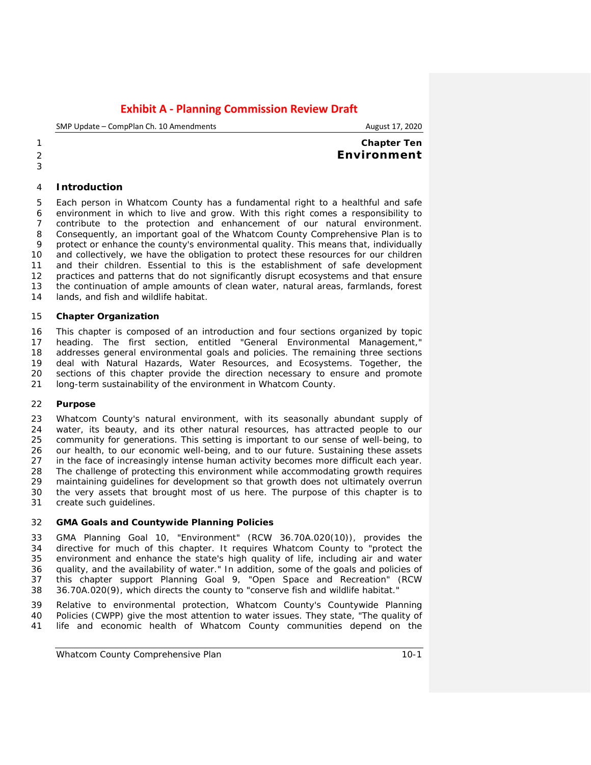# Exhibit A - Planning Commission Review Draft

SMP Update – CompPlan Ch. 10 Amendments August 17, 2020

**Chapter Ten**
# Environment

## Introduction

Each person in Whatcom County has a fundamental right to a healthful and safe environment in which to live and grow. With this right comes a responsibility to contribute to the protection and enhancement of our natural environment. Consequently, an important goal of the Whatcom County Comprehensive Plan is to protect or enhance the county's environmental quality. This means that, individually and collectively, we have the obligation to protect these resources for our children and their children. Essential to this is the establishment of safe development practices and patterns that do not significantly disrupt ecosystems and that ensure the continuation of ample amounts of clean water, natural areas, farmlands, forest lands, and fish and wildlife habitat.

### Chapter Organization

This chapter is composed of an introduction and four sections organized by topic heading. The first section, entitled "General Environmental Management," addresses general environmental goals and policies. The remaining three sections deal with Natural Hazards, Water Resources, and Ecosystems. Together, the sections of this chapter provide the direction necessary to ensure and promote long-term sustainability of the environment in Whatcom County.

### Purpose

Whatcom County's natural environment, with its seasonally abundant supply of water, its beauty, and its other natural resources, has attracted people to our community for generations. This setting is important to our sense of well-being, to our health, to our economic well-being, and to our future. Sustaining these assets in the face of increasingly intense human activity becomes more difficult each year. The challenge of protecting this environment while accommodating growth requires maintaining guidelines for development so that growth does not ultimately overrun the very assets that brought most of us here. The purpose of this chapter is to create such guidelines.

### GMA Goals and Countywide Planning Policies

GMA Planning Goal 10, "Environment" (RCW 36.70A.020(10)), provides the directive for much of this chapter. It requires Whatcom County to "protect the environment and enhance the state's high quality of life, including air and water quality, and the availability of water." In addition, some of the goals and policies of this chapter support Planning Goal 9, "Open Space and Recreation" (RCW 36.70A.020(9), which directs the county to "conserve fish and wildlife habitat."

Relative to environmental protection, Whatcom County's Countywide Planning Policies (CWPP) give the most attention to water issues. They state, "The quality of life and economic health of Whatcom County communities depend on the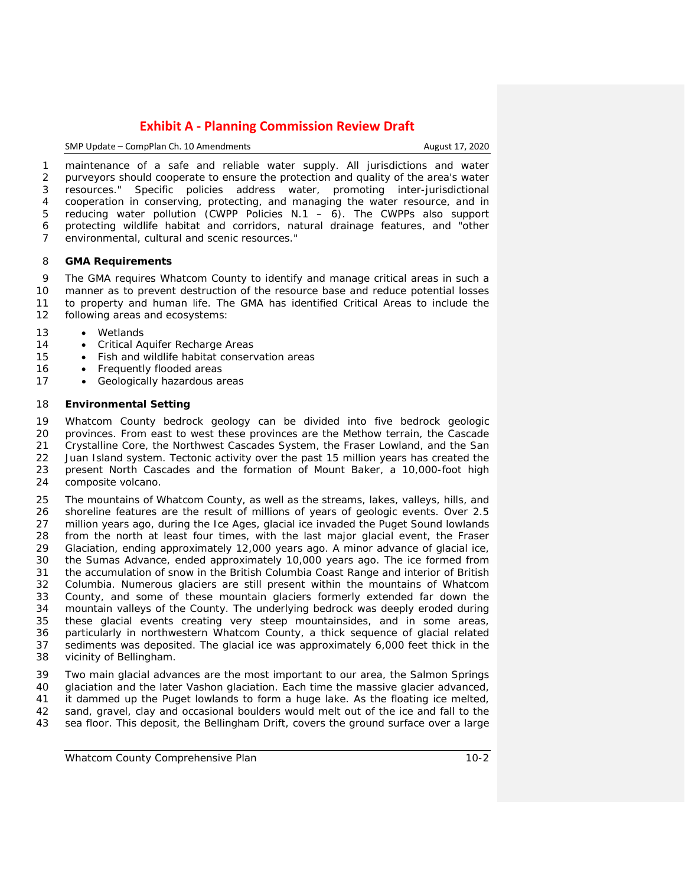maintenance of a safe and reliable water supply. All jurisdictions and water purveyors should cooperate to ensure the protection and quality of the area's water resources." Specific policies address water, promoting inter-jurisdictional cooperation in conserving, protecting, and managing the water resource, and in reducing water pollution (CWPP Policies N.1 – 6). The CWPPs also support protecting wildlife habitat and corridors, natural drainage features, and "other environmental, cultural and scenic resources."

**GMA Requirements**

The GMA requires Whatcom County to identify and manage critical areas in such a manner as to prevent destruction of the resource base and reduce potential losses to property and human life. The GMA has identified Critical Areas to include the following areas and ecosystems:

- Wetlands
- Critical Aquifer Recharge Areas
- Fish and wildlife habitat conservation areas
- Frequently flooded areas
- Geologically hazardous areas

**Environmental Setting**

Whatcom County bedrock geology can be divided into five bedrock geologic provinces. From east to west these provinces are the Methow terrain, the Cascade Crystalline Core, the Northwest Cascades System, the Fraser Lowland, and the San Juan Island system. Tectonic activity over the past 15 million years has created the present North Cascades and the formation of Mount Baker, a 10,000-foot high composite volcano.

The mountains of Whatcom County, as well as the streams, lakes, valleys, hills, and shoreline features are the result of millions of years of geologic events. Over 2.5 million years ago, during the Ice Ages, glacial ice invaded the Puget Sound lowlands from the north at least four times, with the last major glacial event, the Fraser Glaciation, ending approximately 12,000 years ago. A minor advance of glacial ice, the Sumas Advance, ended approximately 10,000 years ago. The ice formed from the accumulation of snow in the British Columbia Coast Range and interior of British Columbia. Numerous glaciers are still present within the mountains of Whatcom County, and some of these mountain glaciers formerly extended far down the mountain valleys of the County. The underlying bedrock was deeply eroded during these glacial events creating very steep mountainsides, and in some areas, particularly in northwestern Whatcom County, a thick sequence of glacial related sediments was deposited. The glacial ice was approximately 6,000 feet thick in the vicinity of Bellingham.

Two main glacial advances are the most important to our area, the Salmon Springs glaciation and the later Vashon glaciation. Each time the massive glacier advanced, it dammed up the Puget lowlands to form a huge lake. As the floating ice melted, sand, gravel, clay and occasional boulders would melt out of the ice and fall to the sea floor. This deposit, the Bellingham Drift, covers the ground surface over a large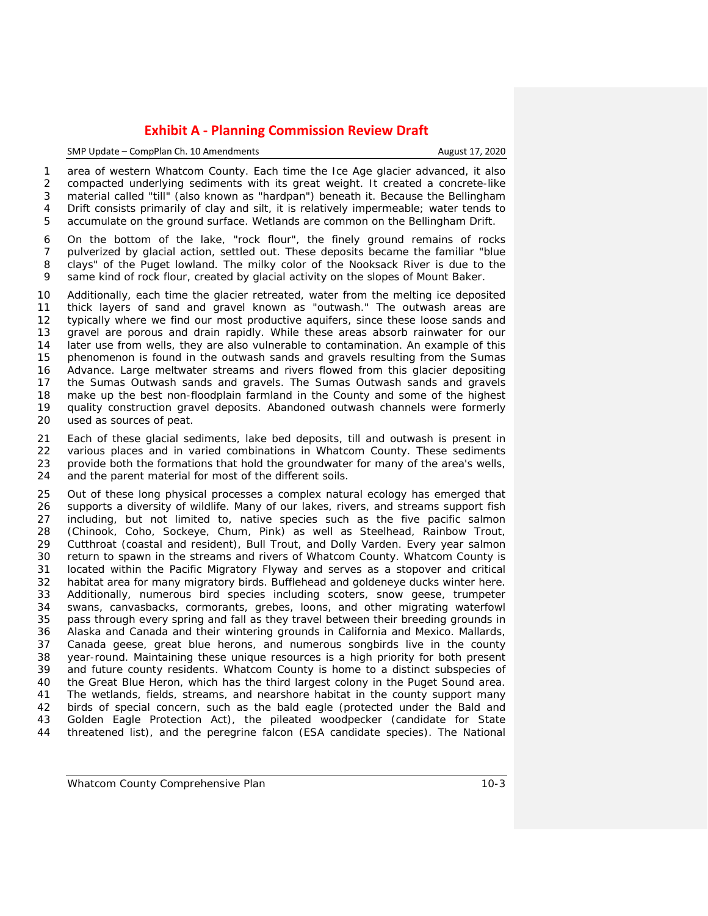area of western Whatcom County. Each time the Ice Age glacier advanced, it also compacted underlying sediments with its great weight. It created a concrete-like material called "till" (also known as "hardpan") beneath it. Because the Bellingham Drift consists primarily of clay and silt, it is relatively impermeable; water tends to accumulate on the ground surface. Wetlands are common on the Bellingham Drift.

On the bottom of the lake, "rock flour", the finely ground remains of rocks pulverized by glacial action, settled out. These deposits became the familiar "blue clays" of the Puget lowland. The milky color of the Nooksack River is due to the same kind of rock flour, created by glacial activity on the slopes of Mount Baker.

Additionally, each time the glacier retreated, water from the melting ice deposited thick layers of sand and gravel known as "outwash." The outwash areas are typically where we find our most productive aquifers, since these loose sands and gravel are porous and drain rapidly. While these areas absorb rainwater for our later use from wells, they are also vulnerable to contamination. An example of this phenomenon is found in the outwash sands and gravels resulting from the Sumas Advance. Large meltwater streams and rivers flowed from this glacier depositing the Sumas Outwash sands and gravels. The Sumas Outwash sands and gravels make up the best non-floodplain farmland in the County and some of the highest quality construction gravel deposits. Abandoned outwash channels were formerly used as sources of peat.

Each of these glacial sediments, lake bed deposits, till and outwash is present in various places and in varied combinations in Whatcom County. These sediments provide both the formations that hold the groundwater for many of the area's wells, and the parent material for most of the different soils.

Out of these long physical processes a complex natural ecology has emerged that supports a diversity of wildlife. Many of our lakes, rivers, and streams support fish including, but not limited to, native species such as the five pacific salmon (Chinook, Coho, Sockeye, Chum, Pink) as well as Steelhead, Rainbow Trout, Cutthroat (coastal and resident), Bull Trout, and Dolly Varden. Every year salmon return to spawn in the streams and rivers of Whatcom County. Whatcom County is located within the Pacific Migratory Flyway and serves as a stopover and critical habitat area for many migratory birds. Bufflehead and goldeneye ducks winter here. Additionally, numerous bird species including scoters, snow geese, trumpeter swans, canvasbacks, cormorants, grebes, loons, and other migrating waterfowl pass through every spring and fall as they travel between their breeding grounds in Alaska and Canada and their wintering grounds in California and Mexico. Mallards, Canada geese, great blue herons, and numerous songbirds live in the county year-round. Maintaining these unique resources is a high priority for both present and future county residents. Whatcom County is home to a distinct subspecies of the Great Blue Heron, which has the third largest colony in the Puget Sound area. The wetlands, fields, streams, and nearshore habitat in the county support many birds of special concern, such as the bald eagle (protected under the Bald and Golden Eagle Protection Act), the pileated woodpecker (candidate for State threatened list), and the peregrine falcon (ESA candidate species). The National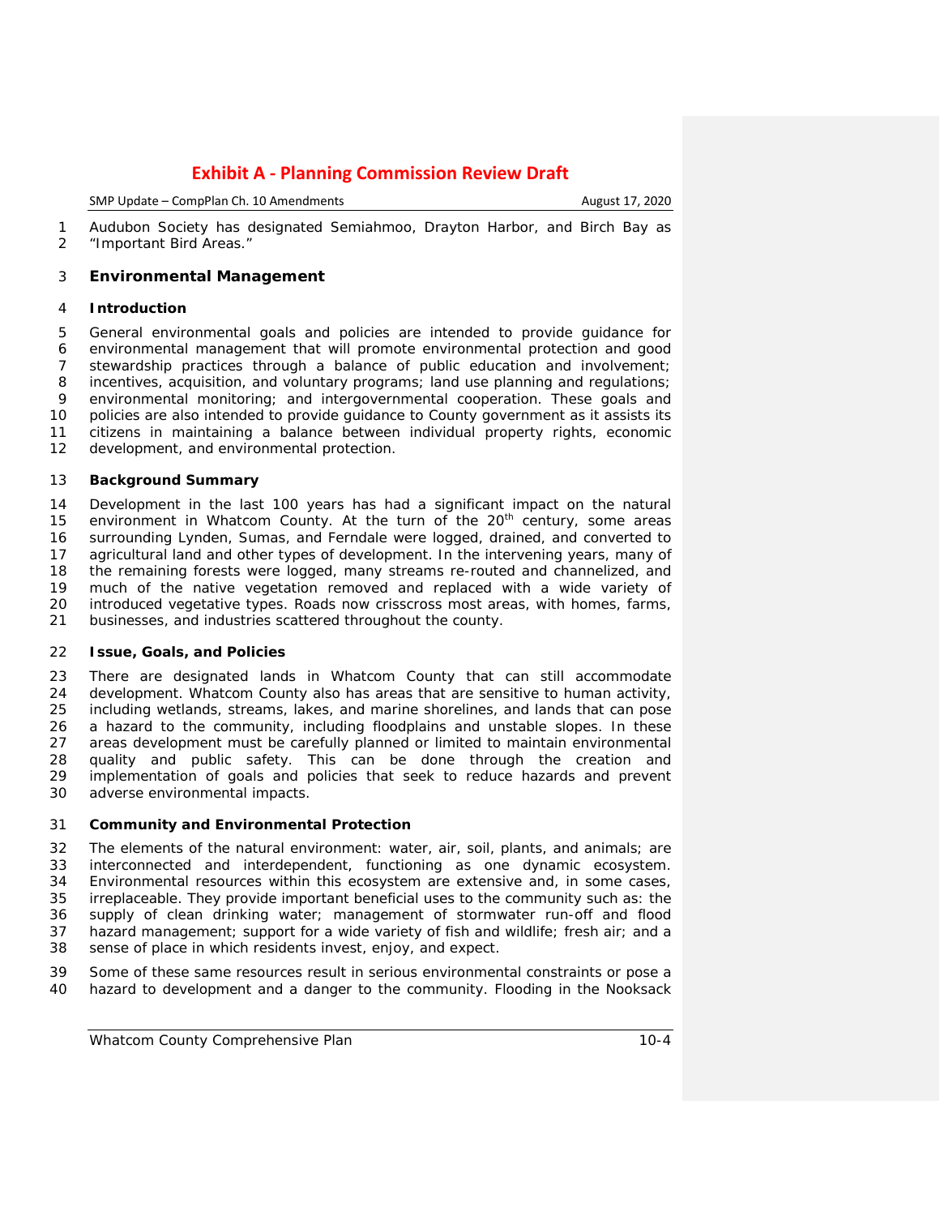Audubon Society has designated Semiahmoo, Drayton Harbor, and Birch Bay as "Important Bird Areas."

## Environmental Management

### Introduction

General environmental goals and policies are intended to provide guidance for environmental management that will promote environmental protection and good stewardship practices through a balance of public education and involvement; incentives, acquisition, and voluntary programs; land use planning and regulations; environmental monitoring; and intergovernmental cooperation. These goals and policies are also intended to provide guidance to County government as it assists its citizens in maintaining a balance between individual property rights, economic development, and environmental protection.

### Background Summary

Development in the last 100 years has had a significant impact on the natural environment in Whatcom County. At the turn of the 20th century, some areas surrounding Lynden, Sumas, and Ferndale were logged, drained, and converted to agricultural land and other types of development. In the intervening years, many of the remaining forests were logged, many streams re-routed and channelized, and much of the native vegetation removed and replaced with a wide variety of introduced vegetative types. Roads now crisscross most areas, with homes, farms, businesses, and industries scattered throughout the county.

### Issue, Goals, and Policies

There are designated lands in Whatcom County that can still accommodate development. Whatcom County also has areas that are sensitive to human activity, including wetlands, streams, lakes, and marine shorelines, and lands that can pose a hazard to the community, including floodplains and unstable slopes. In these areas development must be carefully planned or limited to maintain environmental quality and public safety. This can be done through the creation and implementation of goals and policies that seek to reduce hazards and prevent adverse environmental impacts.

### Community and Environmental Protection

The elements of the natural environment: water, air, soil, plants, and animals; are interconnected and interdependent, functioning as one dynamic ecosystem. Environmental resources within this ecosystem are extensive and, in some cases, irreplaceable. They provide important beneficial uses to the community such as: the supply of clean drinking water; management of stormwater run-off and flood hazard management; support for a wide variety of fish and wildlife; fresh air; and a sense of place in which residents invest, enjoy, and expect.

Some of these same resources result in serious environmental constraints or pose a hazard to development and a danger to the community. Flooding in the Nooksack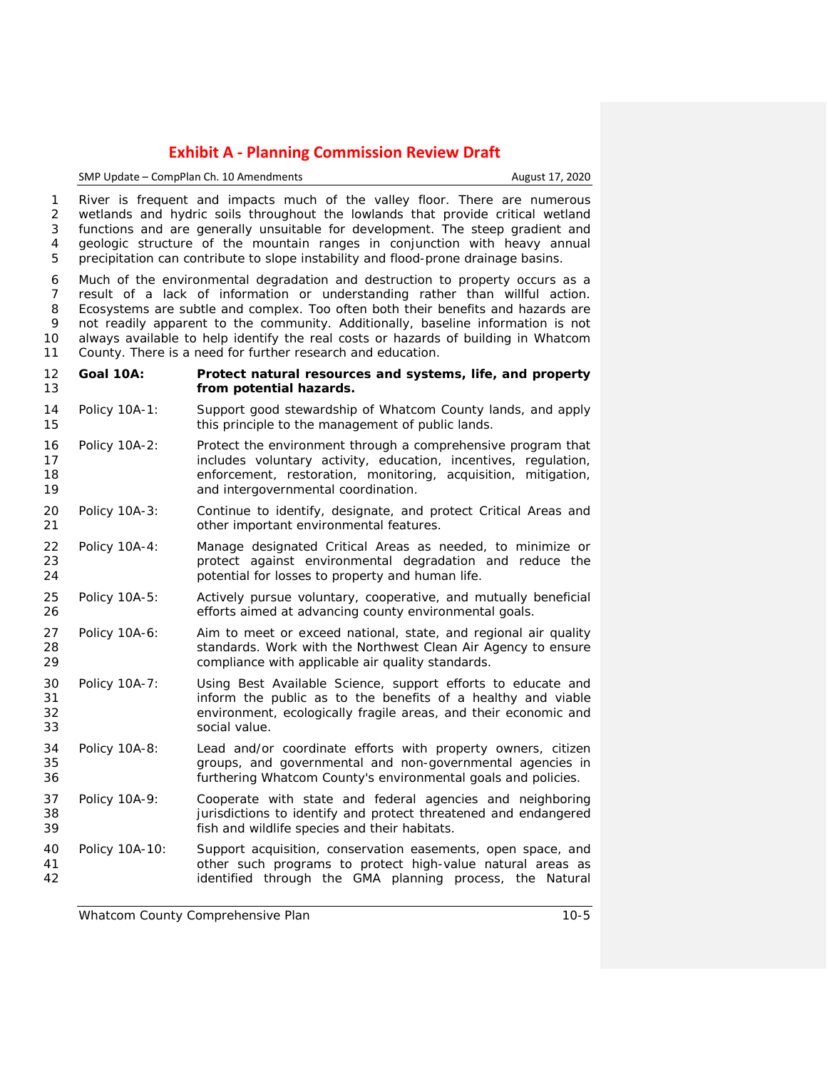River is frequent and impacts much of the valley floor. There are numerous wetlands and hydric soils throughout the lowlands that provide critical wetland functions and are generally unsuitable for development. The steep gradient and geologic structure of the mountain ranges in conjunction with heavy annual precipitation can contribute to slope instability and flood-prone drainage basins.

Much of the environmental degradation and destruction to property occurs as a result of a lack of information or understanding rather than willful action. Ecosystems are subtle and complex. Too often both their benefits and hazards are not readily apparent to the community. Additionally, baseline information is not always available to help identify the real costs or hazards of building in Whatcom County. There is a need for further research and education.

**Goal 10A: Protect natural resources and systems, life, and property from potential hazards.**

Policy 10A-1: Support good stewardship of Whatcom County lands, and apply this principle to the management of public lands.

Policy 10A-2: Protect the environment through a comprehensive program that includes voluntary activity, education, incentives, regulation, enforcement, restoration, monitoring, acquisition, mitigation, and intergovernmental coordination.

Policy 10A-3: Continue to identify, designate, and protect Critical Areas and other important environmental features.

Policy 10A-4: Manage designated Critical Areas as needed, to minimize or protect against environmental degradation and reduce the potential for losses to property and human life.

Policy 10A-5: Actively pursue voluntary, cooperative, and mutually beneficial efforts aimed at advancing county environmental goals.

Policy 10A-6: Aim to meet or exceed national, state, and regional air quality standards. Work with the Northwest Clean Air Agency to ensure compliance with applicable air quality standards.

Policy 10A-7: Using Best Available Science, support efforts to educate and inform the public as to the benefits of a healthy and viable environment, ecologically fragile areas, and their economic and social value.

Policy 10A-8: Lead and/or coordinate efforts with property owners, citizen groups, and governmental and non-governmental agencies in furthering Whatcom County's environmental goals and policies.

Policy 10A-9: Cooperate with state and federal agencies and neighboring jurisdictions to identify and protect threatened and endangered fish and wildlife species and their habitats.

Policy 10A-10: Support acquisition, conservation easements, open space, and other such programs to protect high-value natural areas as identified through the GMA planning process, the Natural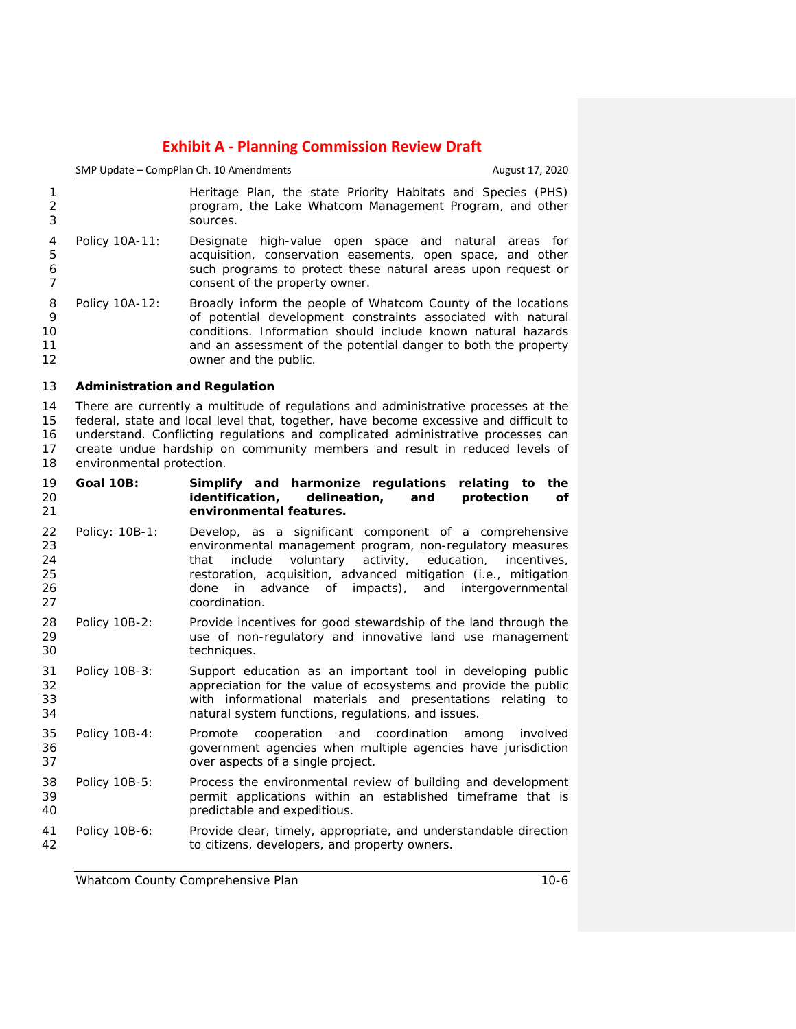Heritage Plan, the state Priority Habitats and Species (PHS) program, the Lake Whatcom Management Program, and other sources.

Policy 10A-11: Designate high-value open space and natural areas for acquisition, conservation easements, open space, and other such programs to protect these natural areas upon request or consent of the property owner.

Policy 10A-12: Broadly inform the people of Whatcom County of the locations of potential development constraints associated with natural conditions. Information should include known natural hazards and an assessment of the potential danger to both the property owner and the public.

**Administration and Regulation**

There are currently a multitude of regulations and administrative processes at the federal, state and local level that, together, have become excessive and difficult to understand. Conflicting regulations and complicated administrative processes can create undue hardship on community members and result in reduced levels of environmental protection.

**Goal 10B: Simplify and harmonize regulations relating to the identification, delineation, and protection of environmental features.**

Policy: 10B-1: Develop, as a significant component of a comprehensive environmental management program, non-regulatory measures that include voluntary activity, education, incentives, restoration, acquisition, advanced mitigation (i.e., mitigation done in advance of impacts), and intergovernmental coordination.

Policy 10B-2: Provide incentives for good stewardship of the land through the use of non-regulatory and innovative land use management techniques.

Policy 10B-3: Support education as an important tool in developing public appreciation for the value of ecosystems and provide the public with informational materials and presentations relating to natural system functions, regulations, and issues.

Policy 10B-4: Promote cooperation and coordination among involved government agencies when multiple agencies have jurisdiction over aspects of a single project.

Policy 10B-5: Process the environmental review of building and development permit applications within an established timeframe that is predictable and expeditious.

Policy 10B-6: Provide clear, timely, appropriate, and understandable direction to citizens, developers, and property owners.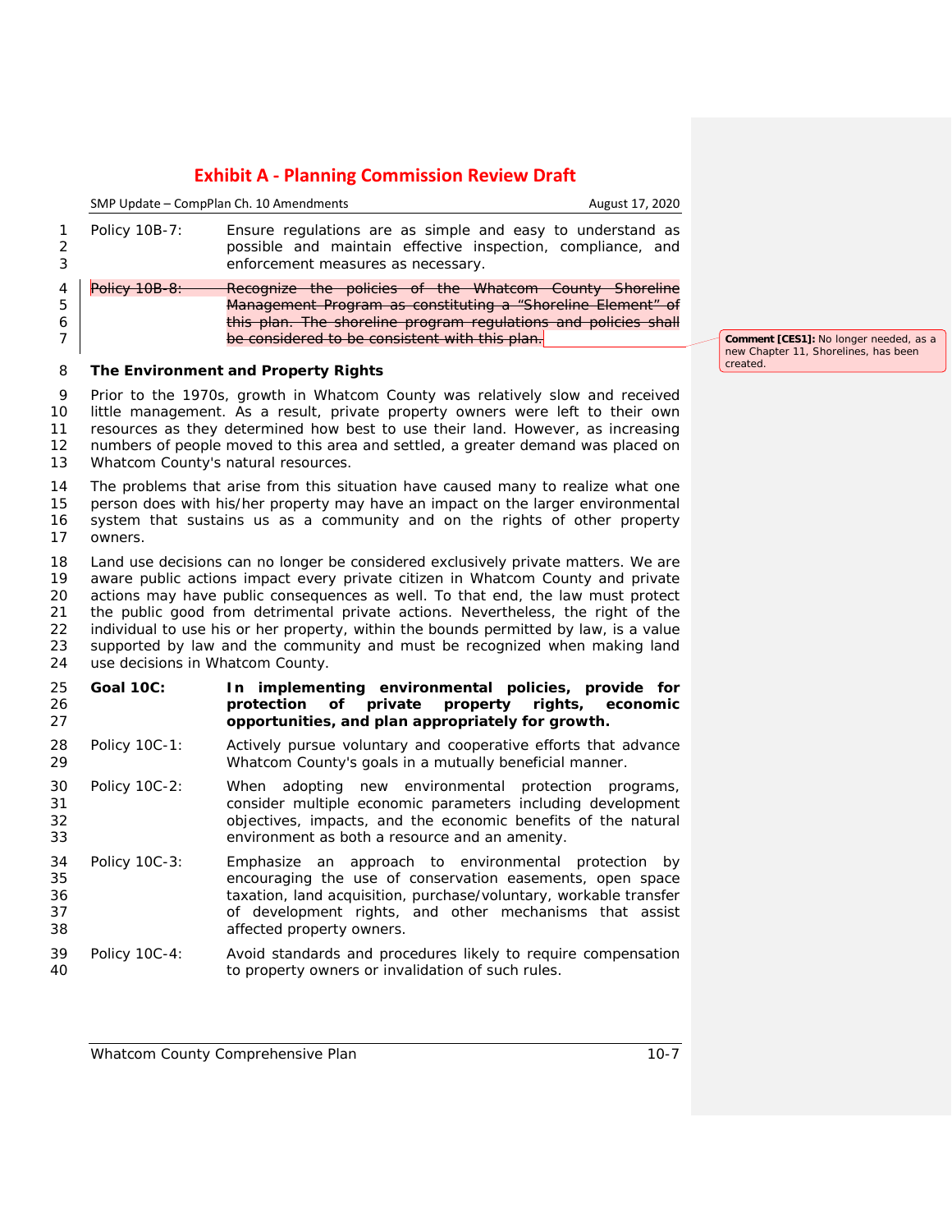Policy 10B-7: Ensure regulations are as simple and easy to understand as possible and maintain effective inspection, compliance, and enforcement measures as necessary.

~~Policy 10B-8: Recognize the policies of the Whatcom County Shoreline Management Program as constituting a "Shoreline Element" of this plan. The shoreline program regulations and policies shall be considered to be consistent with this plan.~~

**Comment [CES1]:** No longer needed, as a new Chapter 11, Shorelines, has been created.

**The Environment and Property Rights**

Prior to the 1970s, growth in Whatcom County was relatively slow and received little management. As a result, private property owners were left to their own resources as they determined how best to use their land. However, as increasing numbers of people moved to this area and settled, a greater demand was placed on Whatcom County's natural resources.

The problems that arise from this situation have caused many to realize what one person does with his/her property may have an impact on the larger environmental system that sustains us as a community and on the rights of other property owners.

Land use decisions can no longer be considered exclusively private matters. We are aware public actions impact every private citizen in Whatcom County and private actions may have public consequences as well. To that end, the law must protect the public good from detrimental private actions. Nevertheless, the right of the individual to use his or her property, within the bounds permitted by law, is a value supported by law and the community and must be recognized when making land use decisions in Whatcom County.

**Goal 10C: In implementing environmental policies, provide for protection of private property rights, economic opportunities, and plan appropriately for growth.**

Policy 10C-1: Actively pursue voluntary and cooperative efforts that advance Whatcom County's goals in a mutually beneficial manner.

Policy 10C-2: When adopting new environmental protection programs, consider multiple economic parameters including development objectives, impacts, and the economic benefits of the natural environment as both a resource and an amenity.

Policy 10C-3: Emphasize an approach to environmental protection by encouraging the use of conservation easements, open space taxation, land acquisition, purchase/voluntary, workable transfer of development rights, and other mechanisms that assist affected property owners.

Policy 10C-4: Avoid standards and procedures likely to require compensation to property owners or invalidation of such rules.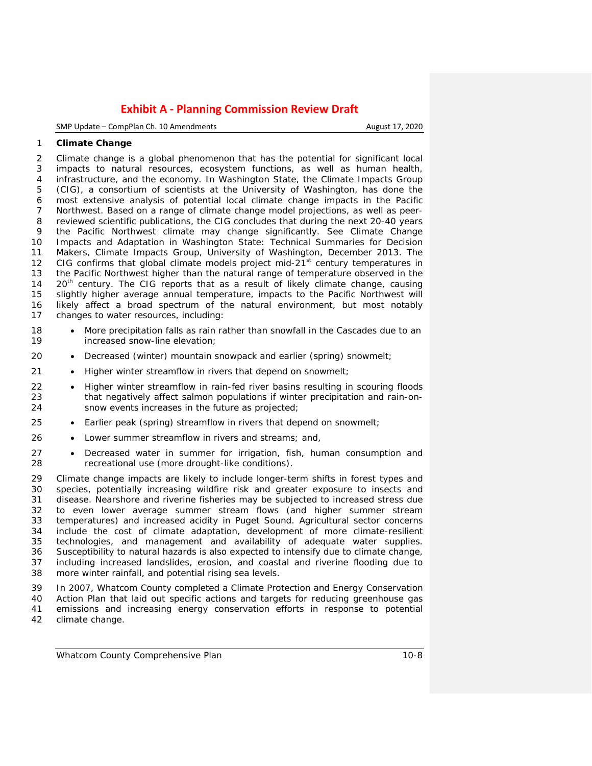**Climate Change**

Climate change is a global phenomenon that has the potential for significant local impacts to natural resources, ecosystem functions, as well as human health, infrastructure, and the economy. In Washington State, the Climate Impacts Group (CIG), a consortium of scientists at the University of Washington, has done the most extensive analysis of potential local climate change impacts in the Pacific Northwest. Based on a range of climate change model projections, as well as peer-reviewed scientific publications, the CIG concludes that during the next 20-40 years the Pacific Northwest climate may change significantly. See *Climate Change Impacts and Adaptation in Washington State: Technical Summaries for Decision Makers*, Climate Impacts Group, University of Washington, December 2013. The CIG confirms that global climate models project mid-21st century temperatures in the Pacific Northwest higher than the natural range of temperature observed in the 20th century. The CIG reports that as a result of likely climate change, causing slightly higher average annual temperature, impacts to the Pacific Northwest will likely affect a broad spectrum of the natural environment, but most notably changes to water resources, including:

- More precipitation falls as rain rather than snowfall in the Cascades due to an increased snow-line elevation;
- Decreased (winter) mountain snowpack and earlier (spring) snowmelt;
- Higher winter streamflow in rivers that depend on snowmelt;
- Higher winter streamflow in rain-fed river basins resulting in scouring floods that negatively affect salmon populations if winter precipitation and rain-on-snow events increases in the future as projected;
- Earlier peak (spring) streamflow in rivers that depend on snowmelt;
- Lower summer streamflow in rivers and streams; and,
- Decreased water in summer for irrigation, fish, human consumption and recreational use (more drought-like conditions).

Climate change impacts are likely to include longer-term shifts in forest types and species, potentially increasing wildfire risk and greater exposure to insects and disease. Nearshore and riverine fisheries may be subjected to increased stress due to even lower average summer stream flows (and higher summer stream temperatures) and increased acidity in Puget Sound. Agricultural sector concerns include the cost of climate adaptation, development of more climate-resilient technologies, and management and availability of adequate water supplies. Susceptibility to natural hazards is also expected to intensify due to climate change, including increased landslides, erosion, and coastal and riverine flooding due to more winter rainfall, and potential rising sea levels.

In 2007, Whatcom County completed a Climate Protection and Energy Conservation Action Plan that laid out specific actions and targets for reducing greenhouse gas emissions and increasing energy conservation efforts in response to potential climate change.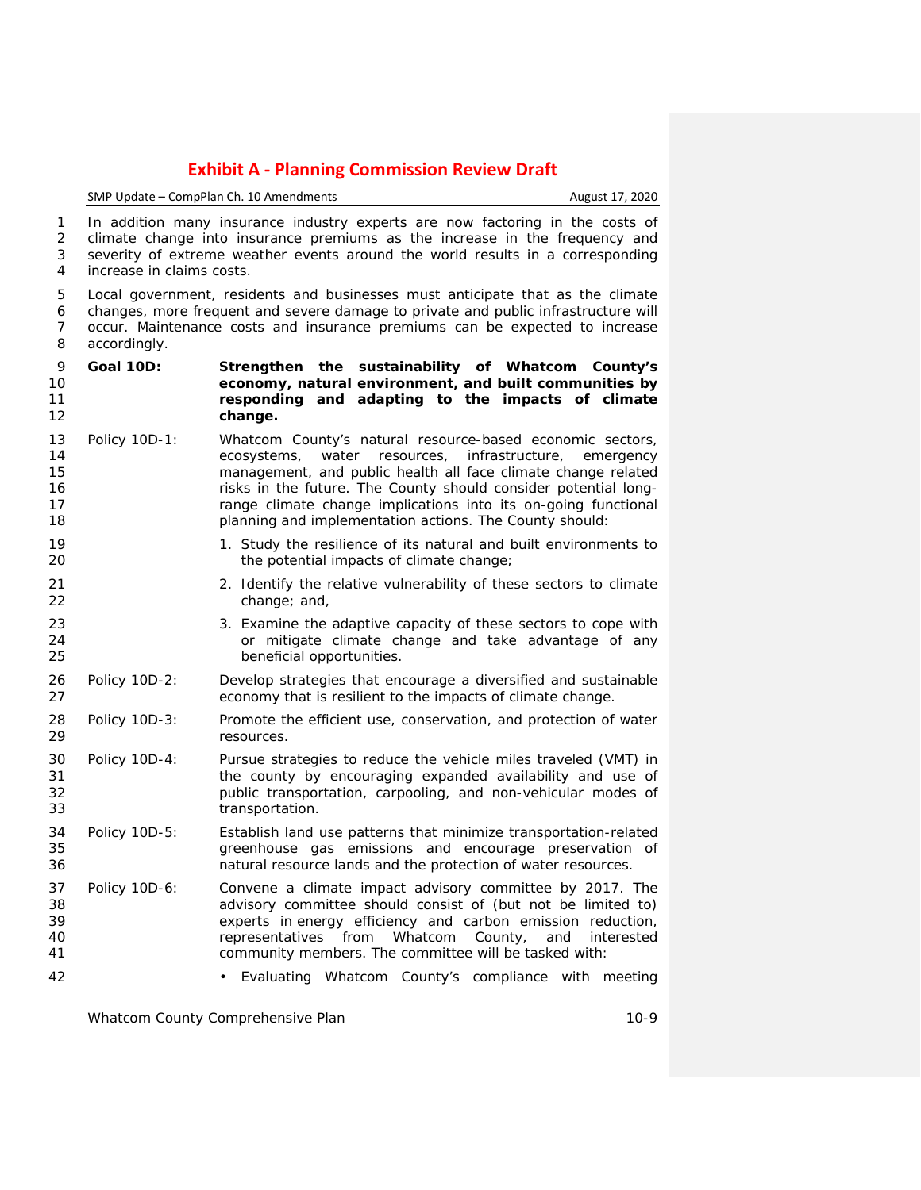In addition many insurance industry experts are now factoring in the costs of climate change into insurance premiums as the increase in the frequency and severity of extreme weather events around the world results in a corresponding increase in claims costs.

Local government, residents and businesses must anticipate that as the climate changes, more frequent and severe damage to private and public infrastructure will occur. Maintenance costs and insurance premiums can be expected to increase accordingly.

**Goal 10D: Strengthen the sustainability of Whatcom County's economy, natural environment, and built communities by responding and adapting to the impacts of climate change.**

Policy 10D-1: Whatcom County's natural resource-based economic sectors, ecosystems, water resources, infrastructure, emergency management, and public health all face climate change related risks in the future. The County should consider potential long-range climate change implications into its on-going functional planning and implementation actions. The County should:

1. Study the resilience of its natural and built environments to the potential impacts of climate change;
2. Identify the relative vulnerability of these sectors to climate change; and,
3. Examine the adaptive capacity of these sectors to cope with or mitigate climate change and take advantage of any beneficial opportunities.

Policy 10D-2: Develop strategies that encourage a diversified and sustainable economy that is resilient to the impacts of climate change.

Policy 10D-3: Promote the efficient use, conservation, and protection of water resources.

Policy 10D-4: Pursue strategies to reduce the vehicle miles traveled (VMT) in the county by encouraging expanded availability and use of public transportation, carpooling, and non-vehicular modes of transportation.

Policy 10D-5: Establish land use patterns that minimize transportation-related greenhouse gas emissions and encourage preservation of natural resource lands and the protection of water resources.

Policy 10D-6: Convene a climate impact advisory committee by 2017. The advisory committee should consist of (but not be limited to) experts in energy efficiency and carbon emission reduction, representatives from Whatcom County, and interested community members. The committee will be tasked with:

- Evaluating Whatcom County's compliance with meeting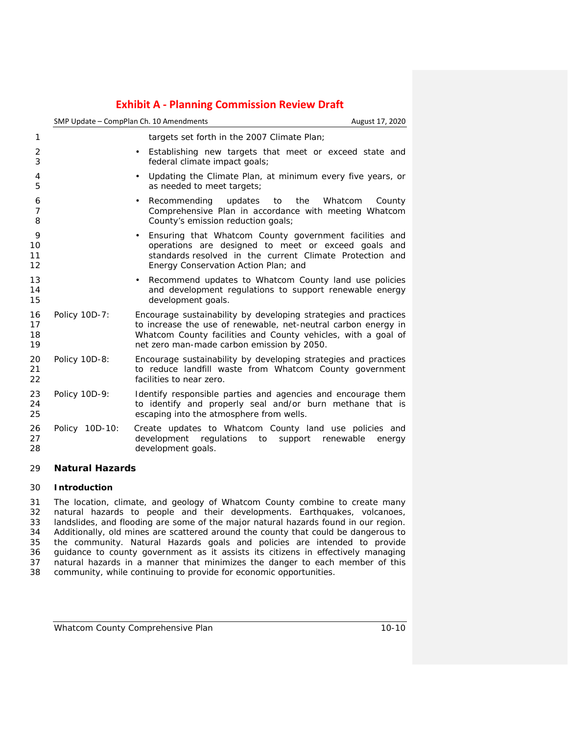targets set forth in the 2007 Climate Plan;

- Establishing new targets that meet or exceed state and federal climate impact goals;
- Updating the Climate Plan, at minimum every five years, or as needed to meet targets;
- Recommending updates to the Whatcom County Comprehensive Plan in accordance with meeting Whatcom County's emission reduction goals;
- Ensuring that Whatcom County government facilities and operations are designed to meet or exceed goals and standards resolved in the current Climate Protection and Energy Conservation Action Plan; and
- Recommend updates to Whatcom County land use policies and development regulations to support renewable energy development goals.

Policy 10D-7: Encourage sustainability by developing strategies and practices to increase the use of renewable, net-neutral carbon energy in Whatcom County facilities and County vehicles, with a goal of net zero man-made carbon emission by 2050.

Policy 10D-8: Encourage sustainability by developing strategies and practices to reduce landfill waste from Whatcom County government facilities to near zero.

Policy 10D-9: Identify responsible parties and agencies and encourage them to identify and properly seal and/or burn methane that is escaping into the atmosphere from wells.

Policy 10D-10: Create updates to Whatcom County land use policies and development regulations to support renewable energy development goals.

## Natural Hazards

### Introduction

The location, climate, and geology of Whatcom County combine to create many natural hazards to people and their developments. Earthquakes, volcanoes, landslides, and flooding are some of the major natural hazards found in our region. Additionally, old mines are scattered around the county that could be dangerous to the community. Natural Hazards goals and policies are intended to provide guidance to county government as it assists its citizens in effectively managing natural hazards in a manner that minimizes the danger to each member of this community, while continuing to provide for economic opportunities.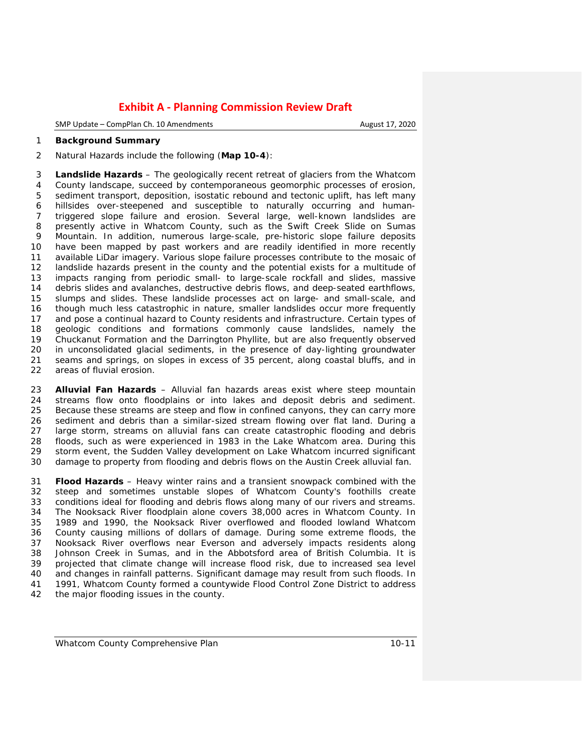**Background Summary**

Natural Hazards include the following (**Map 10-4**):

**Landslide Hazards** – The geologically recent retreat of glaciers from the Whatcom County landscape, succeed by contemporaneous geomorphic processes of erosion, sediment transport, deposition, isostatic rebound and tectonic uplift, has left many hillsides over-steepened and susceptible to naturally occurring and human-triggered slope failure and erosion. Several large, well-known landslides are presently active in Whatcom County, such as the Swift Creek Slide on Sumas Mountain. In addition, numerous large-scale, pre-historic slope failure deposits have been mapped by past workers and are readily identified in more recently available LiDar imagery. Various slope failure processes contribute to the mosaic of landslide hazards present in the county and the potential exists for a multitude of impacts ranging from periodic small- to large-scale rockfall and slides, massive debris slides and avalanches, destructive debris flows, and deep-seated earthflows, slumps and slides. These landslide processes act on large- and small-scale, and though much less catastrophic in nature, smaller landslides occur more frequently and pose a continual hazard to County residents and infrastructure. Certain types of geologic conditions and formations commonly cause landslides, namely the Chuckanut Formation and the Darrington Phyllite, but are also frequently observed in unconsolidated glacial sediments, in the presence of day-lighting groundwater seams and springs, on slopes in excess of 35 percent, along coastal bluffs, and in areas of fluvial erosion.

**Alluvial Fan Hazards** – Alluvial fan hazards areas exist where steep mountain streams flow onto floodplains or into lakes and deposit debris and sediment. Because these streams are steep and flow in confined canyons, they can carry more sediment and debris than a similar-sized stream flowing over flat land. During a large storm, streams on alluvial fans can create catastrophic flooding and debris floods, such as were experienced in 1983 in the Lake Whatcom area. During this storm event, the Sudden Valley development on Lake Whatcom incurred significant damage to property from flooding and debris flows on the Austin Creek alluvial fan.

**Flood Hazards** – Heavy winter rains and a transient snowpack combined with the steep and sometimes unstable slopes of Whatcom County's foothills create conditions ideal for flooding and debris flows along many of our rivers and streams. The Nooksack River floodplain alone covers 38,000 acres in Whatcom County. In 1989 and 1990, the Nooksack River overflowed and flooded lowland Whatcom County causing millions of dollars of damage. During some extreme floods, the Nooksack River overflows near Everson and adversely impacts residents along Johnson Creek in Sumas, and in the Abbotsford area of British Columbia. It is projected that climate change will increase flood risk, due to increased sea level and changes in rainfall patterns. Significant damage may result from such floods. In 1991, Whatcom County formed a countywide Flood Control Zone District to address the major flooding issues in the county.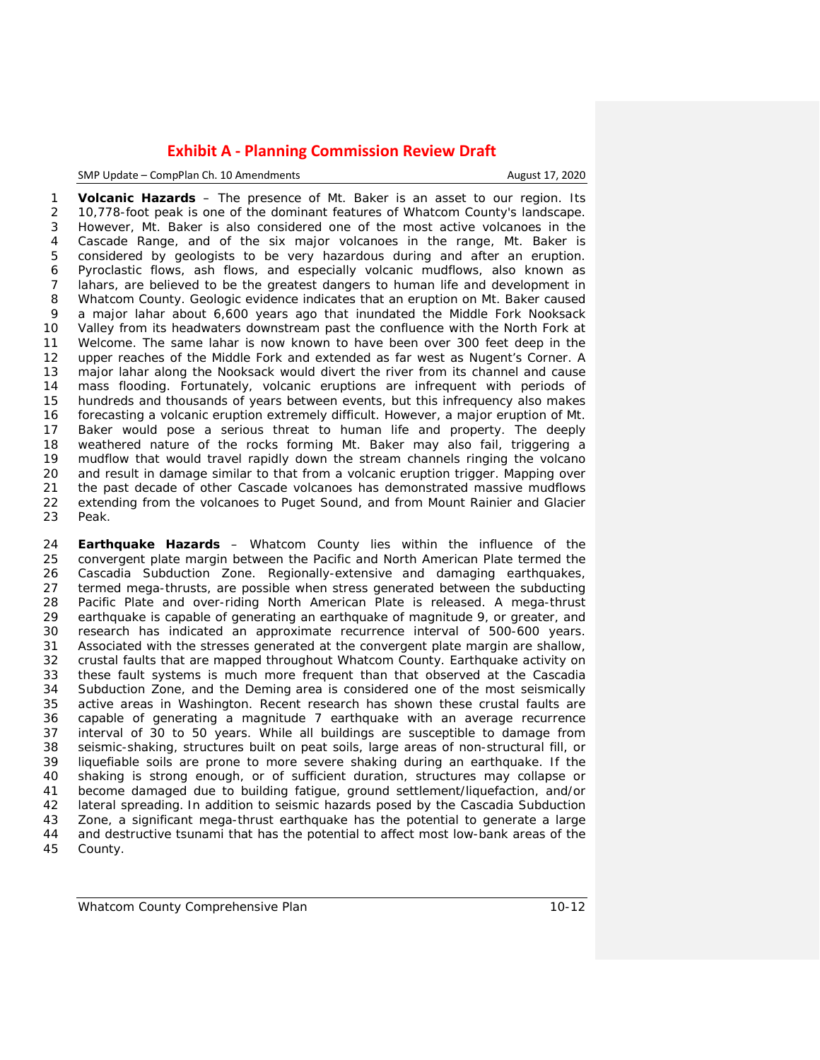**Volcanic Hazards** – The presence of Mt. Baker is an asset to our region. Its 10,778-foot peak is one of the dominant features of Whatcom County's landscape. However, Mt. Baker is also considered one of the most active volcanoes in the Cascade Range, and of the six major volcanoes in the range, Mt. Baker is considered by geologists to be very hazardous during and after an eruption. Pyroclastic flows, ash flows, and especially volcanic mudflows, also known as lahars, are believed to be the greatest dangers to human life and development in Whatcom County. Geologic evidence indicates that an eruption on Mt. Baker caused a major lahar about 6,600 years ago that inundated the Middle Fork Nooksack Valley from its headwaters downstream past the confluence with the North Fork at Welcome. The same lahar is now known to have been over 300 feet deep in the upper reaches of the Middle Fork and extended as far west as Nugent's Corner. A major lahar along the Nooksack would divert the river from its channel and cause mass flooding. Fortunately, volcanic eruptions are infrequent with periods of hundreds and thousands of years between events, but this infrequency also makes forecasting a volcanic eruption extremely difficult. However, a major eruption of Mt. Baker would pose a serious threat to human life and property. The deeply weathered nature of the rocks forming Mt. Baker may also fail, triggering a mudflow that would travel rapidly down the stream channels ringing the volcano and result in damage similar to that from a volcanic eruption trigger. Mapping over the past decade of other Cascade volcanoes has demonstrated massive mudflows extending from the volcanoes to Puget Sound, and from Mount Rainier and Glacier Peak.

**Earthquake Hazards** – Whatcom County lies within the influence of the convergent plate margin between the Pacific and North American Plate termed the Cascadia Subduction Zone. Regionally-extensive and damaging earthquakes, termed mega-thrusts, are possible when stress generated between the subducting Pacific Plate and over-riding North American Plate is released. A mega-thrust earthquake is capable of generating an earthquake of magnitude 9, or greater, and research has indicated an approximate recurrence interval of 500-600 years. Associated with the stresses generated at the convergent plate margin are shallow, crustal faults that are mapped throughout Whatcom County. Earthquake activity on these fault systems is much more frequent than that observed at the Cascadia Subduction Zone, and the Deming area is considered one of the most seismically active areas in Washington. Recent research has shown these crustal faults are capable of generating a magnitude 7 earthquake with an average recurrence interval of 30 to 50 years. While all buildings are susceptible to damage from seismic-shaking, structures built on peat soils, large areas of non-structural fill, or liquefiable soils are prone to more severe shaking during an earthquake. If the shaking is strong enough, or of sufficient duration, structures may collapse or become damaged due to building fatigue, ground settlement/liquefaction, and/or lateral spreading. In addition to seismic hazards posed by the Cascadia Subduction Zone, a significant mega-thrust earthquake has the potential to generate a large and destructive tsunami that has the potential to affect most low-bank areas of the County.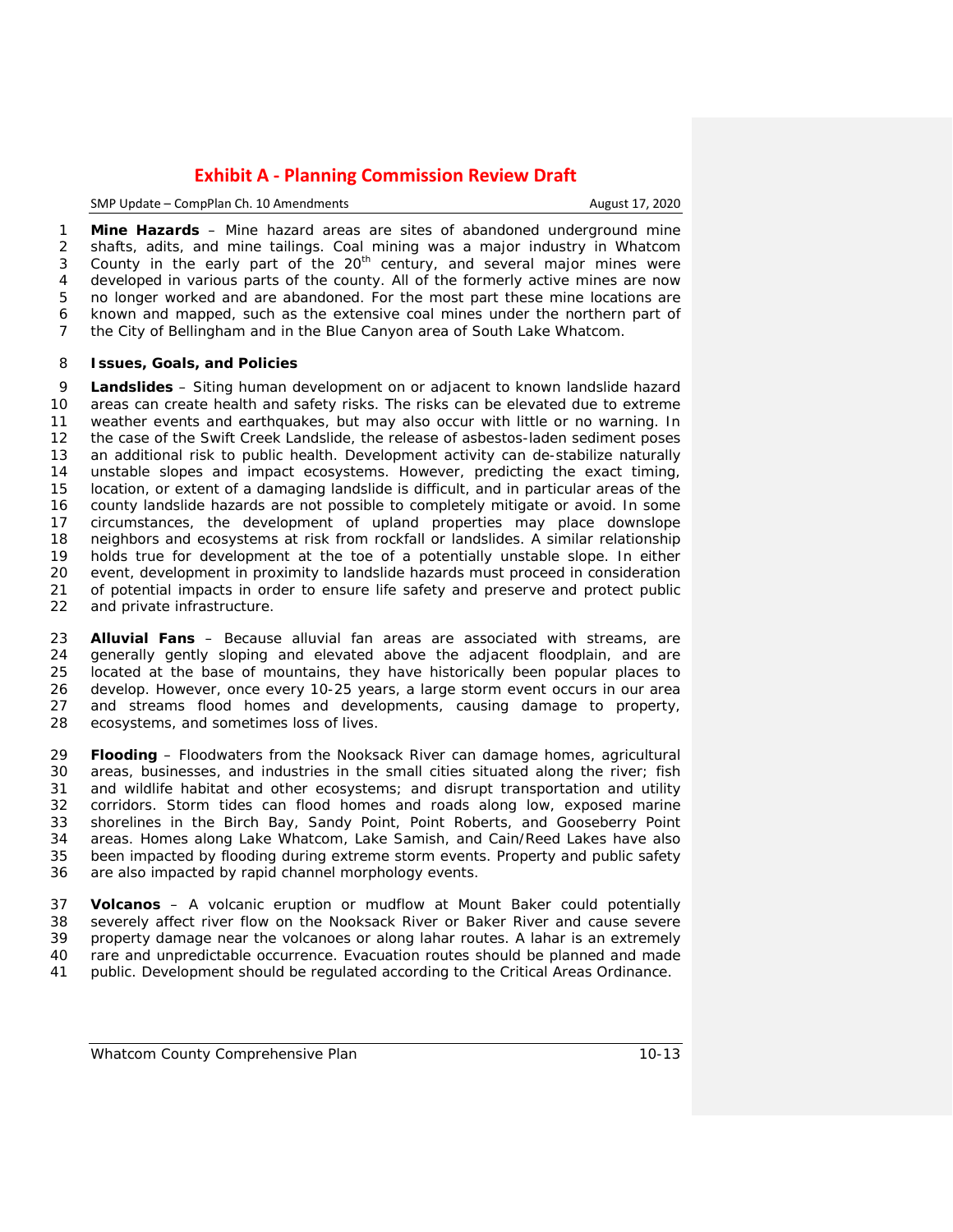**Mine Hazards** – Mine hazard areas are sites of abandoned underground mine shafts, adits, and mine tailings. Coal mining was a major industry in Whatcom County in the early part of the 20th century, and several major mines were developed in various parts of the county. All of the formerly active mines are now no longer worked and are abandoned. For the most part these mine locations are known and mapped, such as the extensive coal mines under the northern part of the City of Bellingham and in the Blue Canyon area of South Lake Whatcom.

### Issues, Goals, and Policies

**Landslides** – Siting human development on or adjacent to known landslide hazard areas can create health and safety risks. The risks can be elevated due to extreme weather events and earthquakes, but may also occur with little or no warning. In the case of the Swift Creek Landslide, the release of asbestos-laden sediment poses an additional risk to public health. Development activity can de-stabilize naturally unstable slopes and impact ecosystems. However, predicting the exact timing, location, or extent of a damaging landslide is difficult, and in particular areas of the county landslide hazards are not possible to completely mitigate or avoid. In some circumstances, the development of upland properties may place downslope neighbors and ecosystems at risk from rockfall or landslides. A similar relationship holds true for development at the toe of a potentially unstable slope. In either event, development in proximity to landslide hazards must proceed in consideration of potential impacts in order to ensure life safety and preserve and protect public and private infrastructure.

**Alluvial Fans** – Because alluvial fan areas are associated with streams, are generally gently sloping and elevated above the adjacent floodplain, and are located at the base of mountains, they have historically been popular places to develop. However, once every 10-25 years, a large storm event occurs in our area and streams flood homes and developments, causing damage to property, ecosystems, and sometimes loss of lives.

**Flooding** – Floodwaters from the Nooksack River can damage homes, agricultural areas, businesses, and industries in the small cities situated along the river; fish and wildlife habitat and other ecosystems; and disrupt transportation and utility corridors. Storm tides can flood homes and roads along low, exposed marine shorelines in the Birch Bay, Sandy Point, Point Roberts, and Gooseberry Point areas. Homes along Lake Whatcom, Lake Samish, and Cain/Reed Lakes have also been impacted by flooding during extreme storm events. Property and public safety are also impacted by rapid channel morphology events.

**Volcanos** – A volcanic eruption or mudflow at Mount Baker could potentially severely affect river flow on the Nooksack River or Baker River and cause severe property damage near the volcanoes or along lahar routes. A lahar is an extremely rare and unpredictable occurrence. Evacuation routes should be planned and made public. Development should be regulated according to the Critical Areas Ordinance.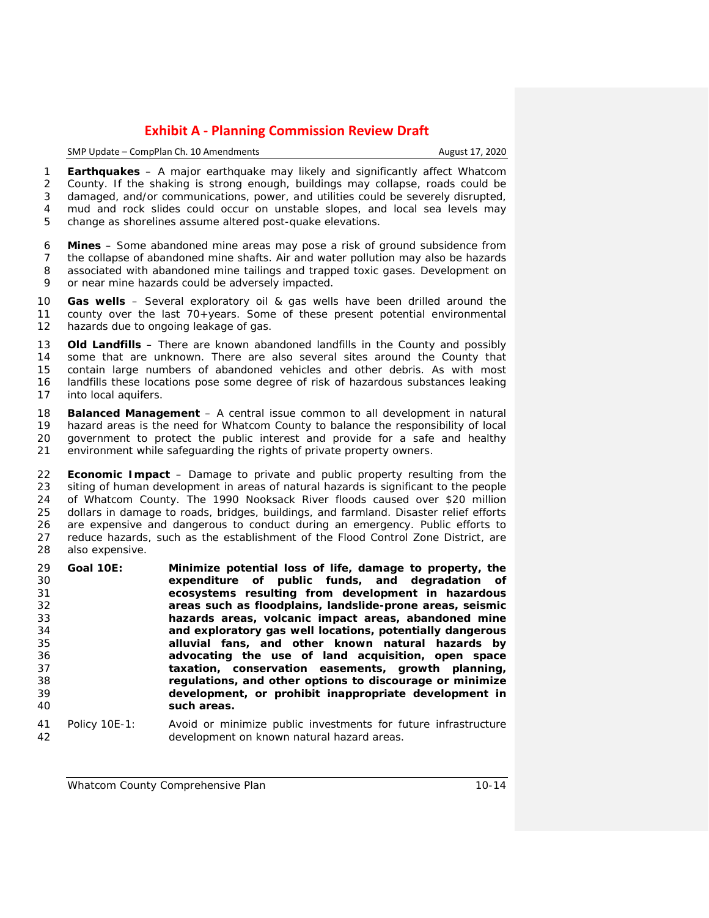**Earthquakes** – A major earthquake may likely and significantly affect Whatcom County. If the shaking is strong enough, buildings may collapse, roads could be damaged, and/or communications, power, and utilities could be severely disrupted, mud and rock slides could occur on unstable slopes, and local sea levels may change as shorelines assume altered post-quake elevations.

**Mines** – Some abandoned mine areas may pose a risk of ground subsidence from the collapse of abandoned mine shafts. Air and water pollution may also be hazards associated with abandoned mine tailings and trapped toxic gases. Development on or near mine hazards could be adversely impacted.

**Gas wells** – Several exploratory oil & gas wells have been drilled around the county over the last 70+years. Some of these present potential environmental hazards due to ongoing leakage of gas.

**Old Landfills** – There are known abandoned landfills in the County and possibly some that are unknown. There are also several sites around the County that contain large numbers of abandoned vehicles and other debris. As with most landfills these locations pose some degree of risk of hazardous substances leaking into local aquifers.

**Balanced Management** – A central issue common to all development in natural hazard areas is the need for Whatcom County to balance the responsibility of local government to protect the public interest and provide for a safe and healthy environment while safeguarding the rights of private property owners.

**Economic Impact** – Damage to private and public property resulting from the siting of human development in areas of natural hazards is significant to the people of Whatcom County. The 1990 Nooksack River floods caused over $20 million dollars in damage to roads, bridges, buildings, and farmland. Disaster relief efforts are expensive and dangerous to conduct during an emergency. Public efforts to reduce hazards, such as the establishment of the Flood Control Zone District, are also expensive.

**Goal 10E:** **Minimize potential loss of life, damage to property, the expenditure of public funds, and degradation of ecosystems resulting from development in hazardous areas such as floodplains, landslide-prone areas, seismic hazards areas, volcanic impact areas, abandoned mine and exploratory gas well locations, potentially dangerous alluvial fans, and other known natural hazards by advocating the use of land acquisition, open space taxation, conservation easements, growth planning, regulations, and other options to discourage or minimize development, or prohibit inappropriate development in such areas.**

Policy 10E-1: Avoid or minimize public investments for future infrastructure development on known natural hazard areas.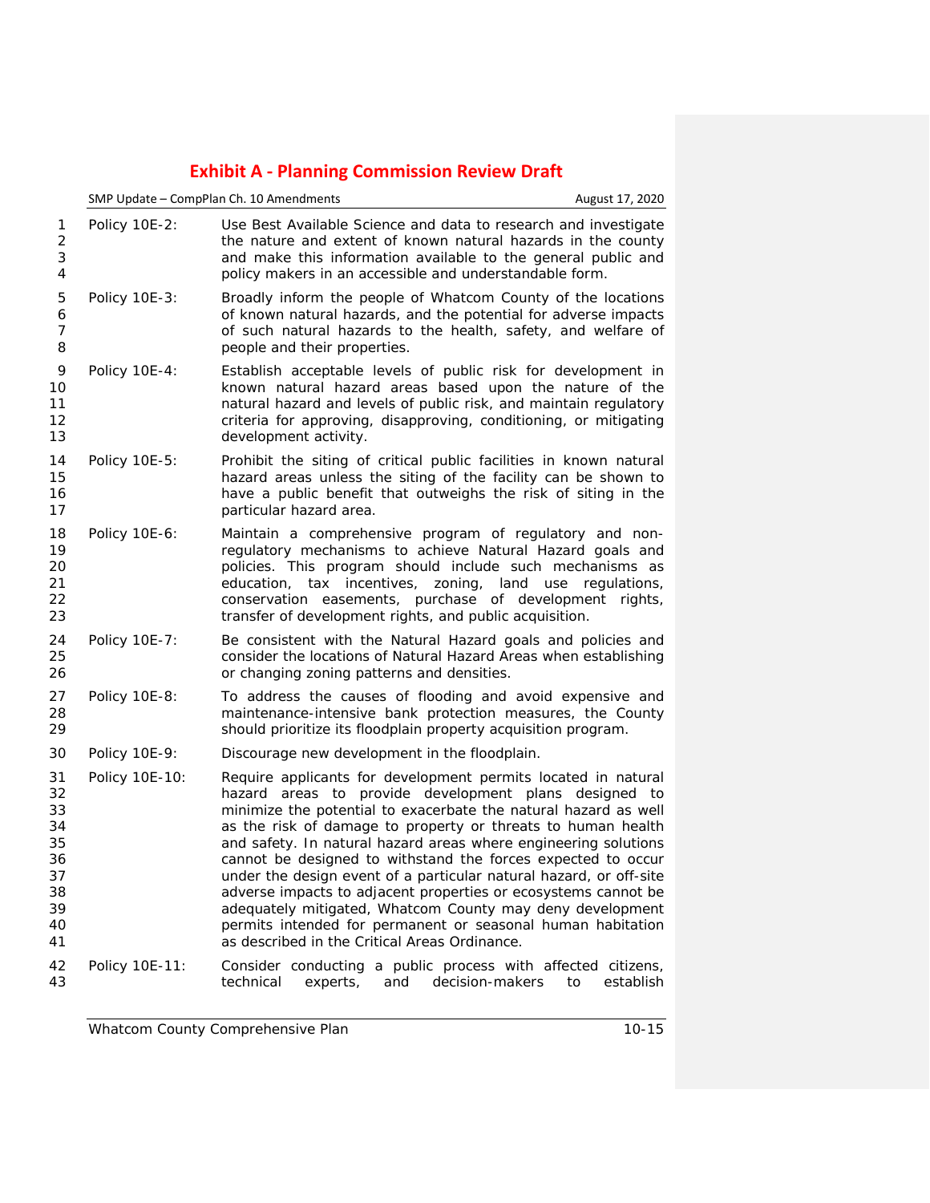Policy 10E-2: Use Best Available Science and data to research and investigate the nature and extent of known natural hazards in the county and make this information available to the general public and policy makers in an accessible and understandable form.

Policy 10E-3: Broadly inform the people of Whatcom County of the locations of known natural hazards, and the potential for adverse impacts of such natural hazards to the health, safety, and welfare of people and their properties.

Policy 10E-4: Establish acceptable levels of public risk for development in known natural hazard areas based upon the nature of the natural hazard and levels of public risk, and maintain regulatory criteria for approving, disapproving, conditioning, or mitigating development activity.

Policy 10E-5: Prohibit the siting of critical public facilities in known natural hazard areas unless the siting of the facility can be shown to have a public benefit that outweighs the risk of siting in the particular hazard area.

Policy 10E-6: Maintain a comprehensive program of regulatory and non-regulatory mechanisms to achieve Natural Hazard goals and policies. This program should include such mechanisms as education, tax incentives, zoning, land use regulations, conservation easements, purchase of development rights, transfer of development rights, and public acquisition.

Policy 10E-7: Be consistent with the Natural Hazard goals and policies and consider the locations of Natural Hazard Areas when establishing or changing zoning patterns and densities.

Policy 10E-8: To address the causes of flooding and avoid expensive and maintenance-intensive bank protection measures, the County should prioritize its floodplain property acquisition program.

Policy 10E-9: Discourage new development in the floodplain.

Policy 10E-10: Require applicants for development permits located in natural hazard areas to provide development plans designed to minimize the potential to exacerbate the natural hazard as well as the risk of damage to property or threats to human health and safety. In natural hazard areas where engineering solutions cannot be designed to withstand the forces expected to occur under the design event of a particular natural hazard, or off-site adverse impacts to adjacent properties or ecosystems cannot be adequately mitigated, Whatcom County may deny development permits intended for permanent or seasonal human habitation as described in the Critical Areas Ordinance.

Policy 10E-11: Consider conducting a public process with affected citizens, technical experts, and decision-makers to establish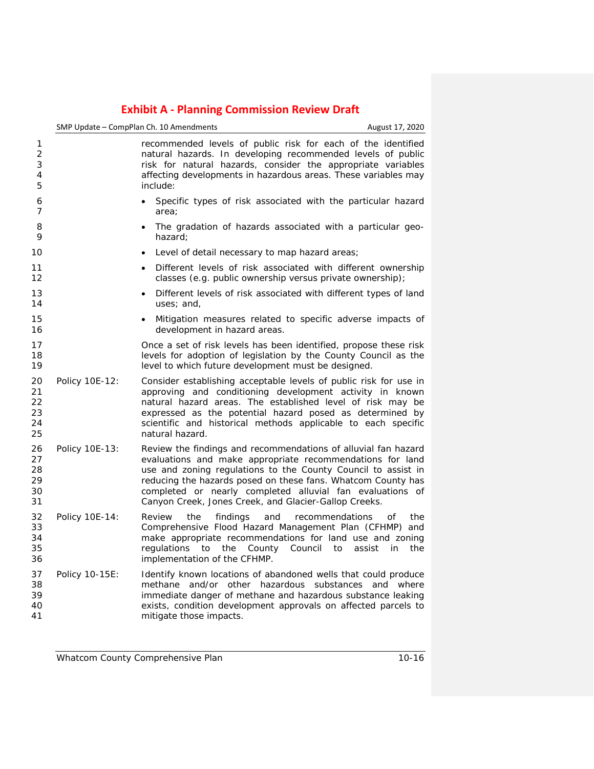recommended levels of public risk for each of the identified natural hazards. In developing recommended levels of public risk for natural hazards, consider the appropriate variables affecting developments in hazardous areas. These variables may include:

- Specific types of risk associated with the particular hazard area;
- The gradation of hazards associated with a particular geo-hazard;
- Level of detail necessary to map hazard areas;
- Different levels of risk associated with different ownership classes (e.g. public ownership versus private ownership);
- Different levels of risk associated with different types of land uses; and,
- Mitigation measures related to specific adverse impacts of development in hazard areas.

Once a set of risk levels has been identified, propose these risk levels for adoption of legislation by the County Council as the level to which future development must be designed.

Policy 10E-12: Consider establishing acceptable levels of public risk for use in approving and conditioning development activity in known natural hazard areas. The established level of risk may be expressed as the potential hazard posed as determined by scientific and historical methods applicable to each specific natural hazard.

Policy 10E-13: Review the findings and recommendations of alluvial fan hazard evaluations and make appropriate recommendations for land use and zoning regulations to the County Council to assist in reducing the hazards posed on these fans. Whatcom County has completed or nearly completed alluvial fan evaluations of Canyon Creek, Jones Creek, and Glacier-Gallop Creeks.

Policy 10E-14: Review the findings and recommendations of the Comprehensive Flood Hazard Management Plan (CFHMP) and make appropriate recommendations for land use and zoning regulations to the County Council to assist in the implementation of the CFHMP.

Policy 10-15E: Identify known locations of abandoned wells that could produce methane and/or other hazardous substances and where immediate danger of methane and hazardous substance leaking exists, condition development approvals on affected parcels to mitigate those impacts.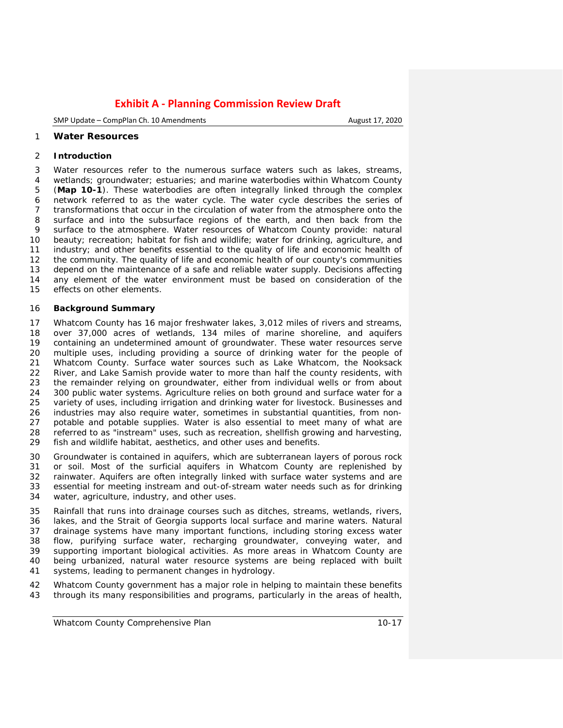## Water Resources

### Introduction

Water resources refer to the numerous surface waters such as lakes, streams, wetlands; groundwater; estuaries; and marine waterbodies within Whatcom County (**Map 10-1**). These waterbodies are often integrally linked through the complex network referred to as the water cycle. The water cycle describes the series of transformations that occur in the circulation of water from the atmosphere onto the surface and into the subsurface regions of the earth, and then back from the surface to the atmosphere. Water resources of Whatcom County provide: natural beauty; recreation; habitat for fish and wildlife; water for drinking, agriculture, and industry; and other benefits essential to the quality of life and economic health of the community. The quality of life and economic health of our county's communities depend on the maintenance of a safe and reliable water supply. Decisions affecting any element of the water environment must be based on consideration of the effects on other elements.

### Background Summary

Whatcom County has 16 major freshwater lakes, 3,012 miles of rivers and streams, over 37,000 acres of wetlands, 134 miles of marine shoreline, and aquifers containing an undetermined amount of groundwater. These water resources serve multiple uses, including providing a source of drinking water for the people of Whatcom County. Surface water sources such as Lake Whatcom, the Nooksack River, and Lake Samish provide water to more than half the county residents, with the remainder relying on groundwater, either from individual wells or from about 300 public water systems. Agriculture relies on both ground and surface water for a variety of uses, including irrigation and drinking water for livestock. Businesses and industries may also require water, sometimes in substantial quantities, from non-potable and potable supplies. Water is also essential to meet many of what are referred to as "instream" uses, such as recreation, shellfish growing and harvesting, fish and wildlife habitat, aesthetics, and other uses and benefits.

Groundwater is contained in aquifers, which are subterranean layers of porous rock or soil. Most of the surficial aquifers in Whatcom County are replenished by rainwater. Aquifers are often integrally linked with surface water systems and are essential for meeting instream and out-of-stream water needs such as for drinking water, agriculture, industry, and other uses.

Rainfall that runs into drainage courses such as ditches, streams, wetlands, rivers, lakes, and the Strait of Georgia supports local surface and marine waters. Natural drainage systems have many important functions, including storing excess water flow, purifying surface water, recharging groundwater, conveying water, and supporting important biological activities. As more areas in Whatcom County are being urbanized, natural water resource systems are being replaced with built systems, leading to permanent changes in hydrology.

Whatcom County government has a major role in helping to maintain these benefits through its many responsibilities and programs, particularly in the areas of health,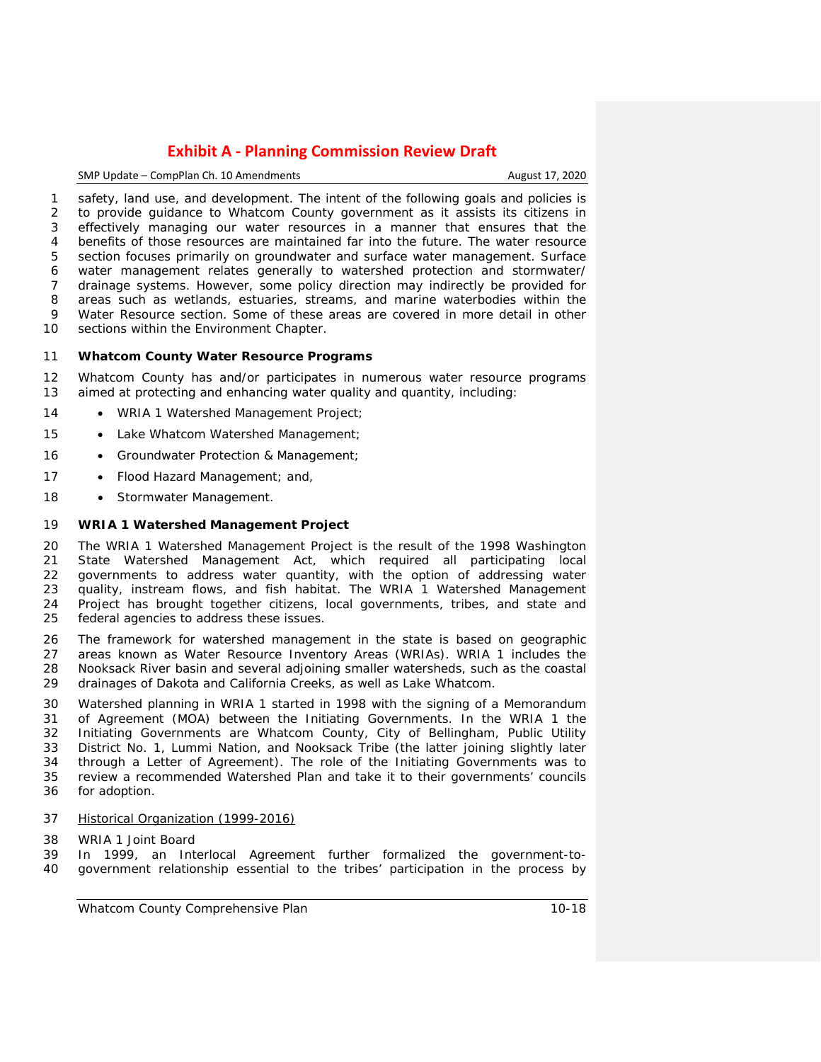safety, land use, and development. The intent of the following goals and policies is to provide guidance to Whatcom County government as it assists its citizens in effectively managing our water resources in a manner that ensures that the benefits of those resources are maintained far into the future. The water resource section focuses primarily on groundwater and surface water management. Surface water management relates generally to watershed protection and stormwater/ drainage systems. However, some policy direction may indirectly be provided for areas such as wetlands, estuaries, streams, and marine waterbodies within the Water Resource section. Some of these areas are covered in more detail in other sections within the Environment Chapter.

**Whatcom County Water Resource Programs**

Whatcom County has and/or participates in numerous water resource programs aimed at protecting and enhancing water quality and quantity, including:

- WRIA 1 Watershed Management Project;
- Lake Whatcom Watershed Management;
- Groundwater Protection & Management;
- Flood Hazard Management; and,
- Stormwater Management.

***WRIA 1 Watershed Management Project***

The WRIA 1 Watershed Management Project is the result of the 1998 Washington State Watershed Management Act, which required all participating local governments to address water quantity, with the option of addressing water quality, instream flows, and fish habitat. The WRIA 1 Watershed Management Project has brought together citizens, local governments, tribes, and state and federal agencies to address these issues.

The framework for watershed management in the state is based on geographic areas known as Water Resource Inventory Areas (WRIAs). WRIA 1 includes the Nooksack River basin and several adjoining smaller watersheds, such as the coastal drainages of Dakota and California Creeks, as well as Lake Whatcom.

Watershed planning in WRIA 1 started in 1998 with the signing of a Memorandum of Agreement (MOA) between the Initiating Governments. In the WRIA 1 the Initiating Governments are Whatcom County, City of Bellingham, Public Utility District No. 1, Lummi Nation, and Nooksack Tribe (the latter joining slightly later through a Letter of Agreement). The role of the Initiating Governments was to review a recommended Watershed Plan and take it to their governments' councils for adoption.

Historical Organization (1999-2016)

*WRIA 1 Joint Board*

In 1999, an Interlocal Agreement further formalized the government-to-government relationship essential to the tribes' participation in the process by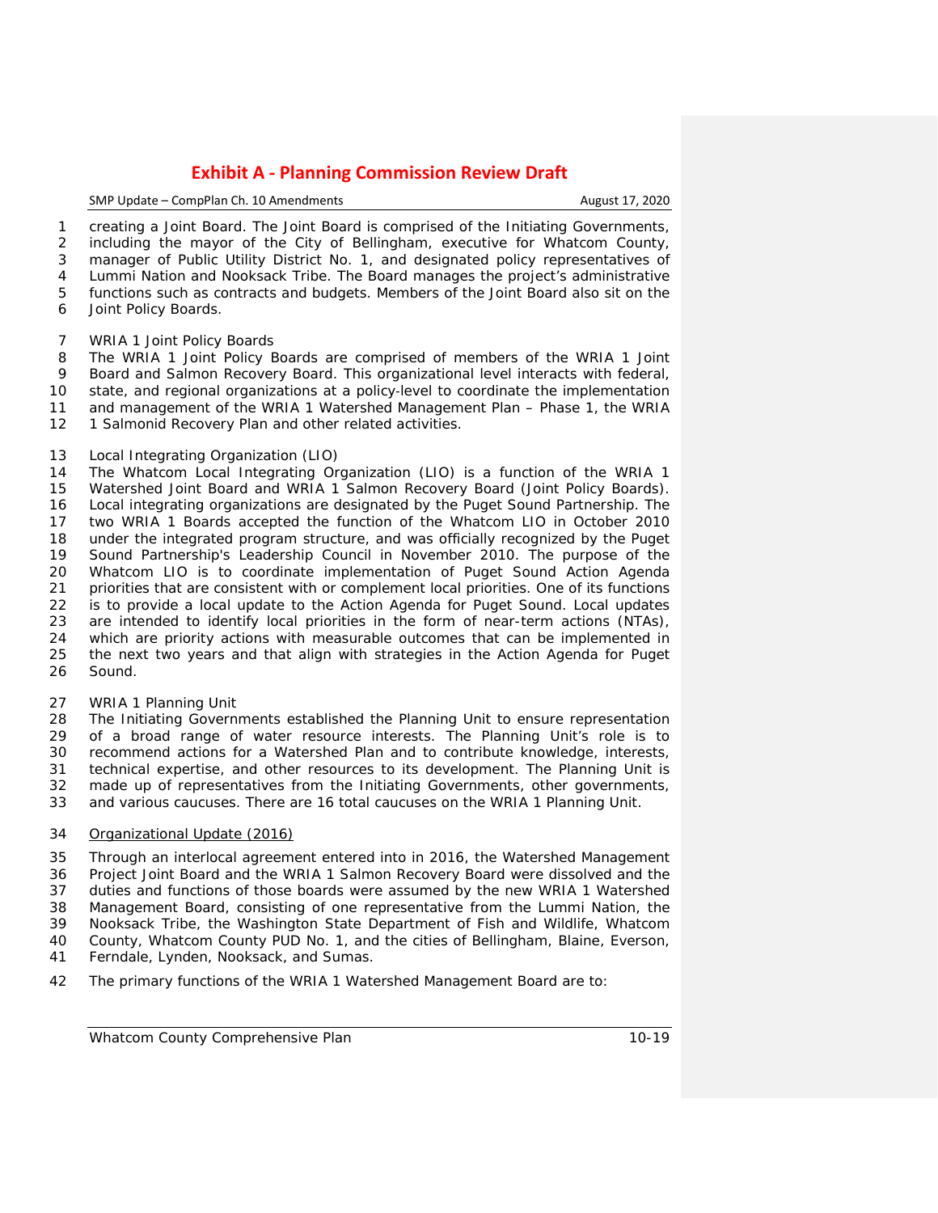creating a Joint Board. The Joint Board is comprised of the Initiating Governments, including the mayor of the City of Bellingham, executive for Whatcom County, manager of Public Utility District No. 1, and designated policy representatives of Lummi Nation and Nooksack Tribe. The Board manages the project's administrative functions such as contracts and budgets. Members of the Joint Board also sit on the Joint Policy Boards.

*WRIA 1 Joint Policy Boards*

The WRIA 1 Joint Policy Boards are comprised of members of the WRIA 1 Joint Board and Salmon Recovery Board. This organizational level interacts with federal, state, and regional organizations at a policy-level to coordinate the implementation and management of the WRIA 1 Watershed Management Plan – Phase 1, the WRIA 1 Salmonid Recovery Plan and other related activities.

*Local Integrating Organization (LIO)*

The Whatcom Local Integrating Organization (LIO) is a function of the WRIA 1 Watershed Joint Board and WRIA 1 Salmon Recovery Board (Joint Policy Boards). Local integrating organizations are designated by the Puget Sound Partnership. The two WRIA 1 Boards accepted the function of the Whatcom LIO in October 2010 under the integrated program structure, and was officially recognized by the Puget Sound Partnership's Leadership Council in November 2010. The purpose of the Whatcom LIO is to coordinate implementation of Puget Sound Action Agenda priorities that are consistent with or complement local priorities. One of its functions is to provide a local update to the Action Agenda for Puget Sound. Local updates are intended to identify local priorities in the form of near-term actions (NTAs), which are priority actions with measurable outcomes that can be implemented in the next two years and that align with strategies in the Action Agenda for Puget Sound.

*WRIA 1 Planning Unit*

The Initiating Governments established the Planning Unit to ensure representation of a broad range of water resource interests. The Planning Unit's role is to recommend actions for a Watershed Plan and to contribute knowledge, interests, technical expertise, and other resources to its development. The Planning Unit is made up of representatives from the Initiating Governments, other governments, and various caucuses. There are 16 total caucuses on the WRIA 1 Planning Unit.

<u>Organizational Update (2016)</u>

Through an interlocal agreement entered into in 2016, the Watershed Management Project Joint Board and the WRIA 1 Salmon Recovery Board were dissolved and the duties and functions of those boards were assumed by the new WRIA 1 Watershed Management Board, consisting of one representative from the Lummi Nation, the Nooksack Tribe, the Washington State Department of Fish and Wildlife, Whatcom County, Whatcom County PUD No. 1, and the cities of Bellingham, Blaine, Everson, Ferndale, Lynden, Nooksack, and Sumas.

The primary functions of the WRIA 1 Watershed Management Board are to: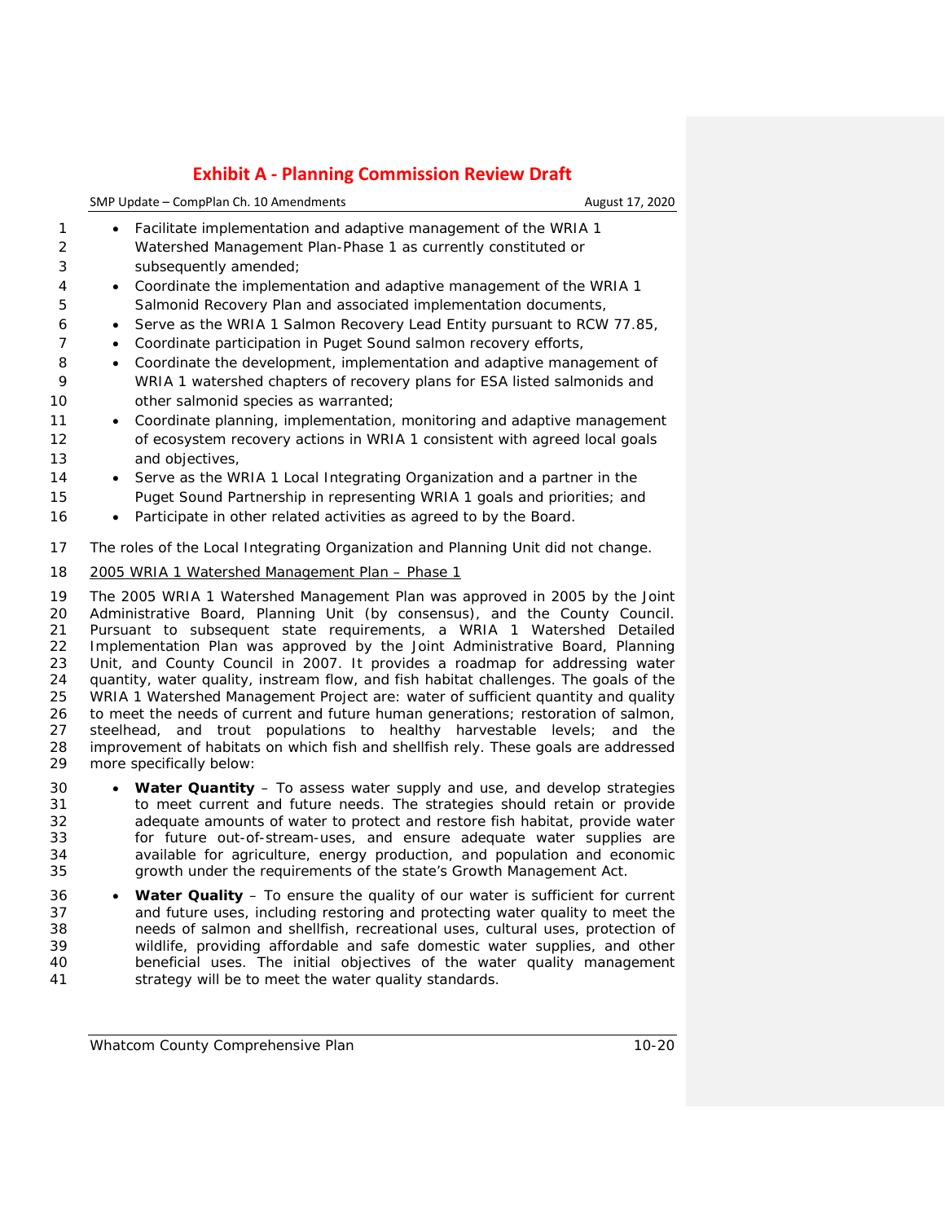- Facilitate implementation and adaptive management of the WRIA 1 Watershed Management Plan-Phase 1 as currently constituted or subsequently amended;
- Coordinate the implementation and adaptive management of the WRIA 1 Salmonid Recovery Plan and associated implementation documents,
- Serve as the WRIA 1 Salmon Recovery Lead Entity pursuant to RCW 77.85,
- Coordinate participation in Puget Sound salmon recovery efforts,
- Coordinate the development, implementation and adaptive management of WRIA 1 watershed chapters of recovery plans for ESA listed salmonids and other salmonid species as warranted;
- Coordinate planning, implementation, monitoring and adaptive management of ecosystem recovery actions in WRIA 1 consistent with agreed local goals and objectives,
- Serve as the WRIA 1 Local Integrating Organization and a partner in the Puget Sound Partnership in representing WRIA 1 goals and priorities; and
- Participate in other related activities as agreed to by the Board.

The roles of the Local Integrating Organization and Planning Unit did not change.

<u>2005 WRIA 1 Watershed Management Plan – Phase 1</u>

The 2005 WRIA 1 Watershed Management Plan was approved in 2005 by the Joint Administrative Board, Planning Unit (by consensus), and the County Council. Pursuant to subsequent state requirements, a WRIA 1 Watershed Detailed Implementation Plan was approved by the Joint Administrative Board, Planning Unit, and County Council in 2007. It provides a roadmap for addressing water quantity, water quality, instream flow, and fish habitat challenges. The goals of the WRIA 1 Watershed Management Project are: water of sufficient quantity and quality to meet the needs of current and future human generations; restoration of salmon, steelhead, and trout populations to healthy harvestable levels; and the improvement of habitats on which fish and shellfish rely. These goals are addressed more specifically below:

- **Water Quantity** – To assess water supply and use, and develop strategies to meet current and future needs. The strategies should retain or provide adequate amounts of water to protect and restore fish habitat, provide water for future out-of-stream-uses, and ensure adequate water supplies are available for agriculture, energy production, and population and economic growth under the requirements of the state's Growth Management Act.

- **Water Quality** – To ensure the quality of our water is sufficient for current and future uses, including restoring and protecting water quality to meet the needs of salmon and shellfish, recreational uses, cultural uses, protection of wildlife, providing affordable and safe domestic water supplies, and other beneficial uses. The initial objectives of the water quality management strategy will be to meet the water quality standards.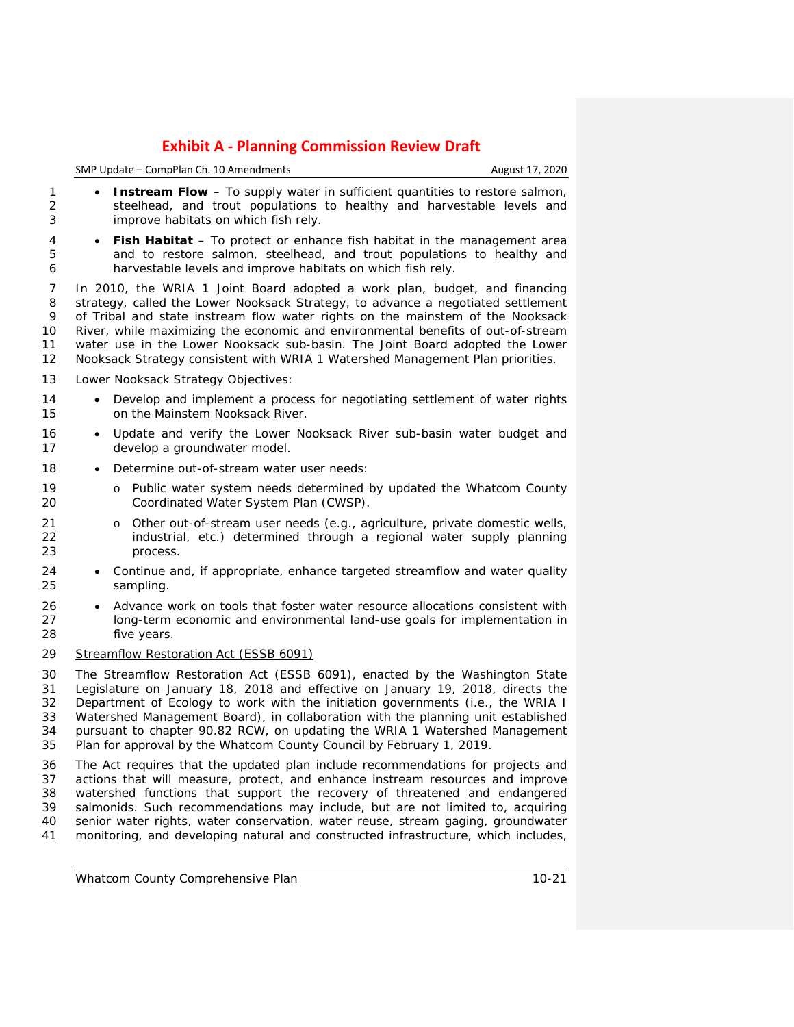- **Instream Flow** – To supply water in sufficient quantities to restore salmon, steelhead, and trout populations to healthy and harvestable levels and improve habitats on which fish rely.
- **Fish Habitat** – To protect or enhance fish habitat in the management area and to restore salmon, steelhead, and trout populations to healthy and harvestable levels and improve habitats on which fish rely.

In 2010, the WRIA 1 Joint Board adopted a work plan, budget, and financing strategy, called the Lower Nooksack Strategy, to advance a negotiated settlement of Tribal and state instream flow water rights on the mainstem of the Nooksack River, while maximizing the economic and environmental benefits of out-of-stream water use in the Lower Nooksack sub-basin. The Joint Board adopted the Lower Nooksack Strategy consistent with WRIA 1 Watershed Management Plan priorities.

Lower Nooksack Strategy Objectives:

- Develop and implement a process for negotiating settlement of water rights on the Mainstem Nooksack River.
- Update and verify the Lower Nooksack River sub-basin water budget and develop a groundwater model.
- Determine out-of-stream water user needs:
  - Public water system needs determined by updated the Whatcom County Coordinated Water System Plan (CWSP).
  - Other out-of-stream user needs (e.g., agriculture, private domestic wells, industrial, etc.) determined through a regional water supply planning process.
- Continue and, if appropriate, enhance targeted streamflow and water quality sampling.
- Advance work on tools that foster water resource allocations consistent with long-term economic and environmental land-use goals for implementation in five years.

Streamflow Restoration Act (ESSB 6091)

The Streamflow Restoration Act (ESSB 6091), enacted by the Washington State Legislature on January 18, 2018 and effective on January 19, 2018, directs the Department of Ecology to work with the initiation governments (i.e., the WRIA I Watershed Management Board), in collaboration with the planning unit established pursuant to chapter 90.82 RCW, on updating the WRIA 1 Watershed Management Plan for approval by the Whatcom County Council by February 1, 2019.

The Act requires that the updated plan include recommendations for projects and actions that will measure, protect, and enhance instream resources and improve watershed functions that support the recovery of threatened and endangered salmonids. Such recommendations may include, but are not limited to, acquiring senior water rights, water conservation, water reuse, stream gaging, groundwater monitoring, and developing natural and constructed infrastructure, which includes,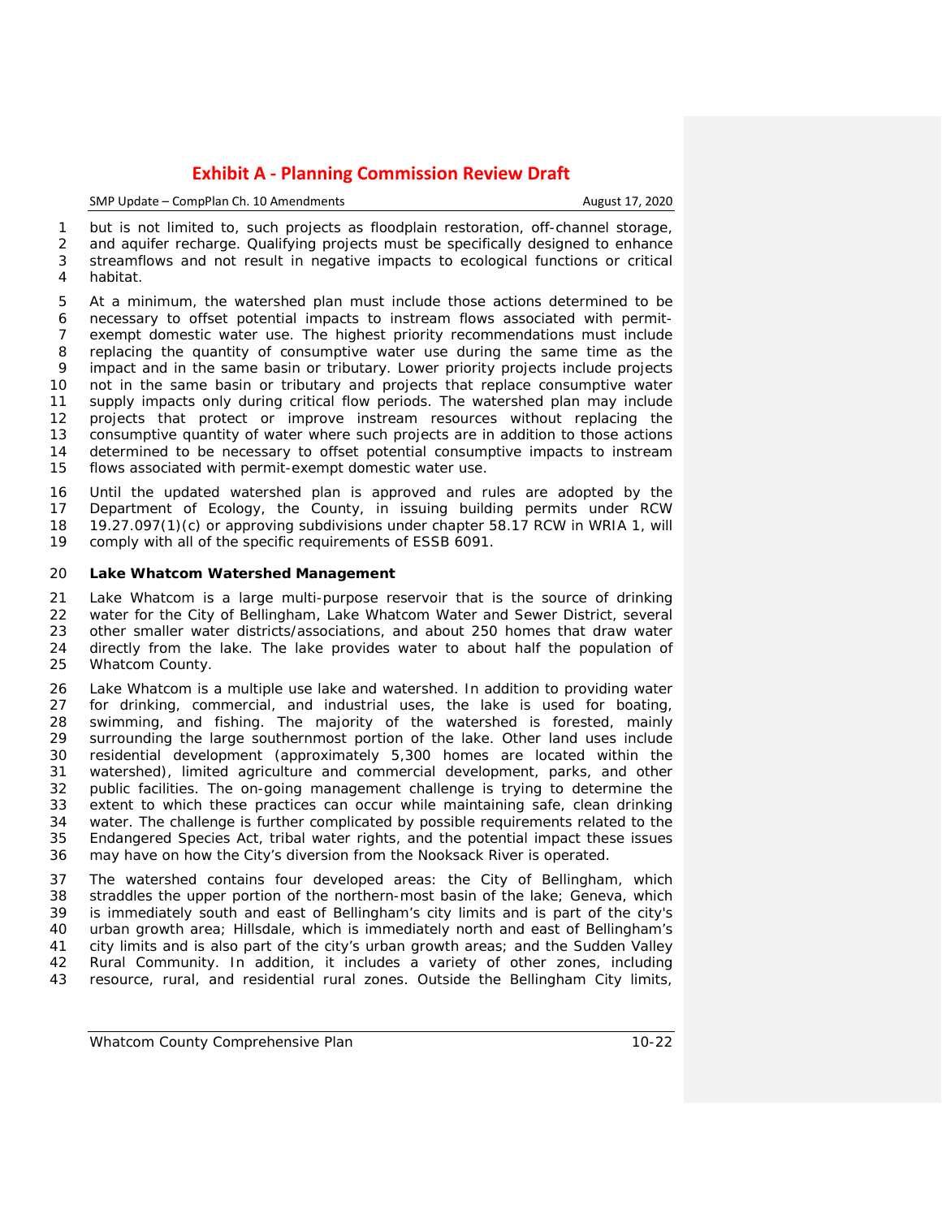but is not limited to, such projects as floodplain restoration, off-channel storage, and aquifer recharge. Qualifying projects must be specifically designed to enhance streamflows and not result in negative impacts to ecological functions or critical habitat.

At a minimum, the watershed plan must include those actions determined to be necessary to offset potential impacts to instream flows associated with permit-exempt domestic water use. The highest priority recommendations must include replacing the quantity of consumptive water use during the same time as the impact and in the same basin or tributary. Lower priority projects include projects not in the same basin or tributary and projects that replace consumptive water supply impacts only during critical flow periods. The watershed plan may include projects that protect or improve instream resources without replacing the consumptive quantity of water where such projects are in addition to those actions determined to be necessary to offset potential consumptive impacts to instream flows associated with permit-exempt domestic water use.

Until the updated watershed plan is approved and rules are adopted by the Department of Ecology, the County, in issuing building permits under RCW 19.27.097(1)(c) or approving subdivisions under chapter 58.17 RCW in WRIA 1, will comply with all of the specific requirements of ESSB 6091.

**Lake Whatcom Watershed Management**

Lake Whatcom is a large multi-purpose reservoir that is the source of drinking water for the City of Bellingham, Lake Whatcom Water and Sewer District, several other smaller water districts/associations, and about 250 homes that draw water directly from the lake. The lake provides water to about half the population of Whatcom County.

Lake Whatcom is a multiple use lake and watershed. In addition to providing water for drinking, commercial, and industrial uses, the lake is used for boating, swimming, and fishing. The majority of the watershed is forested, mainly surrounding the large southernmost portion of the lake. Other land uses include residential development (approximately 5,300 homes are located within the watershed), limited agriculture and commercial development, parks, and other public facilities. The on-going management challenge is trying to determine the extent to which these practices can occur while maintaining safe, clean drinking water. The challenge is further complicated by possible requirements related to the Endangered Species Act, tribal water rights, and the potential impact these issues may have on how the City's diversion from the Nooksack River is operated.

The watershed contains four developed areas: the City of Bellingham, which straddles the upper portion of the northern-most basin of the lake; Geneva, which is immediately south and east of Bellingham's city limits and is part of the city's urban growth area; Hillsdale, which is immediately north and east of Bellingham's city limits and is also part of the city's urban growth areas; and the Sudden Valley Rural Community. In addition, it includes a variety of other zones, including resource, rural, and residential rural zones. Outside the Bellingham City limits,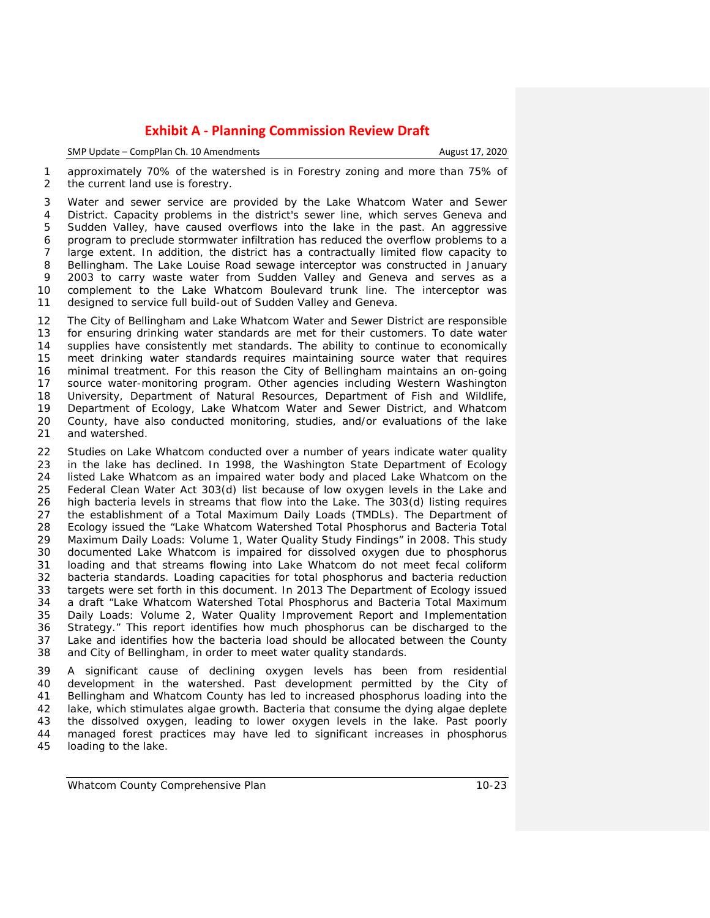approximately 70% of the watershed is in Forestry zoning and more than 75% of the current land use is forestry.

Water and sewer service are provided by the Lake Whatcom Water and Sewer District. Capacity problems in the district's sewer line, which serves Geneva and Sudden Valley, have caused overflows into the lake in the past. An aggressive program to preclude stormwater infiltration has reduced the overflow problems to a large extent. In addition, the district has a contractually limited flow capacity to Bellingham. The Lake Louise Road sewage interceptor was constructed in January 2003 to carry waste water from Sudden Valley and Geneva and serves as a complement to the Lake Whatcom Boulevard trunk line. The interceptor was designed to service full build-out of Sudden Valley and Geneva.

The City of Bellingham and Lake Whatcom Water and Sewer District are responsible for ensuring drinking water standards are met for their customers. To date water supplies have consistently met standards. The ability to continue to economically meet drinking water standards requires maintaining source water that requires minimal treatment. For this reason the City of Bellingham maintains an on-going source water-monitoring program. Other agencies including Western Washington University, Department of Natural Resources, Department of Fish and Wildlife, Department of Ecology, Lake Whatcom Water and Sewer District, and Whatcom County, have also conducted monitoring, studies, and/or evaluations of the lake and watershed.

Studies on Lake Whatcom conducted over a number of years indicate water quality in the lake has declined. In 1998, the Washington State Department of Ecology listed Lake Whatcom as an impaired water body and placed Lake Whatcom on the Federal Clean Water Act 303(d) list because of low oxygen levels in the Lake and high bacteria levels in streams that flow into the Lake. The 303(d) listing requires the establishment of a Total Maximum Daily Loads (TMDLs). The Department of Ecology issued the "Lake Whatcom Watershed Total Phosphorus and Bacteria Total Maximum Daily Loads: Volume 1, Water Quality Study Findings" in 2008. This study documented Lake Whatcom is impaired for dissolved oxygen due to phosphorus loading and that streams flowing into Lake Whatcom do not meet fecal coliform bacteria standards. Loading capacities for total phosphorus and bacteria reduction targets were set forth in this document. In 2013 The Department of Ecology issued a draft "Lake Whatcom Watershed Total Phosphorus and Bacteria Total Maximum Daily Loads: Volume 2, Water Quality Improvement Report and Implementation Strategy." This report identifies how much phosphorus can be discharged to the Lake and identifies how the bacteria load should be allocated between the County and City of Bellingham, in order to meet water quality standards.

A significant cause of declining oxygen levels has been from residential development in the watershed. Past development permitted by the City of Bellingham and Whatcom County has led to increased phosphorus loading into the lake, which stimulates algae growth. Bacteria that consume the dying algae deplete the dissolved oxygen, leading to lower oxygen levels in the lake. Past poorly managed forest practices may have led to significant increases in phosphorus loading to the lake.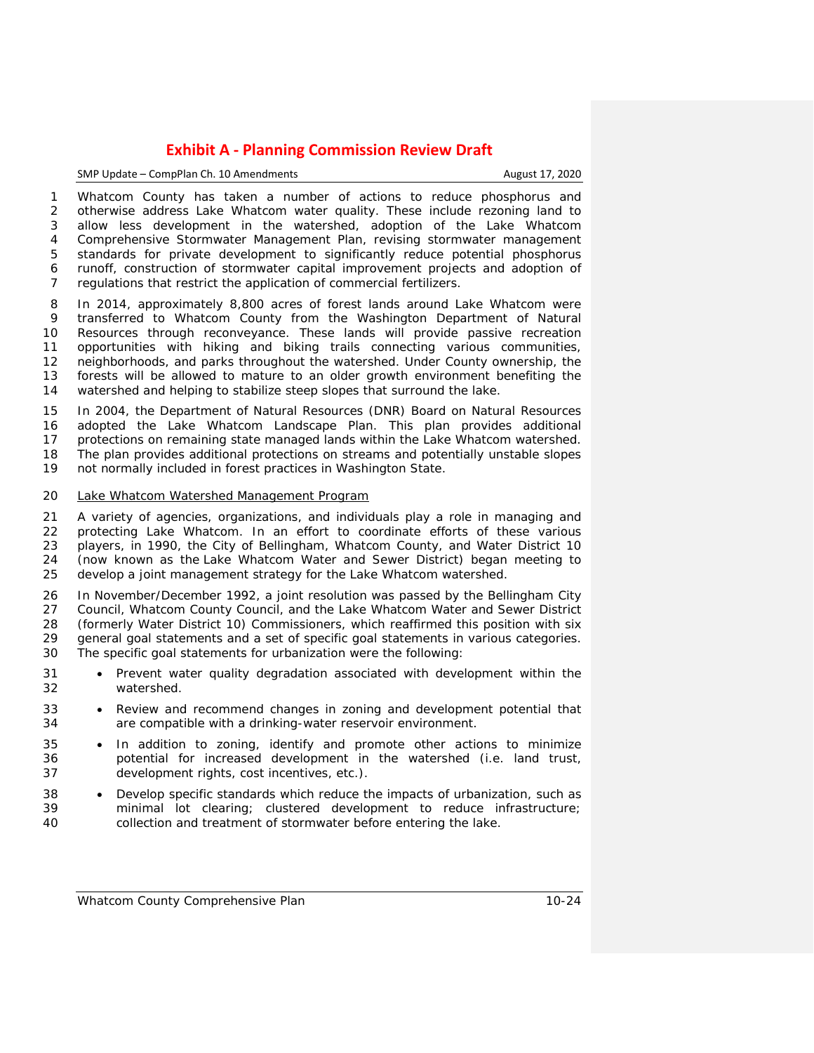Whatcom County has taken a number of actions to reduce phosphorus and otherwise address Lake Whatcom water quality. These include rezoning land to allow less development in the watershed, adoption of the Lake Whatcom Comprehensive Stormwater Management Plan, revising stormwater management standards for private development to significantly reduce potential phosphorus runoff, construction of stormwater capital improvement projects and adoption of regulations that restrict the application of commercial fertilizers.

In 2014, approximately 8,800 acres of forest lands around Lake Whatcom were transferred to Whatcom County from the Washington Department of Natural Resources through reconveyance. These lands will provide passive recreation opportunities with hiking and biking trails connecting various communities, neighborhoods, and parks throughout the watershed. Under County ownership, the forests will be allowed to mature to an older growth environment benefiting the watershed and helping to stabilize steep slopes that surround the lake.

In 2004, the Department of Natural Resources (DNR) Board on Natural Resources adopted the Lake Whatcom Landscape Plan. This plan provides additional protections on remaining state managed lands within the Lake Whatcom watershed. The plan provides additional protections on streams and potentially unstable slopes not normally included in forest practices in Washington State.

<u>Lake Whatcom Watershed Management Program</u>

A variety of agencies, organizations, and individuals play a role in managing and protecting Lake Whatcom. In an effort to coordinate efforts of these various players, in 1990, the City of Bellingham, Whatcom County, and Water District 10 (now known as the Lake Whatcom Water and Sewer District) began meeting to develop a joint management strategy for the Lake Whatcom watershed.

In November/December 1992, a joint resolution was passed by the Bellingham City Council, Whatcom County Council, and the Lake Whatcom Water and Sewer District (formerly Water District 10) Commissioners, which reaffirmed this position with six general goal statements and a set of specific goal statements in various categories. The specific goal statements for urbanization were the following:

- Prevent water quality degradation associated with development within the watershed.
- Review and recommend changes in zoning and development potential that are compatible with a drinking-water reservoir environment.
- In addition to zoning, identify and promote other actions to minimize potential for increased development in the watershed (i.e. land trust, development rights, cost incentives, etc.).
- Develop specific standards which reduce the impacts of urbanization, such as minimal lot clearing; clustered development to reduce infrastructure; collection and treatment of stormwater before entering the lake.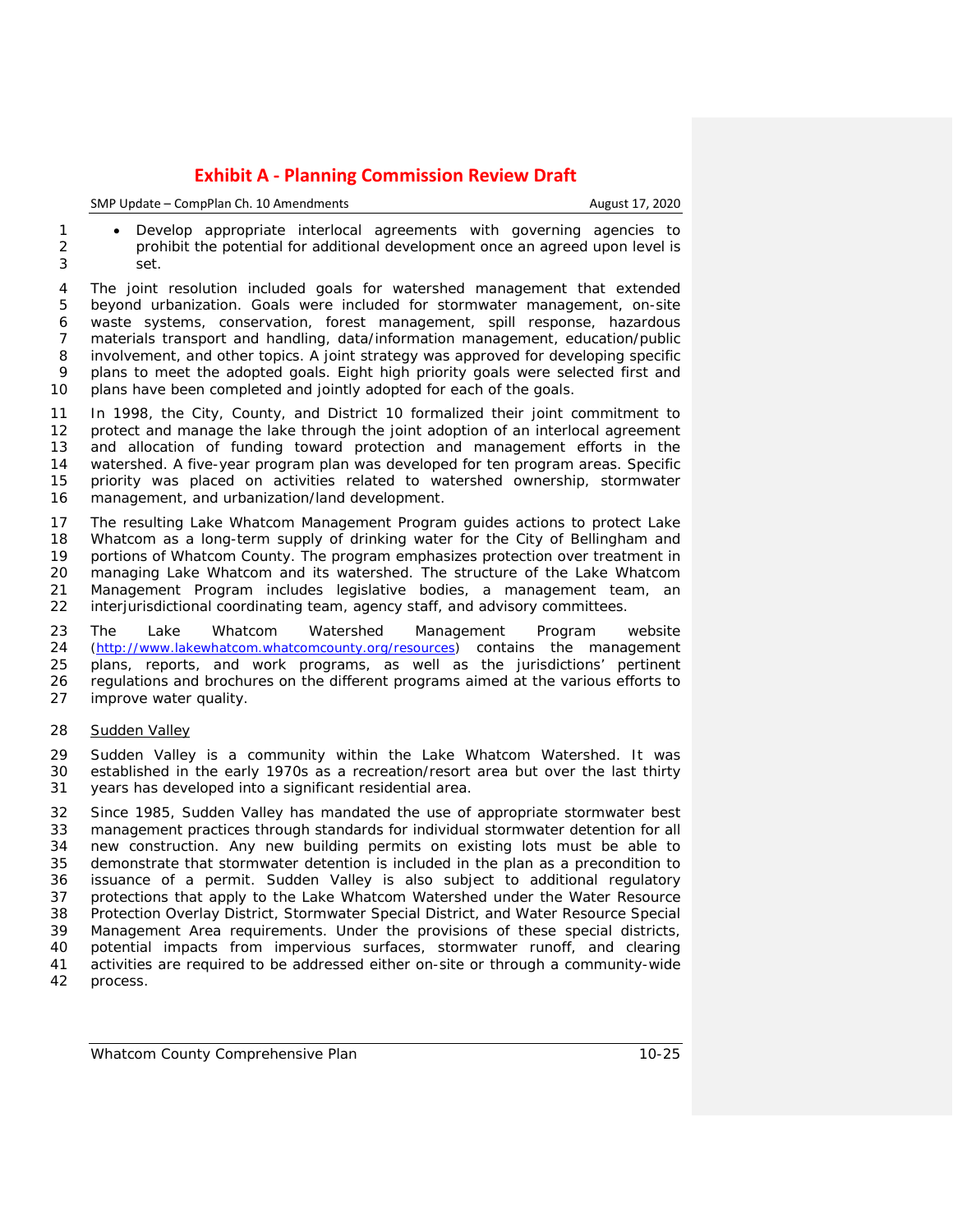- Develop appropriate interlocal agreements with governing agencies to prohibit the potential for additional development once an agreed upon level is set.

The joint resolution included goals for watershed management that extended beyond urbanization. Goals were included for stormwater management, on-site waste systems, conservation, forest management, spill response, hazardous materials transport and handling, data/information management, education/public involvement, and other topics. A joint strategy was approved for developing specific plans to meet the adopted goals. Eight high priority goals were selected first and plans have been completed and jointly adopted for each of the goals.

In 1998, the City, County, and District 10 formalized their joint commitment to protect and manage the lake through the joint adoption of an interlocal agreement and allocation of funding toward protection and management efforts in the watershed. A five-year program plan was developed for ten program areas. Specific priority was placed on activities related to watershed ownership, stormwater management, and urbanization/land development.

The resulting Lake Whatcom Management Program guides actions to protect Lake Whatcom as a long-term supply of drinking water for the City of Bellingham and portions of Whatcom County. The program emphasizes protection over treatment in managing Lake Whatcom and its watershed. The structure of the Lake Whatcom Management Program includes legislative bodies, a management team, an interjurisdictional coordinating team, agency staff, and advisory committees.

The Lake Whatcom Watershed Management Program website (http://www.lakewhatcom.whatcomcounty.org/resources) contains the management plans, reports, and work programs, as well as the jurisdictions' pertinent regulations and brochures on the different programs aimed at the various efforts to improve water quality.

Sudden Valley

Sudden Valley is a community within the Lake Whatcom Watershed. It was established in the early 1970s as a recreation/resort area but over the last thirty years has developed into a significant residential area.

Since 1985, Sudden Valley has mandated the use of appropriate stormwater best management practices through standards for individual stormwater detention for all new construction. Any new building permits on existing lots must be able to demonstrate that stormwater detention is included in the plan as a precondition to issuance of a permit. Sudden Valley is also subject to additional regulatory protections that apply to the Lake Whatcom Watershed under the Water Resource Protection Overlay District, Stormwater Special District, and Water Resource Special Management Area requirements. Under the provisions of these special districts, potential impacts from impervious surfaces, stormwater runoff, and clearing activities are required to be addressed either on-site or through a community-wide process.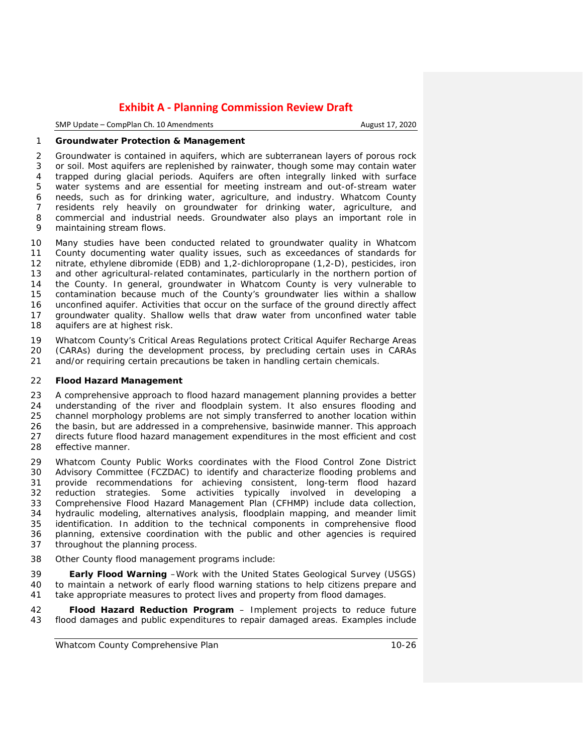**Groundwater Protection & Management**

Groundwater is contained in aquifers, which are subterranean layers of porous rock or soil. Most aquifers are replenished by rainwater, though some may contain water trapped during glacial periods. Aquifers are often integrally linked with surface water systems and are essential for meeting instream and out-of-stream water needs, such as for drinking water, agriculture, and industry. Whatcom County residents rely heavily on groundwater for drinking water, agriculture, and commercial and industrial needs. Groundwater also plays an important role in maintaining stream flows.

Many studies have been conducted related to groundwater quality in Whatcom County documenting water quality issues, such as exceedances of standards for nitrate, ethylene dibromide (EDB) and 1,2-dichloropropane (1,2-D), pesticides, iron and other agricultural-related contaminates, particularly in the northern portion of the County. In general, groundwater in Whatcom County is very vulnerable to contamination because much of the County's groundwater lies within a shallow unconfined aquifer. Activities that occur on the surface of the ground directly affect groundwater quality. Shallow wells that draw water from unconfined water table aquifers are at highest risk.

Whatcom County's Critical Areas Regulations protect Critical Aquifer Recharge Areas (CARAs) during the development process, by precluding certain uses in CARAs and/or requiring certain precautions be taken in handling certain chemicals.

**Flood Hazard Management**

A comprehensive approach to flood hazard management planning provides a better understanding of the river and floodplain system. It also ensures flooding and channel morphology problems are not simply transferred to another location within the basin, but are addressed in a comprehensive, basinwide manner. This approach directs future flood hazard management expenditures in the most efficient and cost effective manner.

Whatcom County Public Works coordinates with the Flood Control Zone District Advisory Committee (FCZDAC) to identify and characterize flooding problems and provide recommendations for achieving consistent, long-term flood hazard reduction strategies. Some activities typically involved in developing a Comprehensive Flood Hazard Management Plan (CFHMP) include data collection, hydraulic modeling, alternatives analysis, floodplain mapping, and meander limit identification. In addition to the technical components in comprehensive flood planning, extensive coordination with the public and other agencies is required throughout the planning process.

Other County flood management programs include:

**Early Flood Warning** –Work with the United States Geological Survey (USGS) to maintain a network of early flood warning stations to help citizens prepare and take appropriate measures to protect lives and property from flood damages.

**Flood Hazard Reduction Program** – Implement projects to reduce future flood damages and public expenditures to repair damaged areas. Examples include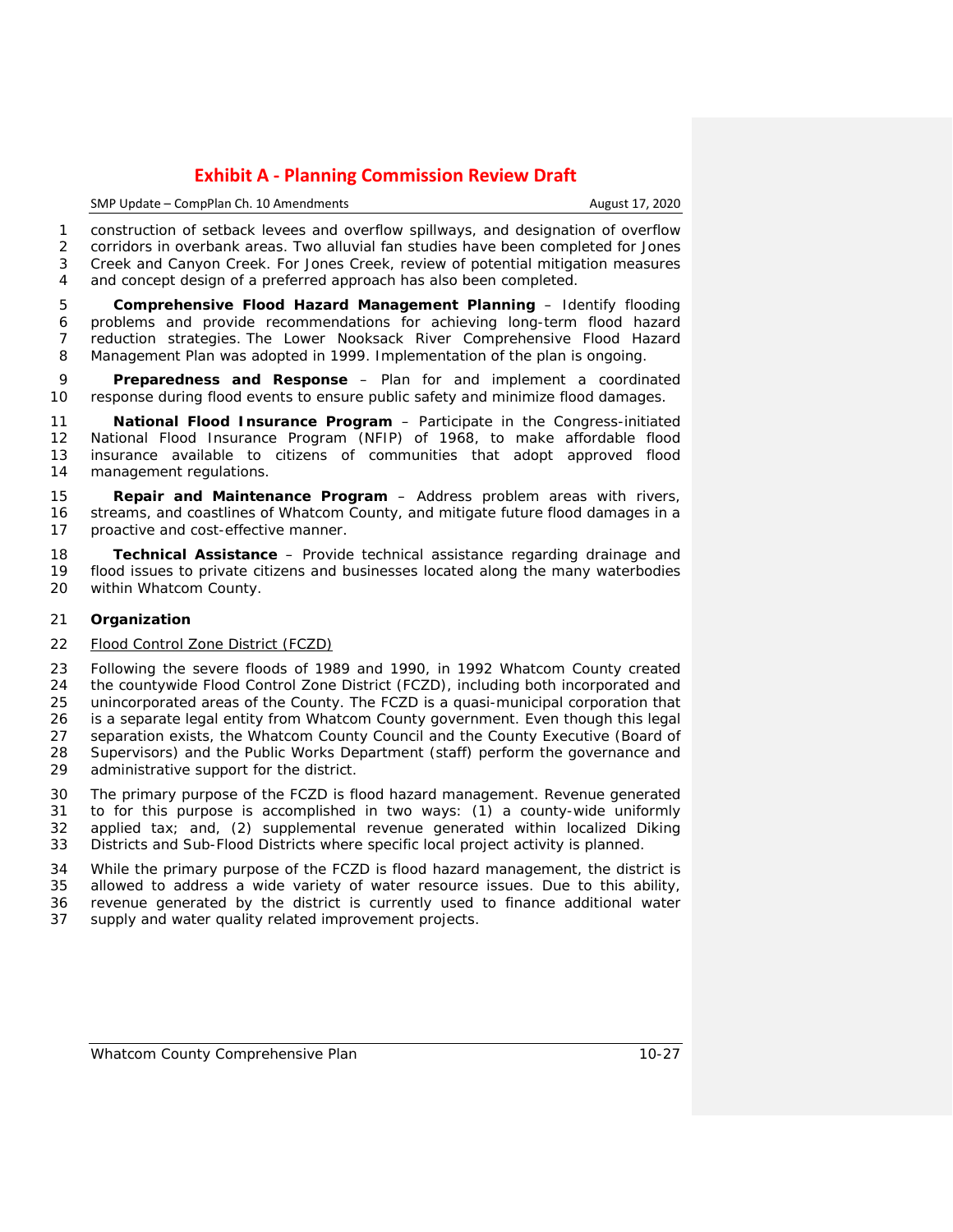construction of setback levees and overflow spillways, and designation of overflow corridors in overbank areas. Two alluvial fan studies have been completed for Jones Creek and Canyon Creek. For Jones Creek, review of potential mitigation measures and concept design of a preferred approach has also been completed.

**Comprehensive Flood Hazard Management Planning** – Identify flooding problems and provide recommendations for achieving long-term flood hazard reduction strategies. The Lower Nooksack River Comprehensive Flood Hazard Management Plan was adopted in 1999. Implementation of the plan is ongoing.

**Preparedness and Response** – Plan for and implement a coordinated response during flood events to ensure public safety and minimize flood damages.

**National Flood Insurance Program** – Participate in the Congress-initiated National Flood Insurance Program (NFIP) of 1968, to make affordable flood insurance available to citizens of communities that adopt approved flood management regulations.

**Repair and Maintenance Program** – Address problem areas with rivers, streams, and coastlines of Whatcom County, and mitigate future flood damages in a proactive and cost-effective manner.

**Technical Assistance** – Provide technical assistance regarding drainage and flood issues to private citizens and businesses located along the many waterbodies within Whatcom County.

**Organization**

Flood Control Zone District (FCZD)

Following the severe floods of 1989 and 1990, in 1992 Whatcom County created the countywide Flood Control Zone District (FCZD), including both incorporated and unincorporated areas of the County. The FCZD is a quasi-municipal corporation that is a separate legal entity from Whatcom County government. Even though this legal separation exists, the Whatcom County Council and the County Executive (Board of Supervisors) and the Public Works Department (staff) perform the governance and administrative support for the district.

The primary purpose of the FCZD is flood hazard management. Revenue generated to for this purpose is accomplished in two ways: (1) a county-wide uniformly applied tax; and, (2) supplemental revenue generated within localized Diking Districts and Sub-Flood Districts where specific local project activity is planned.

While the primary purpose of the FCZD is flood hazard management, the district is allowed to address a wide variety of water resource issues. Due to this ability, revenue generated by the district is currently used to finance additional water supply and water quality related improvement projects.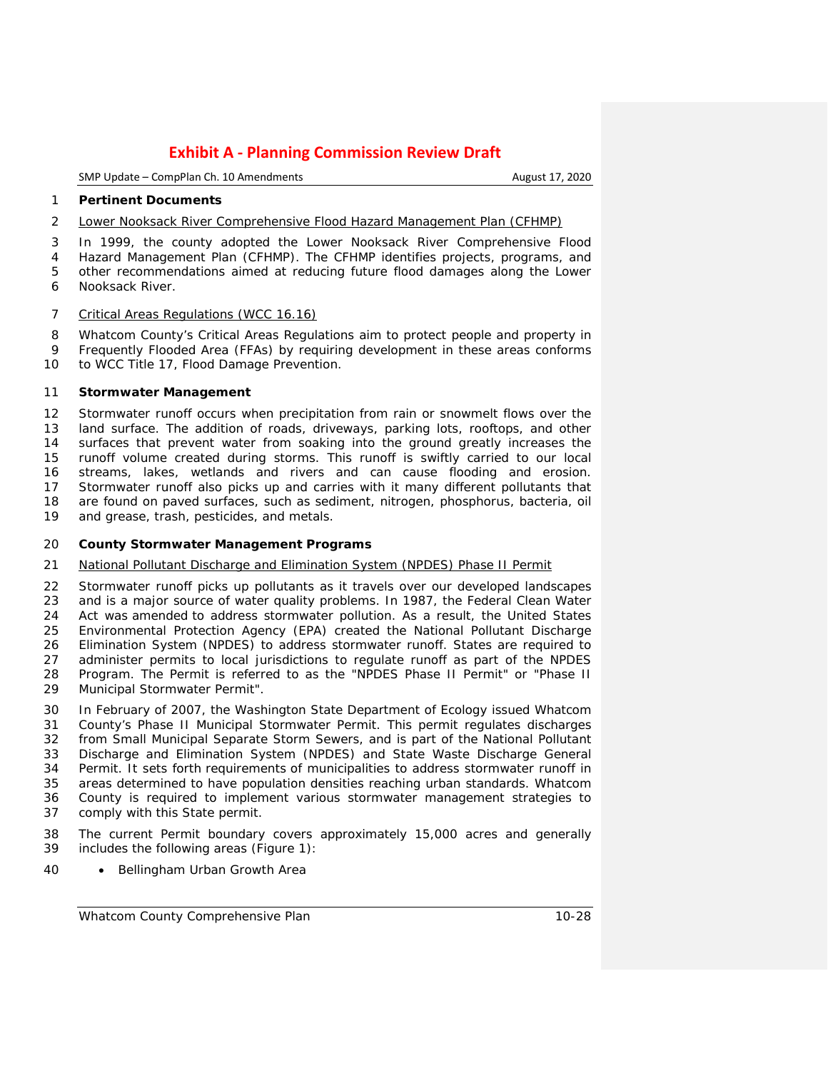**Pertinent Documents**

Lower Nooksack River Comprehensive Flood Hazard Management Plan (CFHMP)

In 1999, the county adopted the Lower Nooksack River Comprehensive Flood Hazard Management Plan (CFHMP). The CFHMP identifies projects, programs, and other recommendations aimed at reducing future flood damages along the Lower Nooksack River.

Critical Areas Regulations (WCC 16.16)

Whatcom County's Critical Areas Regulations aim to protect people and property in Frequently Flooded Area (FFAs) by requiring development in these areas conforms to WCC Title 17, Flood Damage Prevention.

**Stormwater Management**

Stormwater runoff occurs when precipitation from rain or snowmelt flows over the land surface. The addition of roads, driveways, parking lots, rooftops, and other surfaces that prevent water from soaking into the ground greatly increases the runoff volume created during storms. This runoff is swiftly carried to our local streams, lakes, wetlands and rivers and can cause flooding and erosion. Stormwater runoff also picks up and carries with it many different pollutants that are found on paved surfaces, such as sediment, nitrogen, phosphorus, bacteria, oil and grease, trash, pesticides, and metals.

**County Stormwater Management Programs**

National Pollutant Discharge and Elimination System (NPDES) Phase II Permit

Stormwater runoff picks up pollutants as it travels over our developed landscapes and is a major source of water quality problems. In 1987, the Federal Clean Water Act was amended to address stormwater pollution. As a result, the United States Environmental Protection Agency (EPA) created the National Pollutant Discharge Elimination System (NPDES) to address stormwater runoff. States are required to administer permits to local jurisdictions to regulate runoff as part of the NPDES Program. The Permit is referred to as the "NPDES Phase II Permit" or "Phase II Municipal Stormwater Permit".

In February of 2007, the Washington State Department of Ecology issued Whatcom County's Phase II Municipal Stormwater Permit. This permit regulates discharges from Small Municipal Separate Storm Sewers, and is part of the National Pollutant Discharge and Elimination System (NPDES) and State Waste Discharge General Permit. It sets forth requirements of municipalities to address stormwater runoff in areas determined to have population densities reaching urban standards. Whatcom County is required to implement various stormwater management strategies to comply with this State permit.

The current Permit boundary covers approximately 15,000 acres and generally includes the following areas (Figure 1):

- Bellingham Urban Growth Area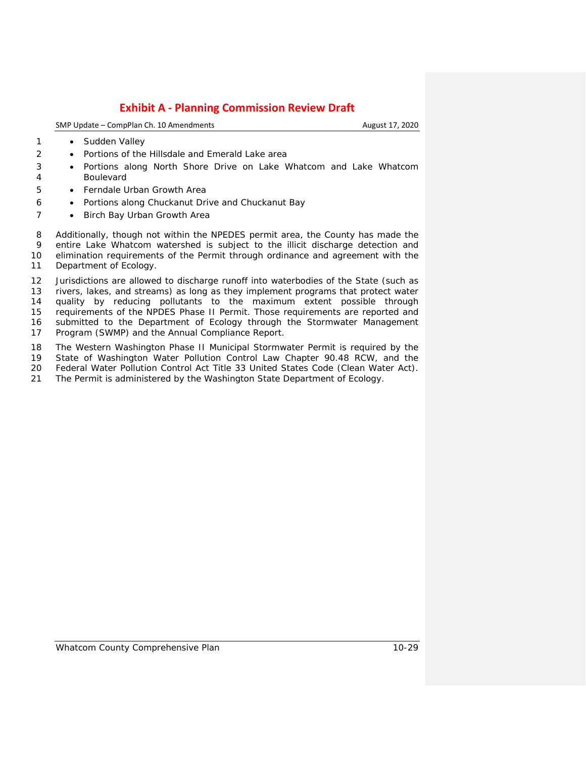- Sudden Valley
- Portions of the Hillsdale and Emerald Lake area
- Portions along North Shore Drive on Lake Whatcom and Lake Whatcom Boulevard
- Ferndale Urban Growth Area
- Portions along Chuckanut Drive and Chuckanut Bay
- Birch Bay Urban Growth Area

Additionally, though not within the NPEDES permit area, the County has made the entire Lake Whatcom watershed is subject to the illicit discharge detection and elimination requirements of the Permit through ordinance and agreement with the Department of Ecology.

Jurisdictions are allowed to discharge runoff into waterbodies of the State (such as rivers, lakes, and streams) as long as they implement programs that protect water quality by reducing pollutants to the maximum extent possible through requirements of the NPDES Phase II Permit. Those requirements are reported and submitted to the Department of Ecology through the Stormwater Management Program (SWMP) and the Annual Compliance Report.

The Western Washington Phase II Municipal Stormwater Permit is required by the State of Washington Water Pollution Control Law Chapter 90.48 RCW, and the Federal Water Pollution Control Act Title 33 United States Code (Clean Water Act). The Permit is administered by the Washington State Department of Ecology.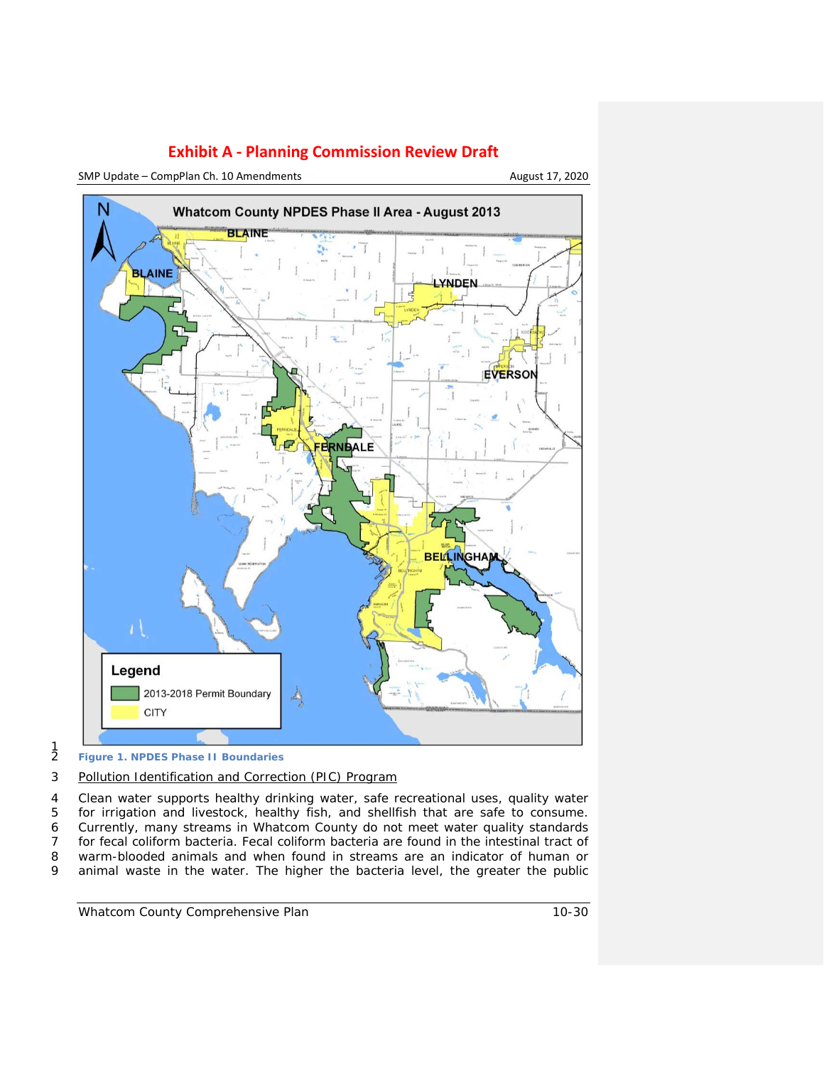Figure 1. NPDES Phase II Boundaries

Pollution Identification and Correction (PIC) Program

Clean water supports healthy drinking water, safe recreational uses, quality water for irrigation and livestock, healthy fish, and shellfish that are safe to consume. Currently, many streams in Whatcom County do not meet water quality standards for fecal coliform bacteria. Fecal coliform bacteria are found in the intestinal tract of warm-blooded animals and when found in streams are an indicator of human or animal waste in the water. The higher the bacteria level, the greater the public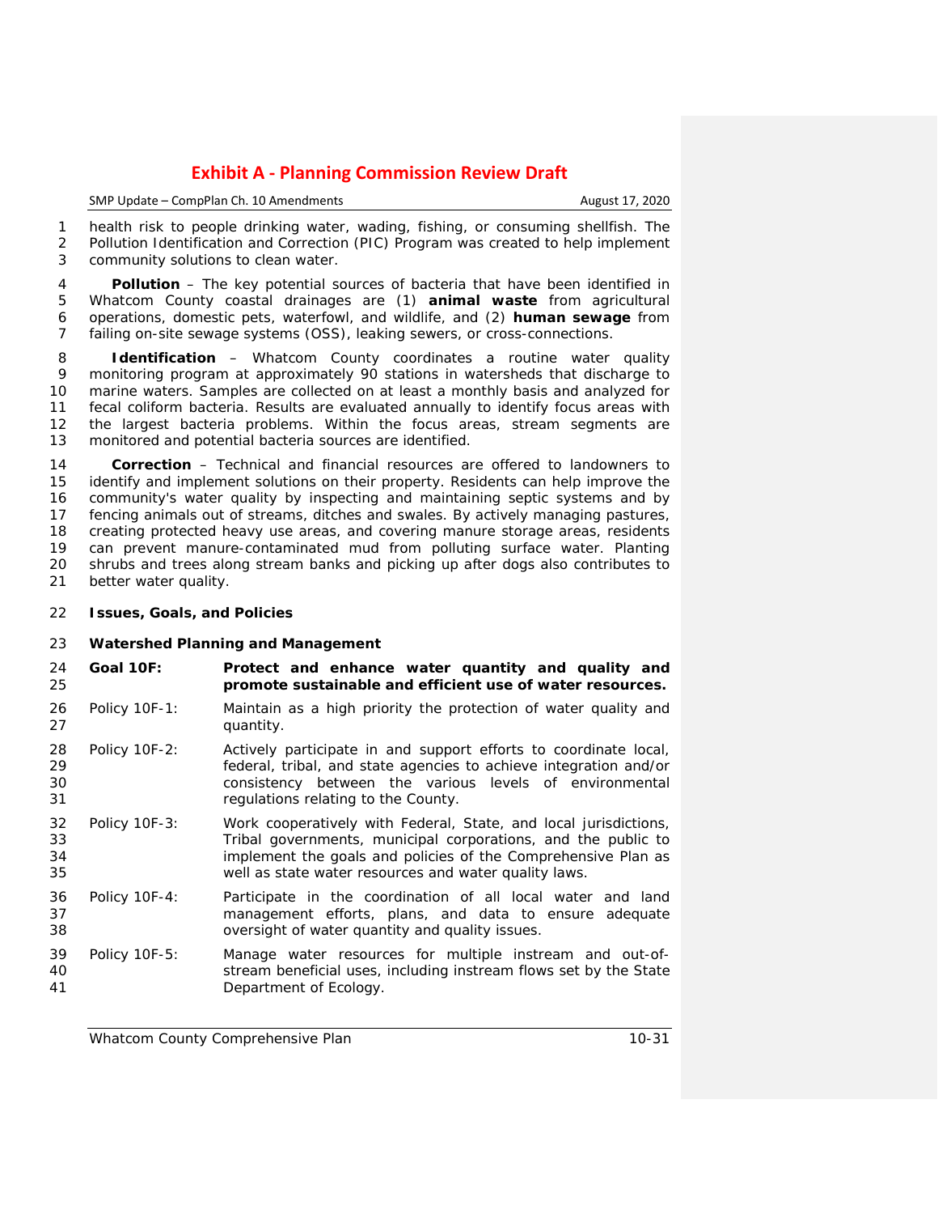health risk to people drinking water, wading, fishing, or consuming shellfish. The Pollution Identification and Correction (PIC) Program was created to help implement community solutions to clean water.

**Pollution** – The key potential sources of bacteria that have been identified in Whatcom County coastal drainages are (1) **animal waste** from agricultural operations, domestic pets, waterfowl, and wildlife, and (2) **human sewage** from failing on-site sewage systems (OSS), leaking sewers, or cross-connections.

**Identification** – Whatcom County coordinates a routine water quality monitoring program at approximately 90 stations in watersheds that discharge to marine waters. Samples are collected on at least a monthly basis and analyzed for fecal coliform bacteria. Results are evaluated annually to identify focus areas with the largest bacteria problems. Within the focus areas, stream segments are monitored and potential bacteria sources are identified.

**Correction** – Technical and financial resources are offered to landowners to identify and implement solutions on their property. Residents can help improve the community's water quality by inspecting and maintaining septic systems and by fencing animals out of streams, ditches and swales. By actively managing pastures, creating protected heavy use areas, and covering manure storage areas, residents can prevent manure-contaminated mud from polluting surface water. Planting shrubs and trees along stream banks and picking up after dogs also contributes to better water quality.

## Issues, Goals, and Policies

### Watershed Planning and Management

**Goal 10F: Protect and enhance water quantity and quality and promote sustainable and efficient use of water resources.**

Policy 10F-1: Maintain as a high priority the protection of water quality and quantity.

Policy 10F-2: Actively participate in and support efforts to coordinate local, federal, tribal, and state agencies to achieve integration and/or consistency between the various levels of environmental regulations relating to the County.

Policy 10F-3: Work cooperatively with Federal, State, and local jurisdictions, Tribal governments, municipal corporations, and the public to implement the goals and policies of the Comprehensive Plan as well as state water resources and water quality laws.

Policy 10F-4: Participate in the coordination of all local water and land management efforts, plans, and data to ensure adequate oversight of water quantity and quality issues.

Policy 10F-5: Manage water resources for multiple instream and out-of-stream beneficial uses, including instream flows set by the State Department of Ecology.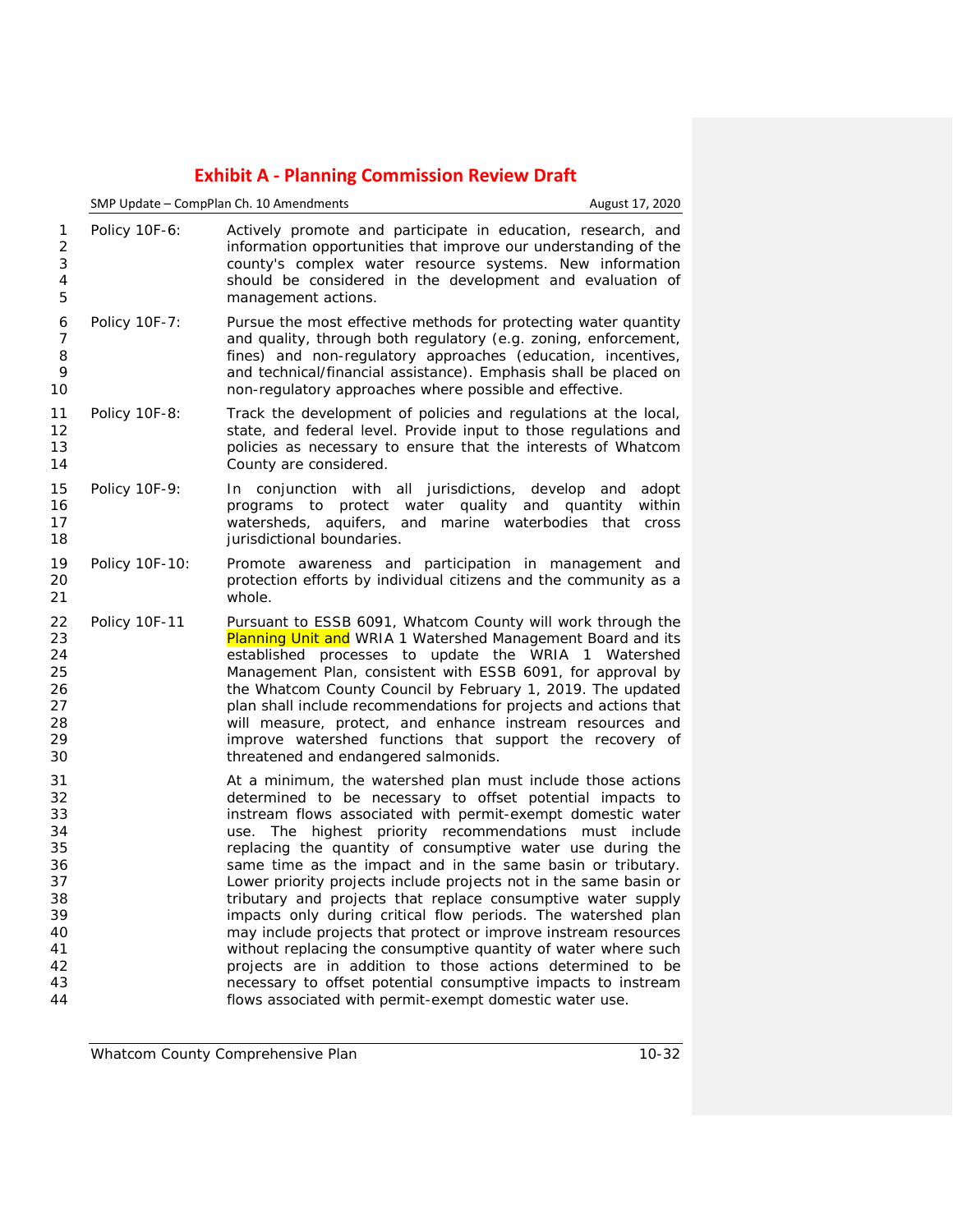Policy 10F-6: Actively promote and participate in education, research, and information opportunities that improve our understanding of the county's complex water resource systems. New information should be considered in the development and evaluation of management actions.

Policy 10F-7: Pursue the most effective methods for protecting water quantity and quality, through both regulatory (e.g. zoning, enforcement, fines) and non-regulatory approaches (education, incentives, and technical/financial assistance). Emphasis shall be placed on non-regulatory approaches where possible and effective.

Policy 10F-8: Track the development of policies and regulations at the local, state, and federal level. Provide input to those regulations and policies as necessary to ensure that the interests of Whatcom County are considered.

Policy 10F-9: In conjunction with all jurisdictions, develop and adopt programs to protect water quality and quantity within watersheds, aquifers, and marine waterbodies that cross jurisdictional boundaries.

Policy 10F-10: Promote awareness and participation in management and protection efforts by individual citizens and the community as a whole.

Policy 10F-11 Pursuant to ESSB 6091, Whatcom County will work through the Planning Unit and WRIA 1 Watershed Management Board and its established processes to update the WRIA 1 Watershed Management Plan, consistent with ESSB 6091, for approval by the Whatcom County Council by February 1, 2019. The updated plan shall include recommendations for projects and actions that will measure, protect, and enhance instream resources and improve watershed functions that support the recovery of threatened and endangered salmonids.

At a minimum, the watershed plan must include those actions determined to be necessary to offset potential impacts to instream flows associated with permit-exempt domestic water use. The highest priority recommendations must include replacing the quantity of consumptive water use during the same time as the impact and in the same basin or tributary. Lower priority projects include projects not in the same basin or tributary and projects that replace consumptive water supply impacts only during critical flow periods. The watershed plan may include projects that protect or improve instream resources without replacing the consumptive quantity of water where such projects are in addition to those actions determined to be necessary to offset potential consumptive impacts to instream flows associated with permit-exempt domestic water use.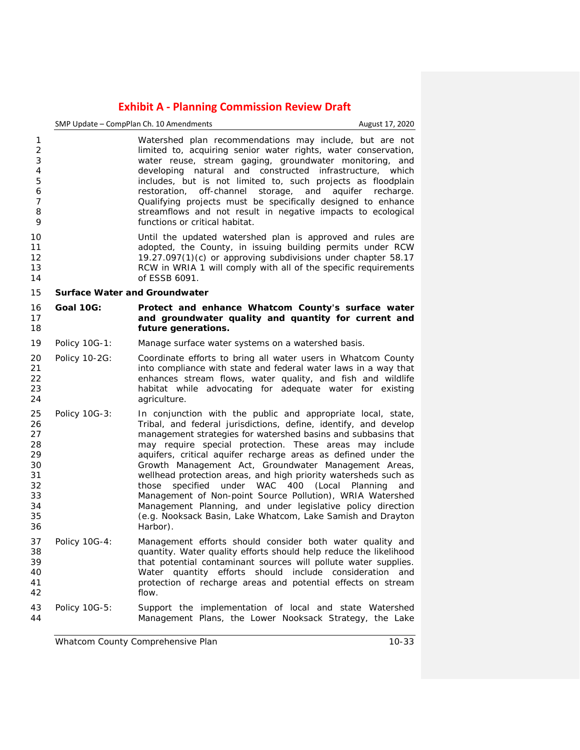Watershed plan recommendations may include, but are not limited to, acquiring senior water rights, water conservation, water reuse, stream gaging, groundwater monitoring, and developing natural and constructed infrastructure, which includes, but is not limited to, such projects as floodplain restoration, off-channel storage, and aquifer recharge. Qualifying projects must be specifically designed to enhance streamflows and not result in negative impacts to ecological functions or critical habitat.

Until the updated watershed plan is approved and rules are adopted, the County, in issuing building permits under RCW 19.27.097(1)(c) or approving subdivisions under chapter 58.17 RCW in WRIA 1 will comply with all of the specific requirements of ESSB 6091.

**Surface Water and Groundwater**

**Goal 10G:** **Protect and enhance Whatcom County's surface water and groundwater quality and quantity for current and future generations.**

Policy 10G-1: Manage surface water systems on a watershed basis.

Policy 10-2G: Coordinate efforts to bring all water users in Whatcom County into compliance with state and federal water laws in a way that enhances stream flows, water quality, and fish and wildlife habitat while advocating for adequate water for existing agriculture.

Policy 10G-3: In conjunction with the public and appropriate local, state, Tribal, and federal jurisdictions, define, identify, and develop management strategies for watershed basins and subbasins that may require special protection. These areas may include aquifers, critical aquifer recharge areas as defined under the Growth Management Act, Groundwater Management Areas, wellhead protection areas, and high priority watersheds such as those specified under WAC 400 (Local Planning and Management of Non-point Source Pollution), WRIA Watershed Management Planning, and under legislative policy direction (e.g. Nooksack Basin, Lake Whatcom, Lake Samish and Drayton Harbor).

Policy 10G-4: Management efforts should consider both water quality and quantity. Water quality efforts should help reduce the likelihood that potential contaminant sources will pollute water supplies. Water quantity efforts should include consideration and protection of recharge areas and potential effects on stream flow.

Policy 10G-5: Support the implementation of local and state Watershed Management Plans, the Lower Nooksack Strategy, the Lake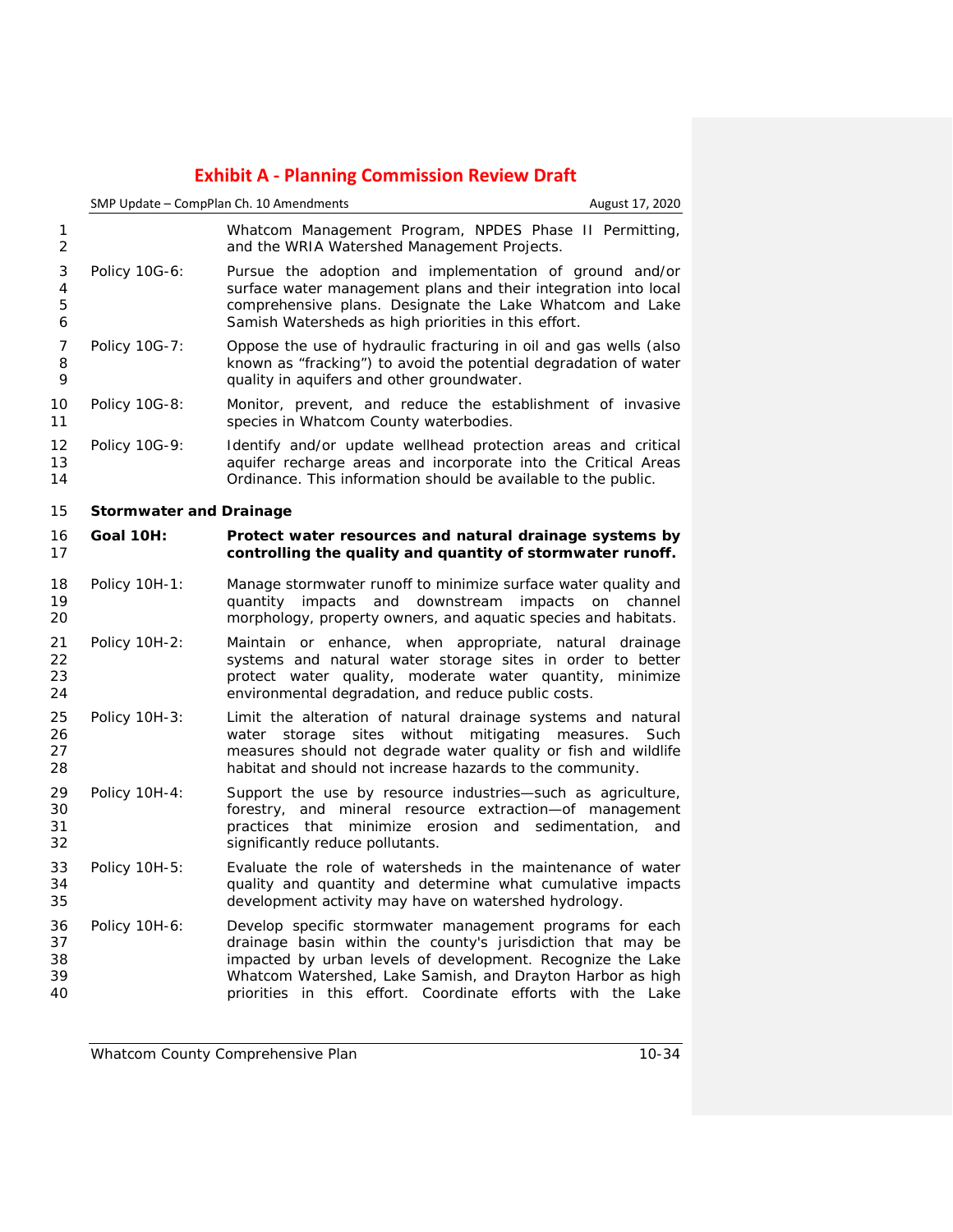Whatcom Management Program, NPDES Phase II Permitting, and the WRIA Watershed Management Projects.

Policy 10G-6: Pursue the adoption and implementation of ground and/or surface water management plans and their integration into local comprehensive plans. Designate the Lake Whatcom and Lake Samish Watersheds as high priorities in this effort.

Policy 10G-7: Oppose the use of hydraulic fracturing in oil and gas wells (also known as "fracking") to avoid the potential degradation of water quality in aquifers and other groundwater.

Policy 10G-8: Monitor, prevent, and reduce the establishment of invasive species in Whatcom County waterbodies.

Policy 10G-9: Identify and/or update wellhead protection areas and critical aquifer recharge areas and incorporate into the Critical Areas Ordinance. This information should be available to the public.

**Stormwater and Drainage**

**Goal 10H: Protect water resources and natural drainage systems by controlling the quality and quantity of stormwater runoff.**

Policy 10H-1: Manage stormwater runoff to minimize surface water quality and quantity impacts and downstream impacts on channel morphology, property owners, and aquatic species and habitats.

Policy 10H-2: Maintain or enhance, when appropriate, natural drainage systems and natural water storage sites in order to better protect water quality, moderate water quantity, minimize environmental degradation, and reduce public costs.

Policy 10H-3: Limit the alteration of natural drainage systems and natural water storage sites without mitigating measures. Such measures should not degrade water quality or fish and wildlife habitat and should not increase hazards to the community.

Policy 10H-4: Support the use by resource industries—such as agriculture, forestry, and mineral resource extraction—of management practices that minimize erosion and sedimentation, and significantly reduce pollutants.

Policy 10H-5: Evaluate the role of watersheds in the maintenance of water quality and quantity and determine what cumulative impacts development activity may have on watershed hydrology.

Policy 10H-6: Develop specific stormwater management programs for each drainage basin within the county's jurisdiction that may be impacted by urban levels of development. Recognize the Lake Whatcom Watershed, Lake Samish, and Drayton Harbor as high priorities in this effort. Coordinate efforts with the Lake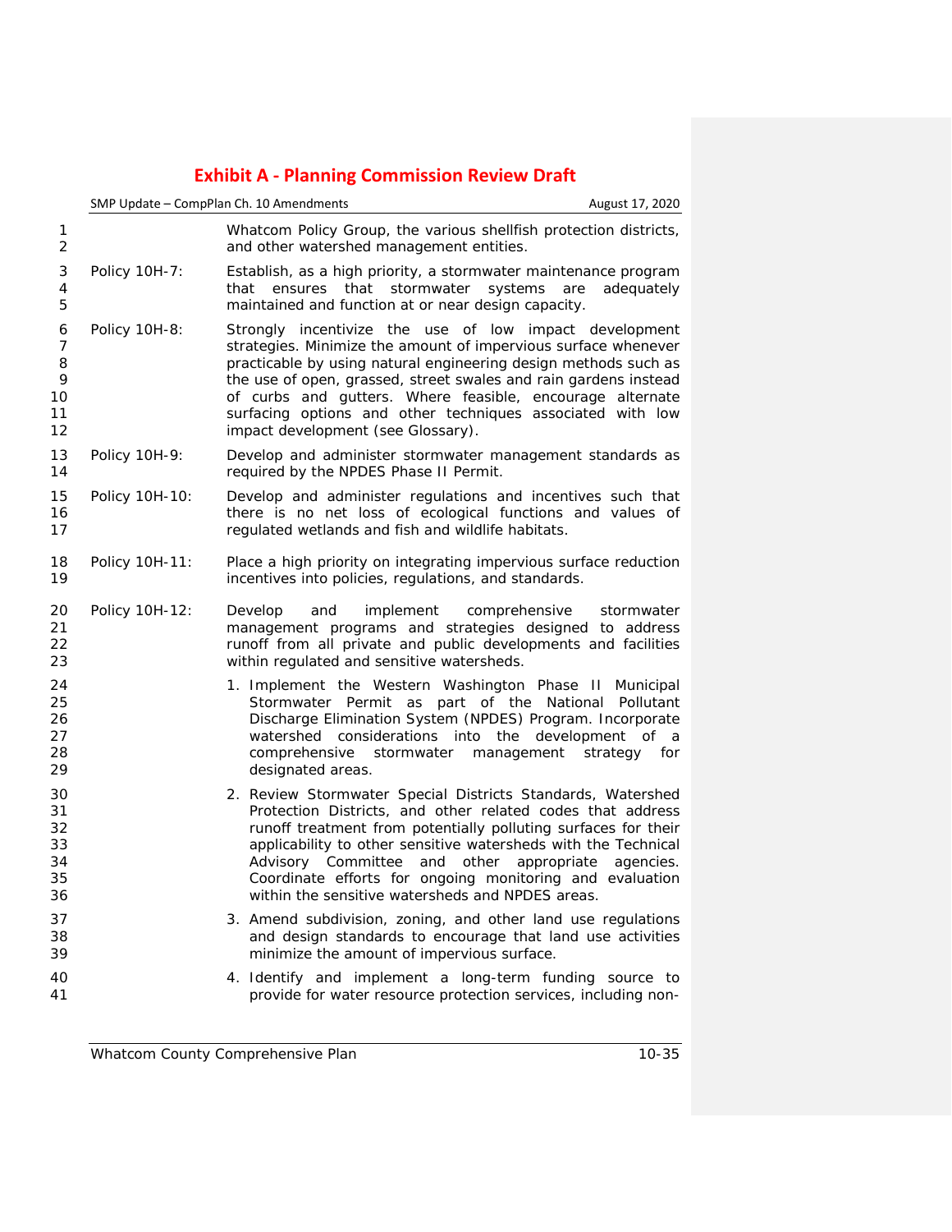Whatcom Policy Group, the various shellfish protection districts, and other watershed management entities.

Policy 10H-7: Establish, as a high priority, a stormwater maintenance program that ensures that stormwater systems are adequately maintained and function at or near design capacity.

Policy 10H-8: Strongly incentivize the use of low impact development strategies. Minimize the amount of impervious surface whenever practicable by using natural engineering design methods such as the use of open, grassed, street swales and rain gardens instead of curbs and gutters. Where feasible, encourage alternate surfacing options and other techniques associated with low impact development (see Glossary).

Policy 10H-9: Develop and administer stormwater management standards as required by the NPDES Phase II Permit.

Policy 10H-10: Develop and administer regulations and incentives such that there is no net loss of ecological functions and values of regulated wetlands and fish and wildlife habitats.

Policy 10H-11: Place a high priority on integrating impervious surface reduction incentives into policies, regulations, and standards.

Policy 10H-12: Develop and implement comprehensive stormwater management programs and strategies designed to address runoff from all private and public developments and facilities within regulated and sensitive watersheds.

1. Implement the Western Washington Phase II Municipal Stormwater Permit as part of the National Pollutant Discharge Elimination System (NPDES) Program. Incorporate watershed considerations into the development of a comprehensive stormwater management strategy for designated areas.
2. Review Stormwater Special Districts Standards, Watershed Protection Districts, and other related codes that address runoff treatment from potentially polluting surfaces for their applicability to other sensitive watersheds with the Technical Advisory Committee and other appropriate agencies. Coordinate efforts for ongoing monitoring and evaluation within the sensitive watersheds and NPDES areas.
3. Amend subdivision, zoning, and other land use regulations and design standards to encourage that land use activities minimize the amount of impervious surface.
4. Identify and implement a long-term funding source to provide for water resource protection services, including non-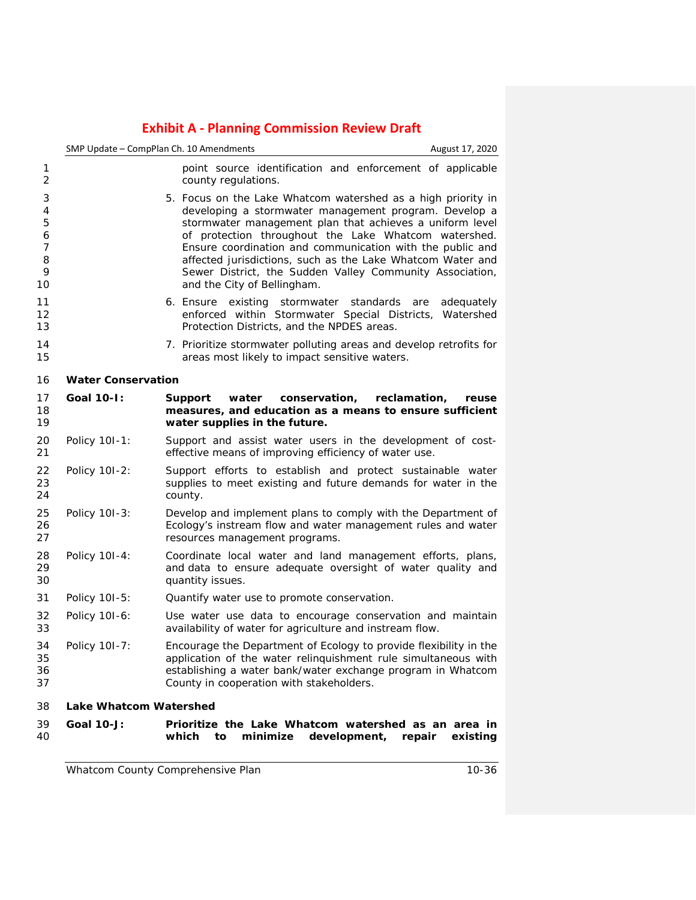point source identification and enforcement of applicable county regulations.

5. Focus on the Lake Whatcom watershed as a high priority in developing a stormwater management program. Develop a stormwater management plan that achieves a uniform level of protection throughout the Lake Whatcom watershed. Ensure coordination and communication with the public and affected jurisdictions, such as the Lake Whatcom Water and Sewer District, the Sudden Valley Community Association, and the City of Bellingham.
6. Ensure existing stormwater standards are adequately enforced within Stormwater Special Districts, Watershed Protection Districts, and the NPDES areas.
7. Prioritize stormwater polluting areas and develop retrofits for areas most likely to impact sensitive waters.

**Water Conservation**

**Goal 10-I:** **Support water conservation, reclamation, reuse measures, and education as a means to ensure sufficient water supplies in the future.**

Policy 10I-1: Support and assist water users in the development of cost-effective means of improving efficiency of water use.

Policy 10I-2: Support efforts to establish and protect sustainable water supplies to meet existing and future demands for water in the county.

Policy 10I-3: Develop and implement plans to comply with the Department of Ecology's instream flow and water management rules and water resources management programs.

Policy 10I-4: Coordinate local water and land management efforts, plans, and data to ensure adequate oversight of water quality and quantity issues.

Policy 10I-5: Quantify water use to promote conservation.

Policy 10I-6: Use water use data to encourage conservation and maintain availability of water for agriculture and instream flow.

Policy 10I-7: Encourage the Department of Ecology to provide flexibility in the application of the water relinquishment rule simultaneous with establishing a water bank/water exchange program in Whatcom County in cooperation with stakeholders.

**Lake Whatcom Watershed**

**Goal 10-J:** **Prioritize the Lake Whatcom watershed as an area in which to minimize development, repair existing**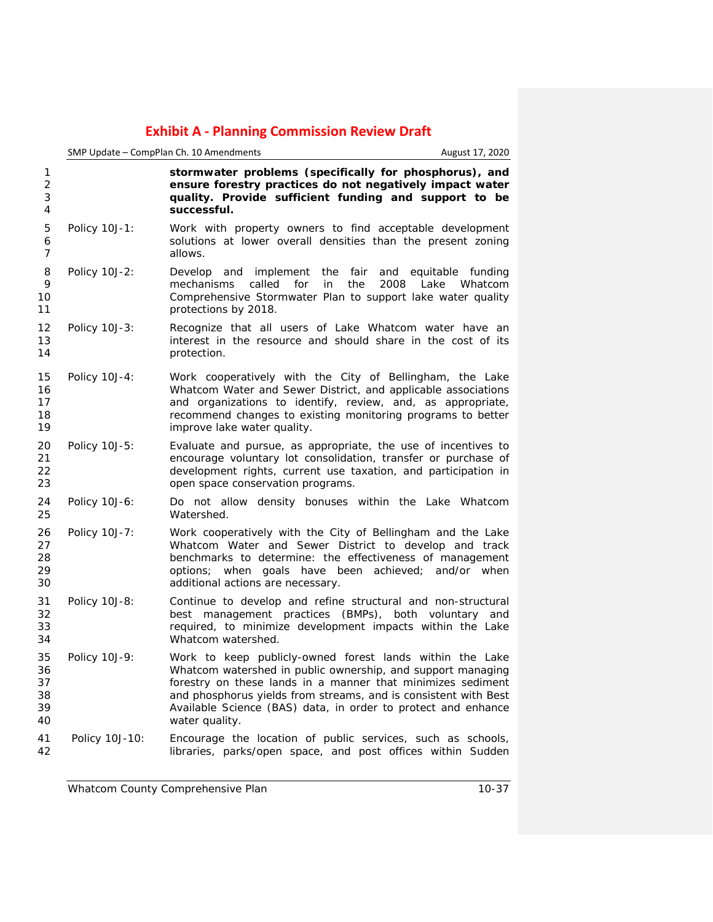**stormwater problems (specifically for phosphorus), and ensure forestry practices do not negatively impact water quality. Provide sufficient funding and support to be successful.**

Policy 10J-1: Work with property owners to find acceptable development solutions at lower overall densities than the present zoning allows.

Policy 10J-2: Develop and implement the fair and equitable funding mechanisms called for in the 2008 Lake Whatcom Comprehensive Stormwater Plan to support lake water quality protections by 2018.

Policy 10J-3: Recognize that all users of Lake Whatcom water have an interest in the resource and should share in the cost of its protection.

Policy 10J-4: Work cooperatively with the City of Bellingham, the Lake Whatcom Water and Sewer District, and applicable associations and organizations to identify, review, and, as appropriate, recommend changes to existing monitoring programs to better improve lake water quality.

Policy 10J-5: Evaluate and pursue, as appropriate, the use of incentives to encourage voluntary lot consolidation, transfer or purchase of development rights, current use taxation, and participation in open space conservation programs.

Policy 10J-6: Do not allow density bonuses within the Lake Whatcom Watershed.

Policy 10J-7: Work cooperatively with the City of Bellingham and the Lake Whatcom Water and Sewer District to develop and track benchmarks to determine: the effectiveness of management options; when goals have been achieved; and/or when additional actions are necessary.

Policy 10J-8: Continue to develop and refine structural and non-structural best management practices (BMPs), both voluntary and required, to minimize development impacts within the Lake Whatcom watershed.

Policy 10J-9: Work to keep publicly-owned forest lands within the Lake Whatcom watershed in public ownership, and support managing forestry on these lands in a manner that minimizes sediment and phosphorus yields from streams, and is consistent with Best Available Science (BAS) data, in order to protect and enhance water quality.

Policy 10J-10: Encourage the location of public services, such as schools, libraries, parks/open space, and post offices within Sudden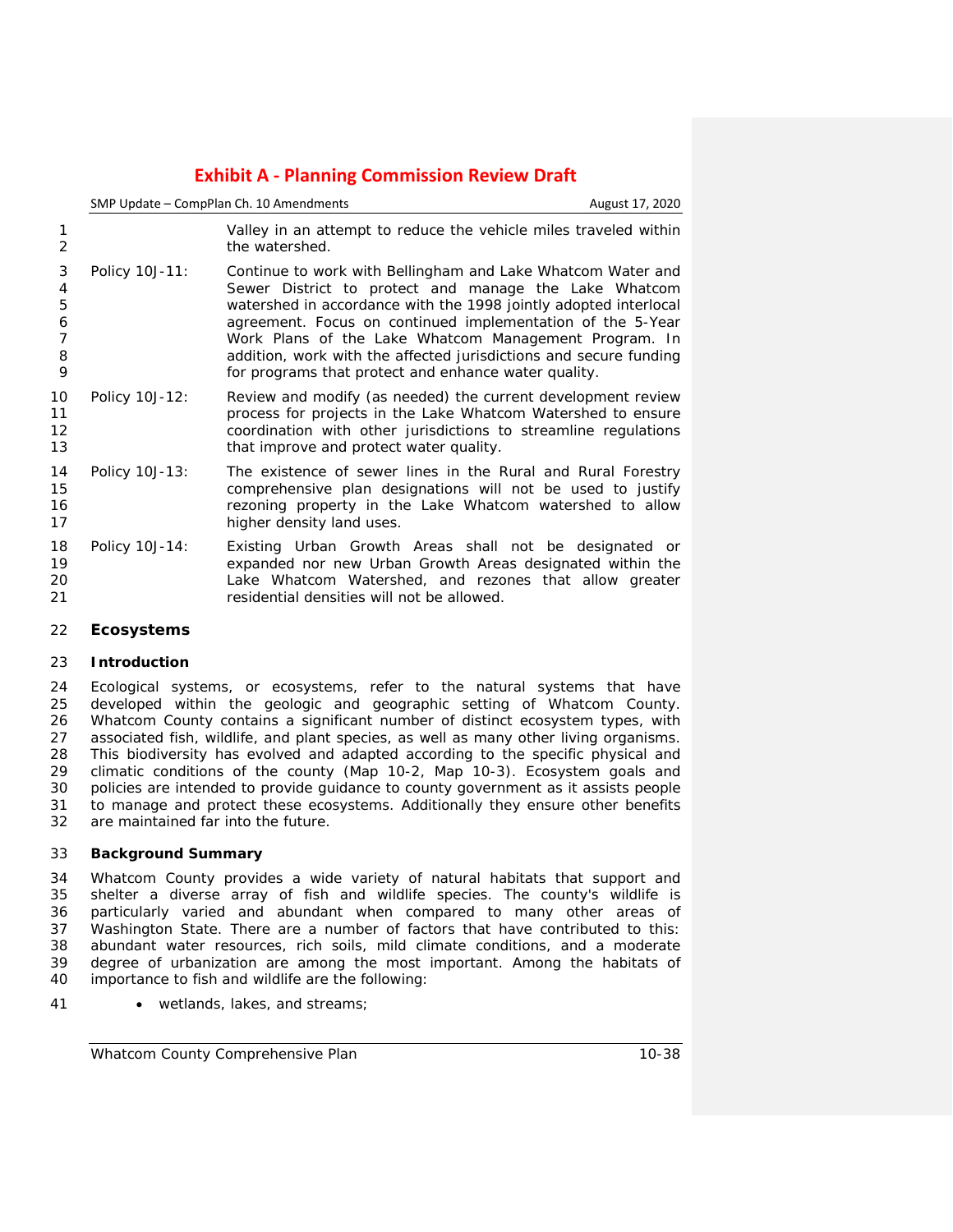Valley in an attempt to reduce the vehicle miles traveled within the watershed.

Policy 10J-11: Continue to work with Bellingham and Lake Whatcom Water and Sewer District to protect and manage the Lake Whatcom watershed in accordance with the 1998 jointly adopted interlocal agreement. Focus on continued implementation of the 5-Year Work Plans of the Lake Whatcom Management Program. In addition, work with the affected jurisdictions and secure funding for programs that protect and enhance water quality.

Policy 10J-12: Review and modify (as needed) the current development review process for projects in the Lake Whatcom Watershed to ensure coordination with other jurisdictions to streamline regulations that improve and protect water quality.

Policy 10J-13: The existence of sewer lines in the Rural and Rural Forestry comprehensive plan designations will not be used to justify rezoning property in the Lake Whatcom watershed to allow higher density land uses.

Policy 10J-14: Existing Urban Growth Areas shall not be designated or expanded nor new Urban Growth Areas designated within the Lake Whatcom Watershed, and rezones that allow greater residential densities will not be allowed.

## Ecosystems

### Introduction

Ecological systems, or ecosystems, refer to the natural systems that have developed within the geologic and geographic setting of Whatcom County. Whatcom County contains a significant number of distinct ecosystem types, with associated fish, wildlife, and plant species, as well as many other living organisms. This biodiversity has evolved and adapted according to the specific physical and climatic conditions of the county (Map 10-2, Map 10-3). Ecosystem goals and policies are intended to provide guidance to county government as it assists people to manage and protect these ecosystems. Additionally they ensure other benefits are maintained far into the future.

### Background Summary

Whatcom County provides a wide variety of natural habitats that support and shelter a diverse array of fish and wildlife species. The county's wildlife is particularly varied and abundant when compared to many other areas of Washington State. There are a number of factors that have contributed to this: abundant water resources, rich soils, mild climate conditions, and a moderate degree of urbanization are among the most important. Among the habitats of importance to fish and wildlife are the following:

- wetlands, lakes, and streams;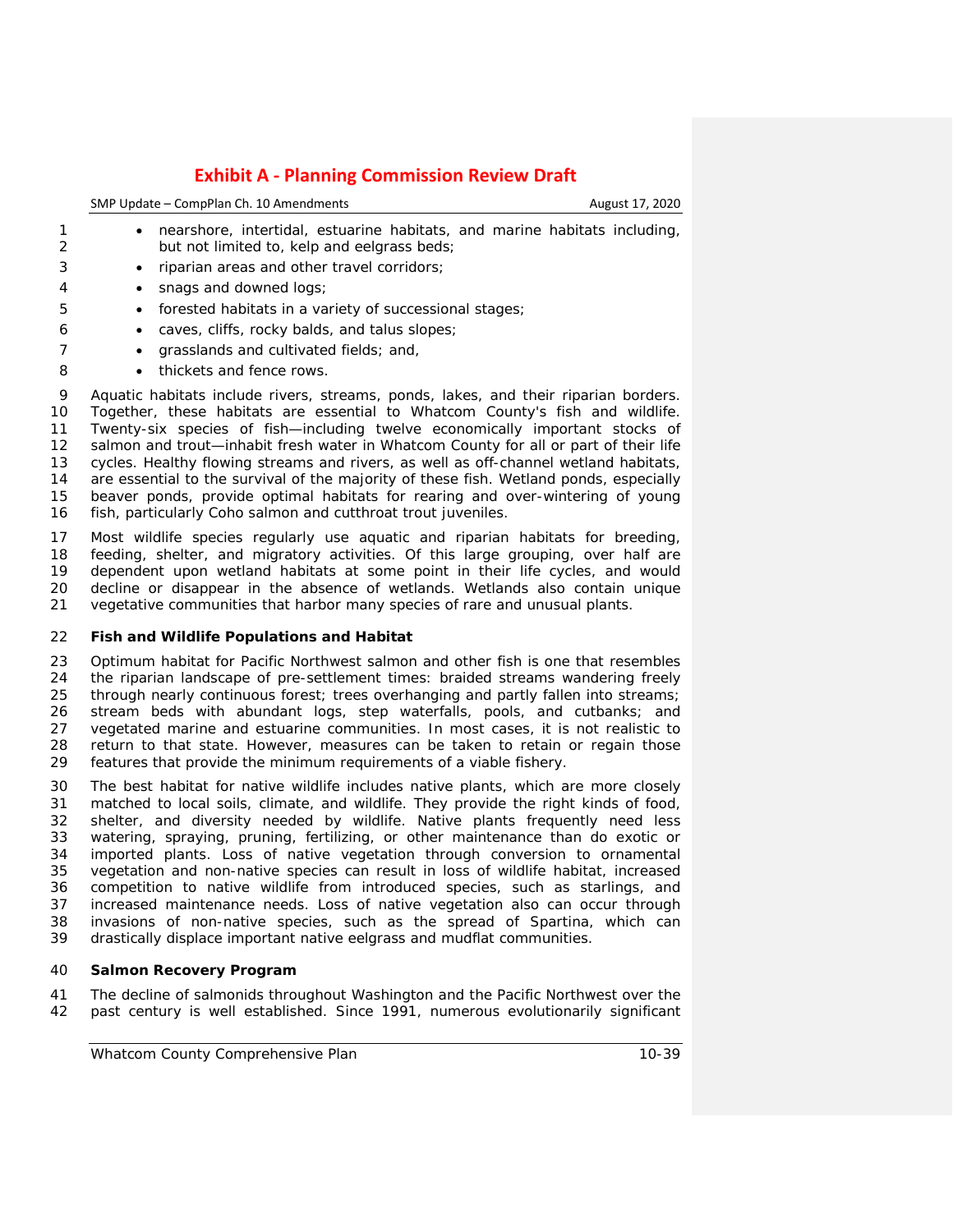- nearshore, intertidal, estuarine habitats, and marine habitats including, but not limited to, kelp and eelgrass beds;
- riparian areas and other travel corridors;
- snags and downed logs;
- forested habitats in a variety of successional stages;
- caves, cliffs, rocky balds, and talus slopes;
- grasslands and cultivated fields; and,
- thickets and fence rows.

Aquatic habitats include rivers, streams, ponds, lakes, and their riparian borders. Together, these habitats are essential to Whatcom County's fish and wildlife. Twenty-six species of fish—including twelve economically important stocks of salmon and trout—inhabit fresh water in Whatcom County for all or part of their life cycles. Healthy flowing streams and rivers, as well as off-channel wetland habitats, are essential to the survival of the majority of these fish. Wetland ponds, especially beaver ponds, provide optimal habitats for rearing and over-wintering of young fish, particularly Coho salmon and cutthroat trout juveniles.

Most wildlife species regularly use aquatic and riparian habitats for breeding, feeding, shelter, and migratory activities. Of this large grouping, over half are dependent upon wetland habitats at some point in their life cycles, and would decline or disappear in the absence of wetlands. Wetlands also contain unique vegetative communities that harbor many species of rare and unusual plants.

**Fish and Wildlife Populations and Habitat**

Optimum habitat for Pacific Northwest salmon and other fish is one that resembles the riparian landscape of pre-settlement times: braided streams wandering freely through nearly continuous forest; trees overhanging and partly fallen into streams; stream beds with abundant logs, step waterfalls, pools, and cutbanks; and vegetated marine and estuarine communities. In most cases, it is not realistic to return to that state. However, measures can be taken to retain or regain those features that provide the minimum requirements of a viable fishery.

The best habitat for native wildlife includes native plants, which are more closely matched to local soils, climate, and wildlife. They provide the right kinds of food, shelter, and diversity needed by wildlife. Native plants frequently need less watering, spraying, pruning, fertilizing, or other maintenance than do exotic or imported plants. Loss of native vegetation through conversion to ornamental vegetation and non-native species can result in loss of wildlife habitat, increased competition to native wildlife from introduced species, such as starlings, and increased maintenance needs. Loss of native vegetation also can occur through invasions of non-native species, such as the spread of Spartina, which can drastically displace important native eelgrass and mudflat communities.

**Salmon Recovery Program**

The decline of salmonids throughout Washington and the Pacific Northwest over the past century is well established. Since 1991, numerous evolutionarily significant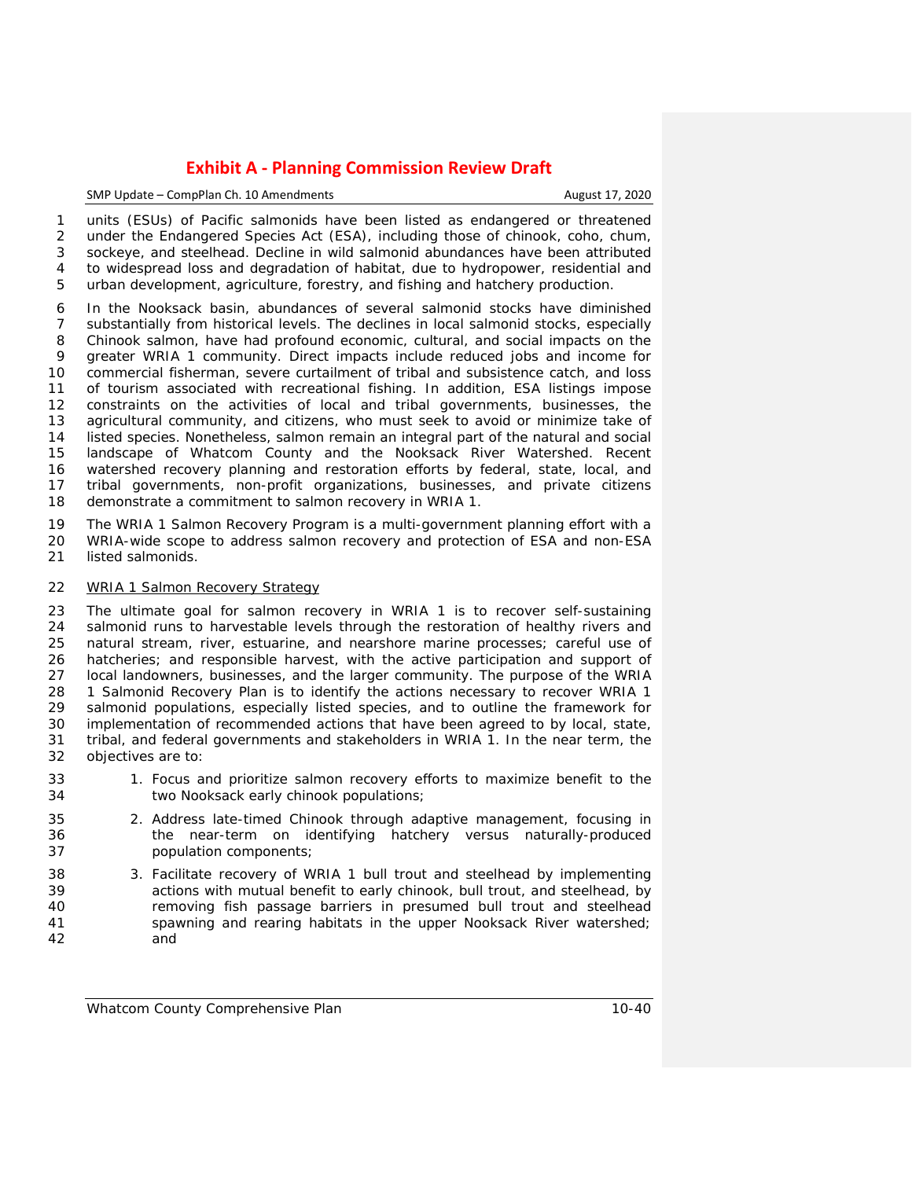units (ESUs) of Pacific salmonids have been listed as endangered or threatened under the Endangered Species Act (ESA), including those of chinook, coho, chum, sockeye, and steelhead. Decline in wild salmonid abundances have been attributed to widespread loss and degradation of habitat, due to hydropower, residential and urban development, agriculture, forestry, and fishing and hatchery production.

In the Nooksack basin, abundances of several salmonid stocks have diminished substantially from historical levels. The declines in local salmonid stocks, especially Chinook salmon, have had profound economic, cultural, and social impacts on the greater WRIA 1 community. Direct impacts include reduced jobs and income for commercial fisherman, severe curtailment of tribal and subsistence catch, and loss of tourism associated with recreational fishing. In addition, ESA listings impose constraints on the activities of local and tribal governments, businesses, the agricultural community, and citizens, who must seek to avoid or minimize take of listed species. Nonetheless, salmon remain an integral part of the natural and social landscape of Whatcom County and the Nooksack River Watershed. Recent watershed recovery planning and restoration efforts by federal, state, local, and tribal governments, non-profit organizations, businesses, and private citizens demonstrate a commitment to salmon recovery in WRIA 1.

The WRIA 1 Salmon Recovery Program is a multi-government planning effort with a WRIA-wide scope to address salmon recovery and protection of ESA and non-ESA listed salmonids.

WRIA 1 Salmon Recovery Strategy

The ultimate goal for salmon recovery in WRIA 1 is to recover self-sustaining salmonid runs to harvestable levels through the restoration of healthy rivers and natural stream, river, estuarine, and nearshore marine processes; careful use of hatcheries; and responsible harvest, with the active participation and support of local landowners, businesses, and the larger community. The purpose of the WRIA 1 Salmonid Recovery Plan is to identify the actions necessary to recover WRIA 1 salmonid populations, especially listed species, and to outline the framework for implementation of recommended actions that have been agreed to by local, state, tribal, and federal governments and stakeholders in WRIA 1. In the near term, the objectives are to:

1. Focus and prioritize salmon recovery efforts to maximize benefit to the two Nooksack early chinook populations;
2. Address late-timed Chinook through adaptive management, focusing in the near-term on identifying hatchery versus naturally-produced population components;
3. Facilitate recovery of WRIA 1 bull trout and steelhead by implementing actions with mutual benefit to early chinook, bull trout, and steelhead, by removing fish passage barriers in presumed bull trout and steelhead spawning and rearing habitats in the upper Nooksack River watershed; and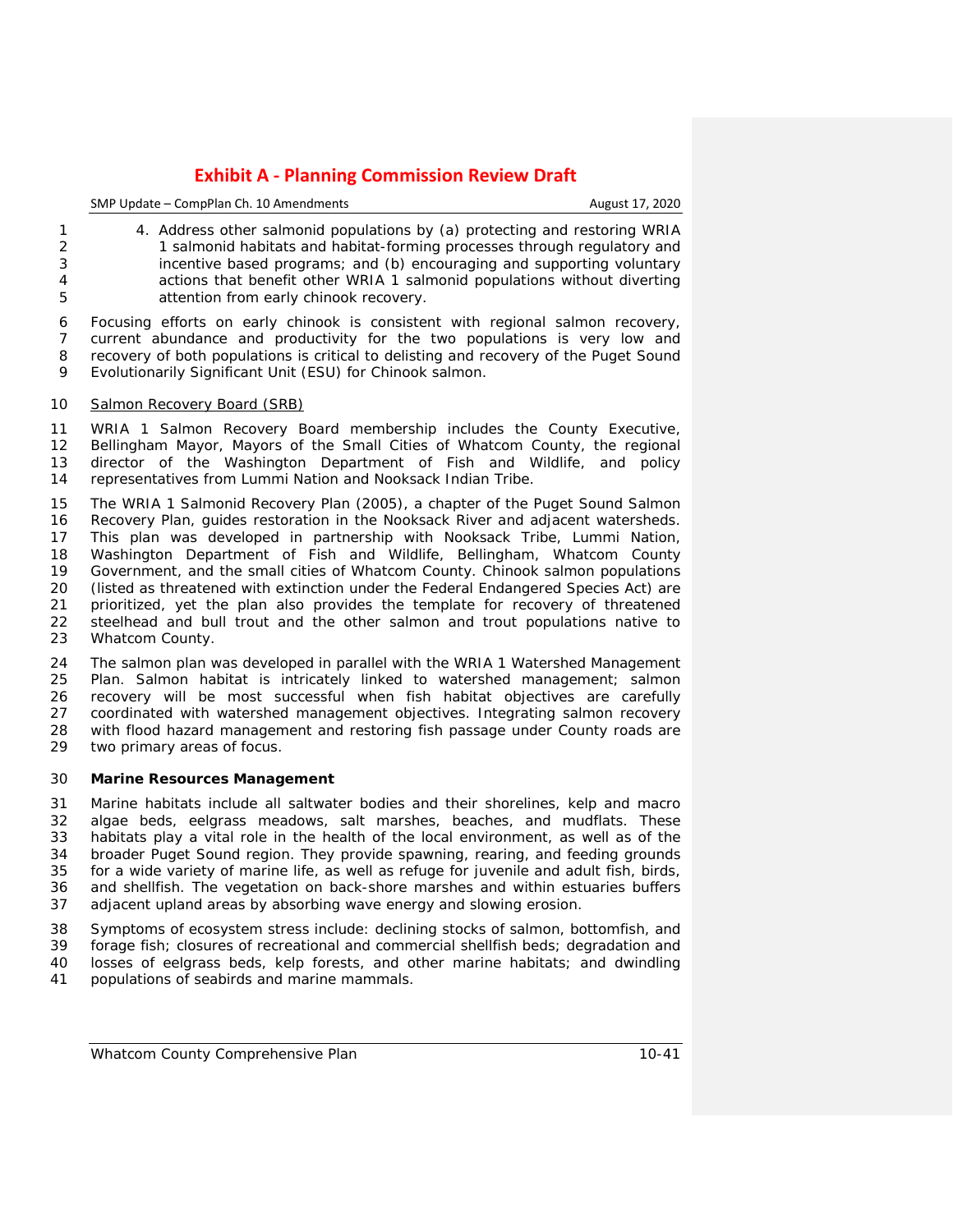4. Address other salmonid populations by (a) protecting and restoring WRIA 1 salmonid habitats and habitat-forming processes through regulatory and incentive based programs; and (b) encouraging and supporting voluntary actions that benefit other WRIA 1 salmonid populations without diverting attention from early chinook recovery.

Focusing efforts on early chinook is consistent with regional salmon recovery, current abundance and productivity for the two populations is very low and recovery of both populations is critical to delisting and recovery of the Puget Sound Evolutionarily Significant Unit (ESU) for Chinook salmon.

<u>Salmon Recovery Board (SRB)</u>

WRIA 1 Salmon Recovery Board membership includes the County Executive, Bellingham Mayor, Mayors of the Small Cities of Whatcom County, the regional director of the Washington Department of Fish and Wildlife, and policy representatives from Lummi Nation and Nooksack Indian Tribe.

The WRIA 1 Salmonid Recovery Plan (2005), a chapter of the Puget Sound Salmon Recovery Plan, guides restoration in the Nooksack River and adjacent watersheds. This plan was developed in partnership with Nooksack Tribe, Lummi Nation, Washington Department of Fish and Wildlife, Bellingham, Whatcom County Government, and the small cities of Whatcom County. Chinook salmon populations (listed as threatened with extinction under the Federal Endangered Species Act) are prioritized, yet the plan also provides the template for recovery of threatened steelhead and bull trout and the other salmon and trout populations native to Whatcom County.

The salmon plan was developed in parallel with the WRIA 1 Watershed Management Plan. Salmon habitat is intricately linked to watershed management; salmon recovery will be most successful when fish habitat objectives are carefully coordinated with watershed management objectives. Integrating salmon recovery with flood hazard management and restoring fish passage under County roads are two primary areas of focus.

**Marine Resources Management**

Marine habitats include all saltwater bodies and their shorelines, kelp and macro algae beds, eelgrass meadows, salt marshes, beaches, and mudflats. These habitats play a vital role in the health of the local environment, as well as of the broader Puget Sound region. They provide spawning, rearing, and feeding grounds for a wide variety of marine life, as well as refuge for juvenile and adult fish, birds, and shellfish. The vegetation on back-shore marshes and within estuaries buffers adjacent upland areas by absorbing wave energy and slowing erosion.

Symptoms of ecosystem stress include: declining stocks of salmon, bottomfish, and forage fish; closures of recreational and commercial shellfish beds; degradation and losses of eelgrass beds, kelp forests, and other marine habitats; and dwindling populations of seabirds and marine mammals.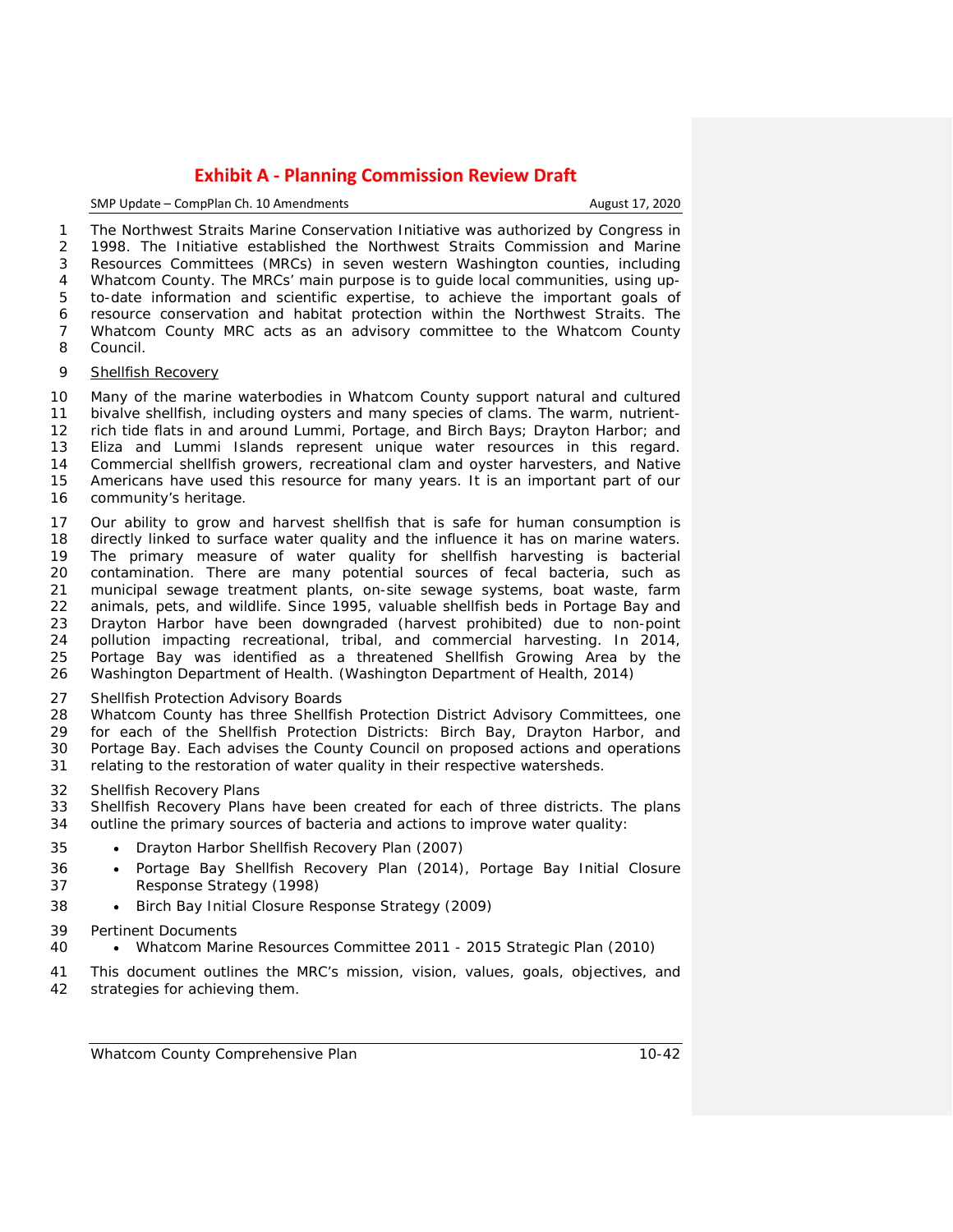The Northwest Straits Marine Conservation Initiative was authorized by Congress in 1998. The Initiative established the Northwest Straits Commission and Marine Resources Committees (MRCs) in seven western Washington counties, including Whatcom County. The MRCs' main purpose is to guide local communities, using up-to-date information and scientific expertise, to achieve the important goals of resource conservation and habitat protection within the Northwest Straits. The Whatcom County MRC acts as an advisory committee to the Whatcom County Council.

#### Shellfish Recovery

Many of the marine waterbodies in Whatcom County support natural and cultured bivalve shellfish, including oysters and many species of clams. The warm, nutrient-rich tide flats in and around Lummi, Portage, and Birch Bays; Drayton Harbor; and Eliza and Lummi Islands represent unique water resources in this regard. Commercial shellfish growers, recreational clam and oyster harvesters, and Native Americans have used this resource for many years. It is an important part of our community's heritage.

Our ability to grow and harvest shellfish that is safe for human consumption is directly linked to surface water quality and the influence it has on marine waters. The primary measure of water quality for shellfish harvesting is bacterial contamination. There are many potential sources of fecal bacteria, such as municipal sewage treatment plants, on-site sewage systems, boat waste, farm animals, pets, and wildlife. Since 1995, valuable shellfish beds in Portage Bay and Drayton Harbor have been downgraded (harvest prohibited) due to non-point pollution impacting recreational, tribal, and commercial harvesting. In 2014, Portage Bay was identified as a threatened Shellfish Growing Area by the Washington Department of Health. (Washington Department of Health, 2014)

*Shellfish Protection Advisory Boards*

Whatcom County has three Shellfish Protection District Advisory Committees, one for each of the Shellfish Protection Districts: Birch Bay, Drayton Harbor, and Portage Bay. Each advises the County Council on proposed actions and operations relating to the restoration of water quality in their respective watersheds.

*Shellfish Recovery Plans*

Shellfish Recovery Plans have been created for each of three districts. The plans outline the primary sources of bacteria and actions to improve water quality:

- *Drayton Harbor Shellfish Recovery Plan (2007)*
- *Portage Bay Shellfish Recovery Plan (2014), Portage Bay Initial Closure Response Strategy (1998)*
- *Birch Bay Initial Closure Response Strategy (2009)*

*Pertinent Documents*

- *Whatcom Marine Resources Committee 2011 - 2015 Strategic Plan (2010)*

This document outlines the MRC's mission, vision, values, goals, objectives, and strategies for achieving them.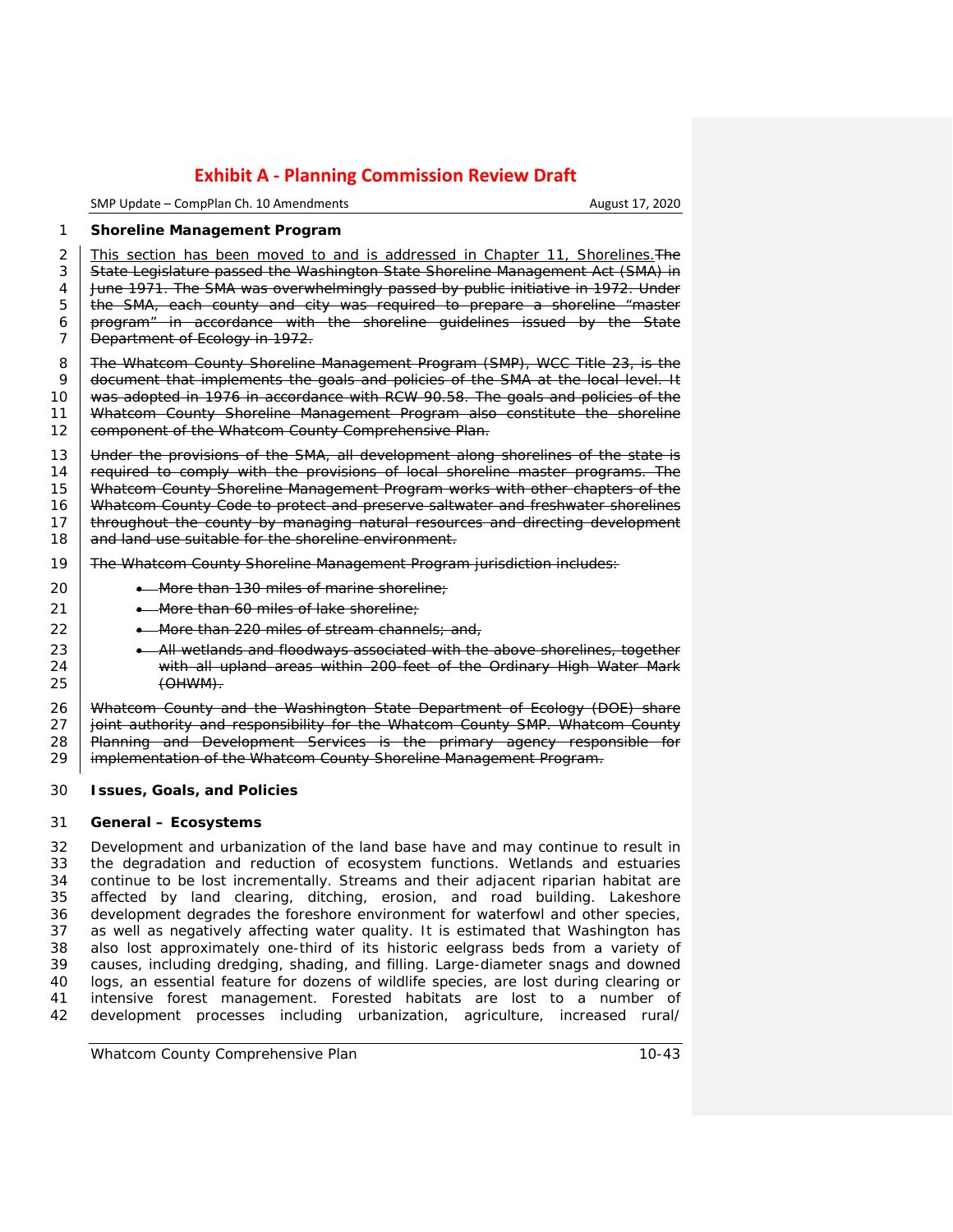**Shoreline Management Program**

<u>This section has been moved to and is addressed in Chapter 11, Shorelines.</u>~~The State Legislature passed the Washington State Shoreline Management Act (SMA) in June 1971. The SMA was overwhelmingly passed by public initiative in 1972. Under the SMA, each county and city was required to prepare a shoreline "master program" in accordance with the shoreline guidelines issued by the State Department of Ecology in 1972.~~

~~The Whatcom County Shoreline Management Program (SMP), WCC Title 23, is the document that implements the goals and policies of the SMA at the local level. It was adopted in 1976 in accordance with RCW 90.58. The goals and policies of the Whatcom County Shoreline Management Program also constitute the shoreline component of the Whatcom County Comprehensive Plan.~~

~~Under the provisions of the SMA, all development along shorelines of the state is required to comply with the provisions of local shoreline master programs. The Whatcom County Shoreline Management Program works with other chapters of the Whatcom County Code to protect and preserve saltwater and freshwater shorelines throughout the county by managing natural resources and directing development and land use suitable for the shoreline environment.~~

~~The Whatcom County Shoreline Management Program jurisdiction includes:~~

- ~~More than 130 miles of marine shoreline;~~
- ~~More than 60 miles of lake shoreline;~~
- ~~More than 220 miles of stream channels; and,~~
- ~~All wetlands and floodways associated with the above shorelines, together with all upland areas within 200 feet of the Ordinary High Water Mark (OHWM).~~

~~Whatcom County and the Washington State Department of Ecology (DOE) share joint authority and responsibility for the Whatcom County SMP. Whatcom County Planning and Development Services is the primary agency responsible for implementation of the Whatcom County Shoreline Management Program.~~

**Issues, Goals, and Policies**

**General – Ecosystems**

Development and urbanization of the land base have and may continue to result in the degradation and reduction of ecosystem functions. Wetlands and estuaries continue to be lost incrementally. Streams and their adjacent riparian habitat are affected by land clearing, ditching, erosion, and road building. Lakeshore development degrades the foreshore environment for waterfowl and other species, as well as negatively affecting water quality. It is estimated that Washington has also lost approximately one-third of its historic eelgrass beds from a variety of causes, including dredging, shading, and filling. Large-diameter snags and downed logs, an essential feature for dozens of wildlife species, are lost during clearing or intensive forest management. Forested habitats are lost to a number of development processes including urbanization, agriculture, increased rural/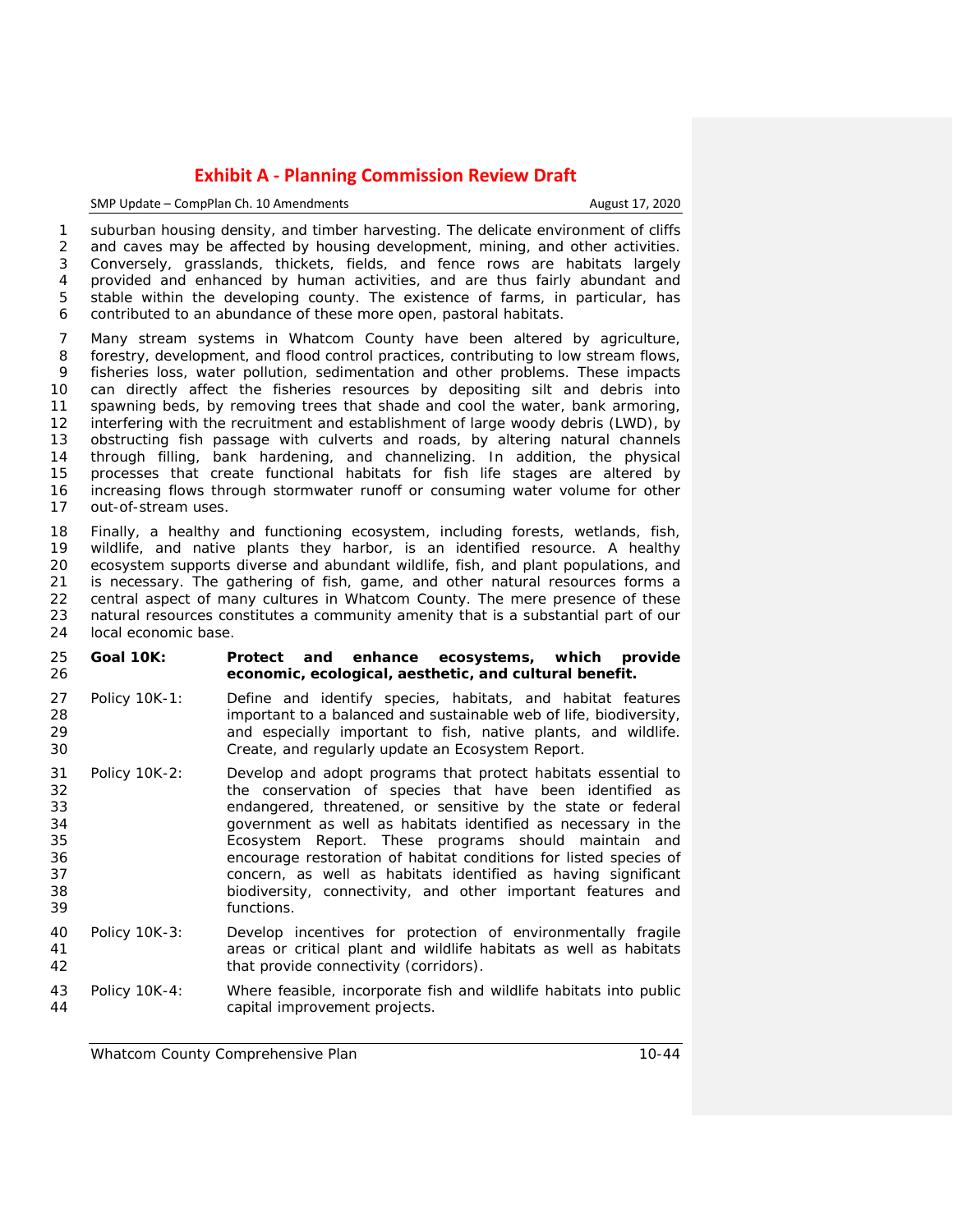suburban housing density, and timber harvesting. The delicate environment of cliffs and caves may be affected by housing development, mining, and other activities. Conversely, grasslands, thickets, fields, and fence rows are habitats largely provided and enhanced by human activities, and are thus fairly abundant and stable within the developing county. The existence of farms, in particular, has contributed to an abundance of these more open, pastoral habitats.

Many stream systems in Whatcom County have been altered by agriculture, forestry, development, and flood control practices, contributing to low stream flows, fisheries loss, water pollution, sedimentation and other problems. These impacts can directly affect the fisheries resources by depositing silt and debris into spawning beds, by removing trees that shade and cool the water, bank armoring, interfering with the recruitment and establishment of large woody debris (LWD), by obstructing fish passage with culverts and roads, by altering natural channels through filling, bank hardening, and channelizing. In addition, the physical processes that create functional habitats for fish life stages are altered by increasing flows through stormwater runoff or consuming water volume for other out-of-stream uses.

Finally, a healthy and functioning ecosystem, including forests, wetlands, fish, wildlife, and native plants they harbor, is an identified resource. A healthy ecosystem supports diverse and abundant wildlife, fish, and plant populations, and is necessary. The gathering of fish, game, and other natural resources forms a central aspect of many cultures in Whatcom County. The mere presence of these natural resources constitutes a community amenity that is a substantial part of our local economic base.

**Goal 10K: Protect and enhance ecosystems, which provide economic, ecological, aesthetic, and cultural benefit.**

Policy 10K-1: Define and identify species, habitats, and habitat features important to a balanced and sustainable web of life, biodiversity, and especially important to fish, native plants, and wildlife. Create, and regularly update an Ecosystem Report.

Policy 10K-2: Develop and adopt programs that protect habitats essential to the conservation of species that have been identified as endangered, threatened, or sensitive by the state or federal government as well as habitats identified as necessary in the Ecosystem Report. These programs should maintain and encourage restoration of habitat conditions for listed species of concern, as well as habitats identified as having significant biodiversity, connectivity, and other important features and functions.

Policy 10K-3: Develop incentives for protection of environmentally fragile areas or critical plant and wildlife habitats as well as habitats that provide connectivity (corridors).

Policy 10K-4: Where feasible, incorporate fish and wildlife habitats into public capital improvement projects.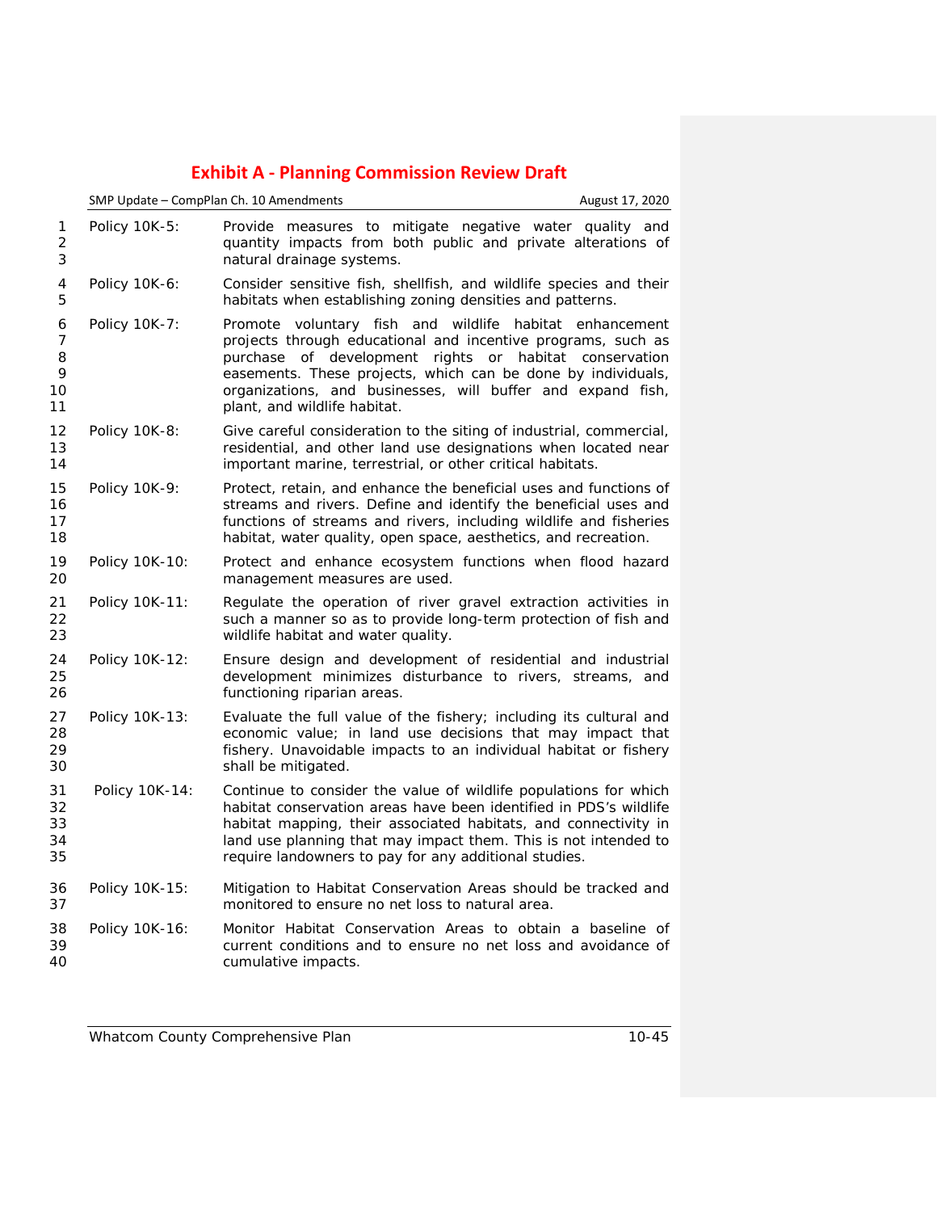**Exhibit A - Planning Commission Review Draft**

Policy 10K-5: Provide measures to mitigate negative water quality and quantity impacts from both public and private alterations of natural drainage systems.

Policy 10K-6: Consider sensitive fish, shellfish, and wildlife species and their habitats when establishing zoning densities and patterns.

Policy 10K-7: Promote voluntary fish and wildlife habitat enhancement projects through educational and incentive programs, such as purchase of development rights or habitat conservation easements. These projects, which can be done by individuals, organizations, and businesses, will buffer and expand fish, plant, and wildlife habitat.

Policy 10K-8: Give careful consideration to the siting of industrial, commercial, residential, and other land use designations when located near important marine, terrestrial, or other critical habitats.

Policy 10K-9: Protect, retain, and enhance the beneficial uses and functions of streams and rivers. Define and identify the beneficial uses and functions of streams and rivers, including wildlife and fisheries habitat, water quality, open space, aesthetics, and recreation.

Policy 10K-10: Protect and enhance ecosystem functions when flood hazard management measures are used.

Policy 10K-11: Regulate the operation of river gravel extraction activities in such a manner so as to provide long-term protection of fish and wildlife habitat and water quality.

Policy 10K-12: Ensure design and development of residential and industrial development minimizes disturbance to rivers, streams, and functioning riparian areas.

Policy 10K-13: Evaluate the full value of the fishery; including its cultural and economic value; in land use decisions that may impact that fishery. Unavoidable impacts to an individual habitat or fishery shall be mitigated.

Policy 10K-14: Continue to consider the value of wildlife populations for which habitat conservation areas have been identified in PDS's wildlife habitat mapping, their associated habitats, and connectivity in land use planning that may impact them. This is not intended to require landowners to pay for any additional studies.

Policy 10K-15: Mitigation to Habitat Conservation Areas should be tracked and monitored to ensure no net loss to natural area.

Policy 10K-16: Monitor Habitat Conservation Areas to obtain a baseline of current conditions and to ensure no net loss and avoidance of cumulative impacts.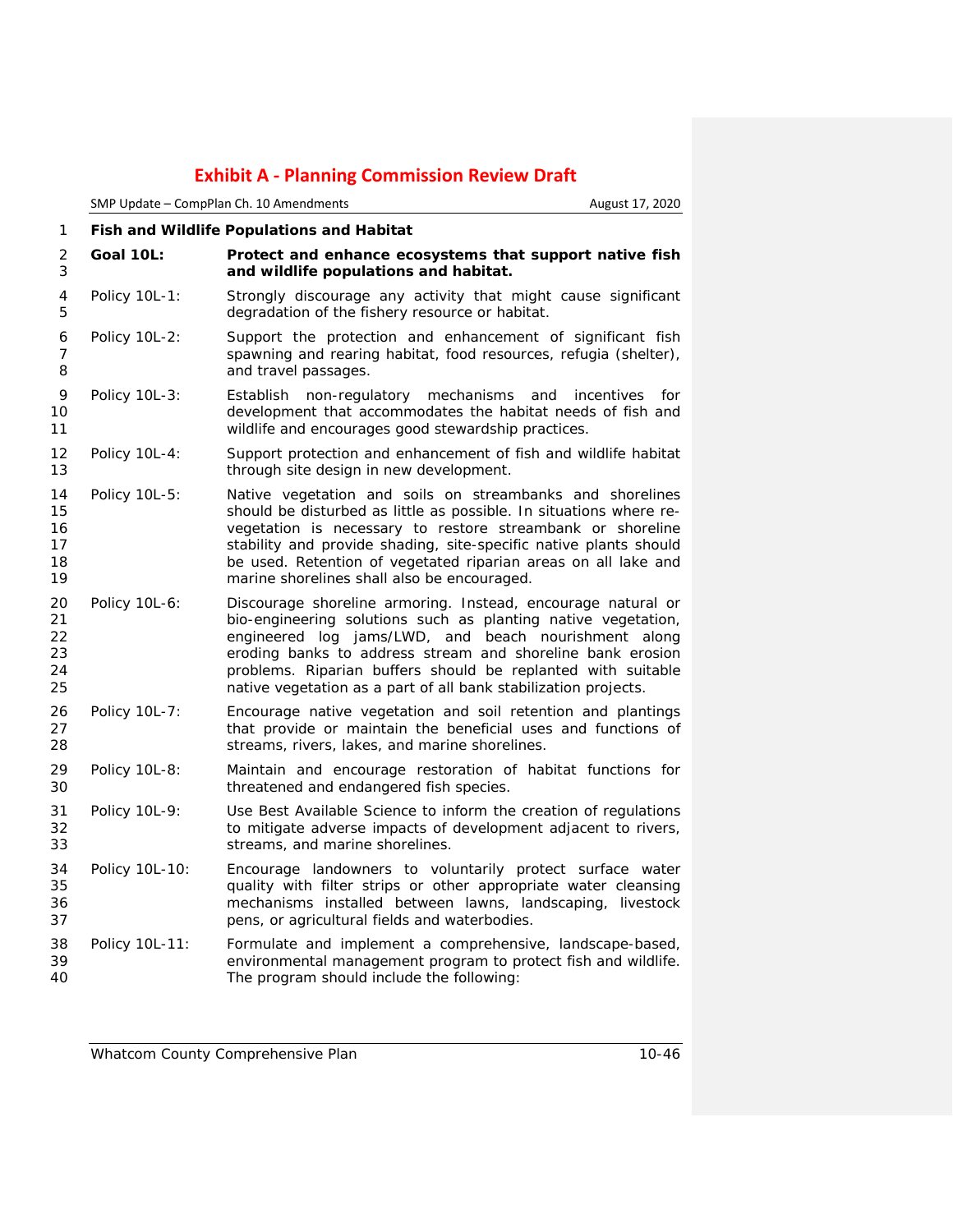### Fish and Wildlife Populations and Habitat

**Goal 10L: Protect and enhance ecosystems that support native fish and wildlife populations and habitat.**

Policy 10L-1: Strongly discourage any activity that might cause significant degradation of the fishery resource or habitat.

Policy 10L-2: Support the protection and enhancement of significant fish spawning and rearing habitat, food resources, refugia (shelter), and travel passages.

Policy 10L-3: Establish non-regulatory mechanisms and incentives for development that accommodates the habitat needs of fish and wildlife and encourages good stewardship practices.

Policy 10L-4: Support protection and enhancement of fish and wildlife habitat through site design in new development.

Policy 10L-5: Native vegetation and soils on streambanks and shorelines should be disturbed as little as possible. In situations where re-vegetation is necessary to restore streambank or shoreline stability and provide shading, site-specific native plants should be used. Retention of vegetated riparian areas on all lake and marine shorelines shall also be encouraged.

Policy 10L-6: Discourage shoreline armoring. Instead, encourage natural or bio-engineering solutions such as planting native vegetation, engineered log jams/LWD, and beach nourishment along eroding banks to address stream and shoreline bank erosion problems. Riparian buffers should be replanted with suitable native vegetation as a part of all bank stabilization projects.

Policy 10L-7: Encourage native vegetation and soil retention and plantings that provide or maintain the beneficial uses and functions of streams, rivers, lakes, and marine shorelines.

Policy 10L-8: Maintain and encourage restoration of habitat functions for threatened and endangered fish species.

Policy 10L-9: Use Best Available Science to inform the creation of regulations to mitigate adverse impacts of development adjacent to rivers, streams, and marine shorelines.

Policy 10L-10: Encourage landowners to voluntarily protect surface water quality with filter strips or other appropriate water cleansing mechanisms installed between lawns, landscaping, livestock pens, or agricultural fields and waterbodies.

Policy 10L-11: Formulate and implement a comprehensive, landscape-based, environmental management program to protect fish and wildlife. The program should include the following: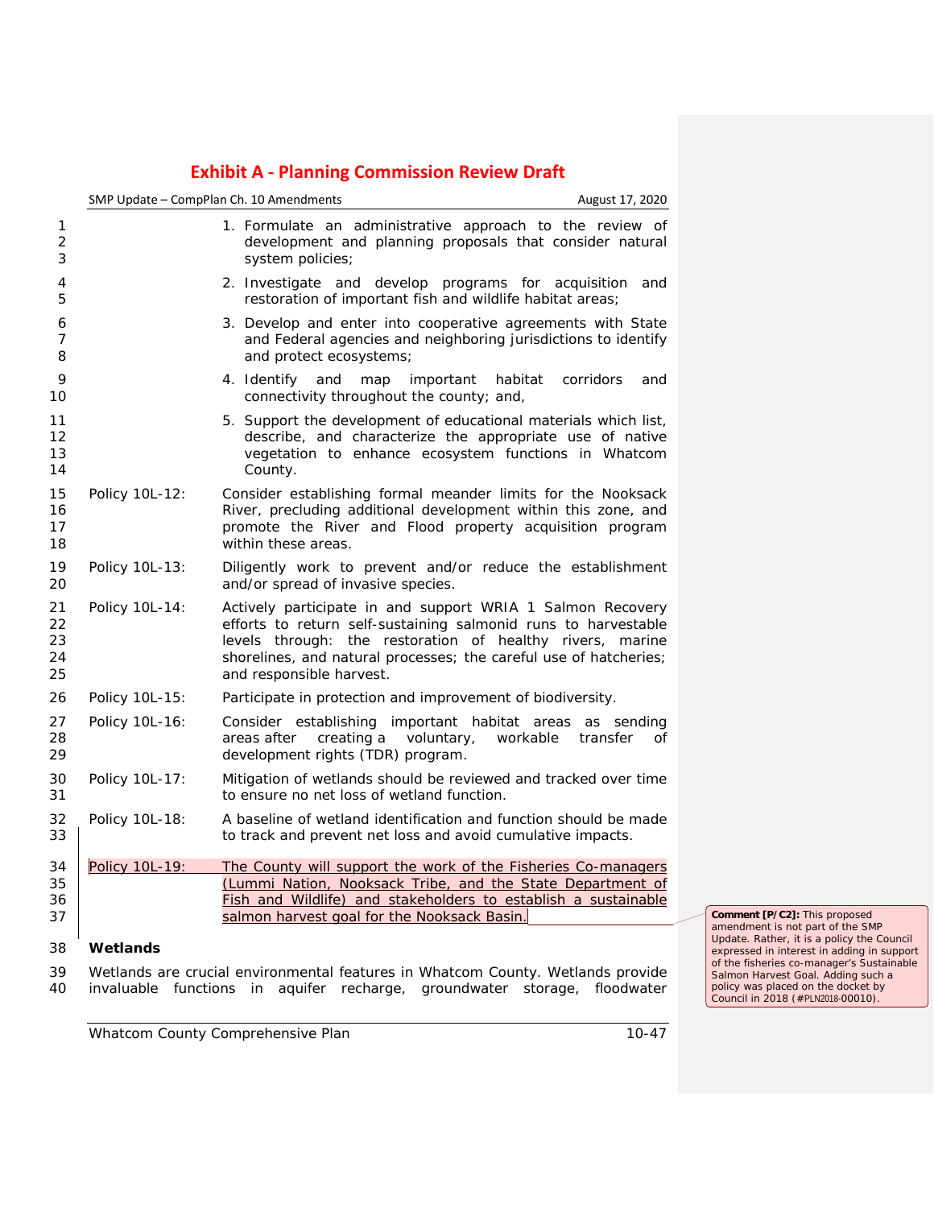1. Formulate an administrative approach to the review of development and planning proposals that consider natural system policies;
2. Investigate and develop programs for acquisition and restoration of important fish and wildlife habitat areas;
3. Develop and enter into cooperative agreements with State and Federal agencies and neighboring jurisdictions to identify and protect ecosystems;
4. Identify and map important habitat corridors and connectivity throughout the county; and,
5. Support the development of educational materials which list, describe, and characterize the appropriate use of native vegetation to enhance ecosystem functions in Whatcom County.

Policy 10L-12: Consider establishing formal meander limits for the Nooksack River, precluding additional development within this zone, and promote the River and Flood property acquisition program within these areas.

Policy 10L-13: Diligently work to prevent and/or reduce the establishment and/or spread of invasive species.

Policy 10L-14: Actively participate in and support WRIA 1 Salmon Recovery efforts to return self-sustaining salmonid runs to harvestable levels through: the restoration of healthy rivers, marine shorelines, and natural processes; the careful use of hatcheries; and responsible harvest.

Policy 10L-15: Participate in protection and improvement of biodiversity.

Policy 10L-16: Consider establishing important habitat areas as sending areas after creating a voluntary, workable transfer of development rights (TDR) program.

Policy 10L-17: Mitigation of wetlands should be reviewed and tracked over time to ensure no net loss of wetland function.

Policy 10L-18: A baseline of wetland identification and function should be made to track and prevent net loss and avoid cumulative impacts.

Policy 10L-19: The County will support the work of the Fisheries Co-managers (Lummi Nation, Nooksack Tribe, and the State Department of Fish and Wildlife) and stakeholders to establish a sustainable salmon harvest goal for the Nooksack Basin.

**Comment [P/C2]:** This proposed amendment is not part of the SMP Update. Rather, it is a policy the Council expressed in interest in adding in support of the fisheries co-manager's Sustainable Salmon Harvest Goal. Adding such a policy was placed on the docket by Council in 2018 (#PLN2018-00010).

**Wetlands**

Wetlands are crucial environmental features in Whatcom County. Wetlands provide invaluable functions in aquifer recharge, groundwater storage, floodwater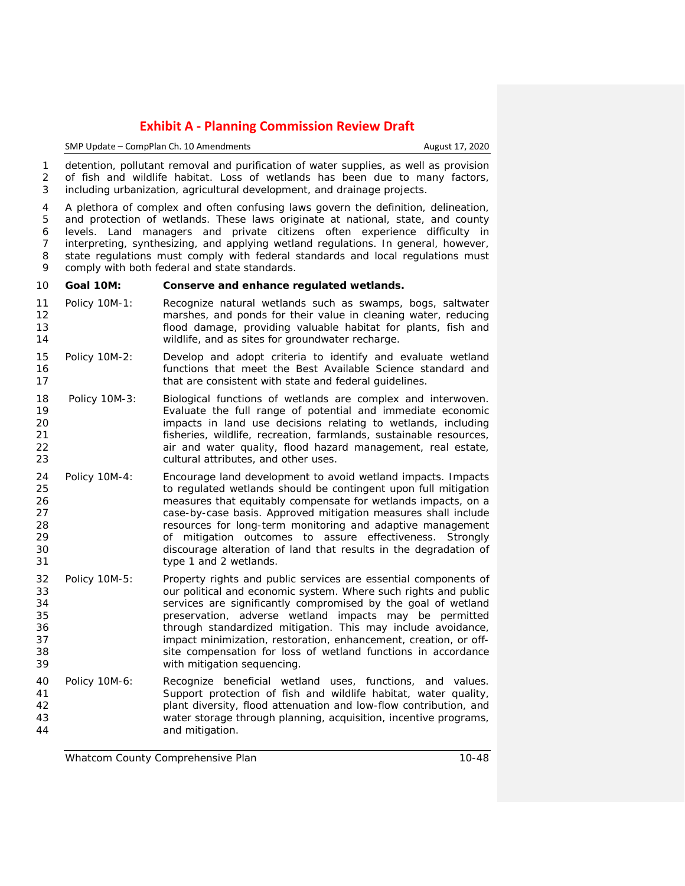detention, pollutant removal and purification of water supplies, as well as provision of fish and wildlife habitat. Loss of wetlands has been due to many factors, including urbanization, agricultural development, and drainage projects.

A plethora of complex and often confusing laws govern the definition, delineation, and protection of wetlands. These laws originate at national, state, and county levels. Land managers and private citizens often experience difficulty in interpreting, synthesizing, and applying wetland regulations. In general, however, state regulations must comply with federal standards and local regulations must comply with both federal and state standards.

**Goal 10M: Conserve and enhance regulated wetlands.**

Policy 10M-1: Recognize natural wetlands such as swamps, bogs, saltwater marshes, and ponds for their value in cleaning water, reducing flood damage, providing valuable habitat for plants, fish and wildlife, and as sites for groundwater recharge.

Policy 10M-2: Develop and adopt criteria to identify and evaluate wetland functions that meet the Best Available Science standard and that are consistent with state and federal guidelines.

Policy 10M-3: Biological functions of wetlands are complex and interwoven. Evaluate the full range of potential and immediate economic impacts in land use decisions relating to wetlands, including fisheries, wildlife, recreation, farmlands, sustainable resources, air and water quality, flood hazard management, real estate, cultural attributes, and other uses.

Policy 10M-4: Encourage land development to avoid wetland impacts. Impacts to regulated wetlands should be contingent upon full mitigation measures that equitably compensate for wetlands impacts, on a case-by-case basis. Approved mitigation measures shall include resources for long-term monitoring and adaptive management of mitigation outcomes to assure effectiveness. Strongly discourage alteration of land that results in the degradation of type 1 and 2 wetlands.

Policy 10M-5: Property rights and public services are essential components of our political and economic system. Where such rights and public services are significantly compromised by the goal of wetland preservation, adverse wetland impacts may be permitted through standardized mitigation. This may include avoidance, impact minimization, restoration, enhancement, creation, or off-site compensation for loss of wetland functions in accordance with mitigation sequencing.

Policy 10M-6: Recognize beneficial wetland uses, functions, and values. Support protection of fish and wildlife habitat, water quality, plant diversity, flood attenuation and low-flow contribution, and water storage through planning, acquisition, incentive programs, and mitigation.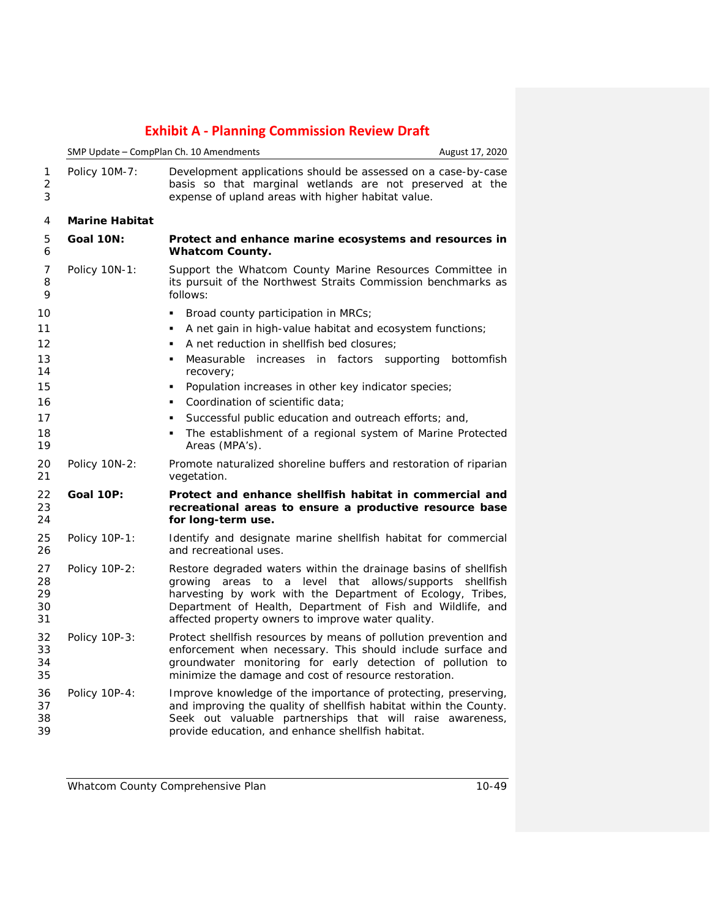Policy 10M-7: Development applications should be assessed on a case-by-case basis so that marginal wetlands are not preserved at the expense of upland areas with higher habitat value.

**Marine Habitat**

**Goal 10N: Protect and enhance marine ecosystems and resources in Whatcom County.**

Policy 10N-1: Support the Whatcom County Marine Resources Committee in its pursuit of the Northwest Straits Commission benchmarks as follows:

- Broad county participation in MRCs;
- A net gain in high-value habitat and ecosystem functions;
- A net reduction in shellfish bed closures;
- Measurable increases in factors supporting bottomfish recovery;
- Population increases in other key indicator species;
- Coordination of scientific data;
- Successful public education and outreach efforts; and,
- The establishment of a regional system of Marine Protected Areas (MPA's).

Policy 10N-2: Promote naturalized shoreline buffers and restoration of riparian vegetation.

**Goal 10P: Protect and enhance shellfish habitat in commercial and recreational areas to ensure a productive resource base for long-term use.**

Policy 10P-1: Identify and designate marine shellfish habitat for commercial and recreational uses.

Policy 10P-2: Restore degraded waters within the drainage basins of shellfish growing areas to a level that allows/supports shellfish harvesting by work with the Department of Ecology, Tribes, Department of Health, Department of Fish and Wildlife, and affected property owners to improve water quality.

Policy 10P-3: Protect shellfish resources by means of pollution prevention and enforcement when necessary. This should include surface and groundwater monitoring for early detection of pollution to minimize the damage and cost of resource restoration.

Policy 10P-4: Improve knowledge of the importance of protecting, preserving, and improving the quality of shellfish habitat within the County. Seek out valuable partnerships that will raise awareness, provide education, and enhance shellfish habitat.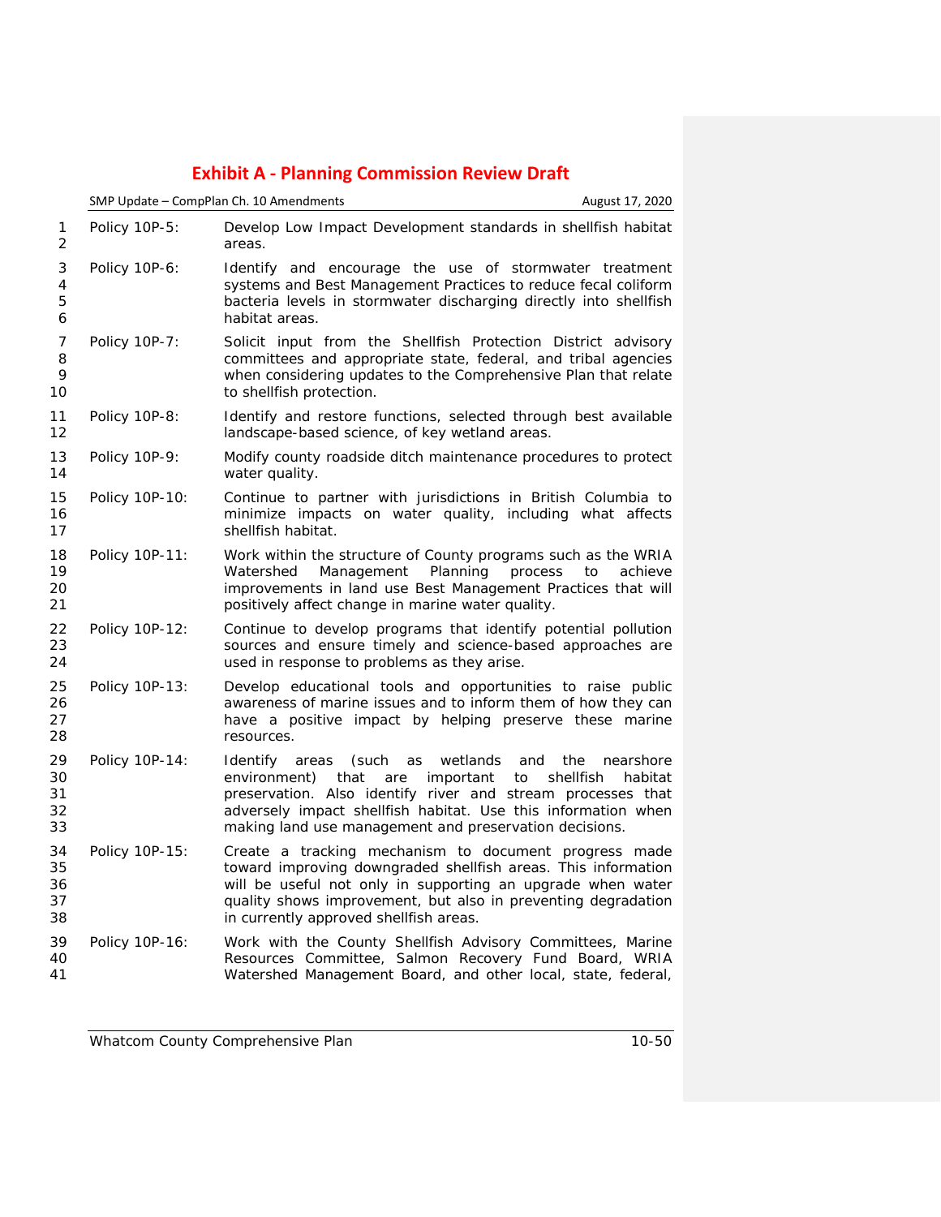Policy 10P-5: Develop Low Impact Development standards in shellfish habitat areas.

Policy 10P-6: Identify and encourage the use of stormwater treatment systems and Best Management Practices to reduce fecal coliform bacteria levels in stormwater discharging directly into shellfish habitat areas.

Policy 10P-7: Solicit input from the Shellfish Protection District advisory committees and appropriate state, federal, and tribal agencies when considering updates to the Comprehensive Plan that relate to shellfish protection.

Policy 10P-8: Identify and restore functions, selected through best available landscape-based science, of key wetland areas.

Policy 10P-9: Modify county roadside ditch maintenance procedures to protect water quality.

Policy 10P-10: Continue to partner with jurisdictions in British Columbia to minimize impacts on water quality, including what affects shellfish habitat.

Policy 10P-11: Work within the structure of County programs such as the WRIA Watershed Management Planning process to achieve improvements in land use Best Management Practices that will positively affect change in marine water quality.

Policy 10P-12: Continue to develop programs that identify potential pollution sources and ensure timely and science-based approaches are used in response to problems as they arise.

Policy 10P-13: Develop educational tools and opportunities to raise public awareness of marine issues and to inform them of how they can have a positive impact by helping preserve these marine resources.

Policy 10P-14: Identify areas (such as wetlands and the nearshore environment) that are important to shellfish habitat preservation. Also identify river and stream processes that adversely impact shellfish habitat. Use this information when making land use management and preservation decisions.

Policy 10P-15: Create a tracking mechanism to document progress made toward improving downgraded shellfish areas. This information will be useful not only in supporting an upgrade when water quality shows improvement, but also in preventing degradation in currently approved shellfish areas.

Policy 10P-16: Work with the County Shellfish Advisory Committees, Marine Resources Committee, Salmon Recovery Fund Board, WRIA Watershed Management Board, and other local, state, federal,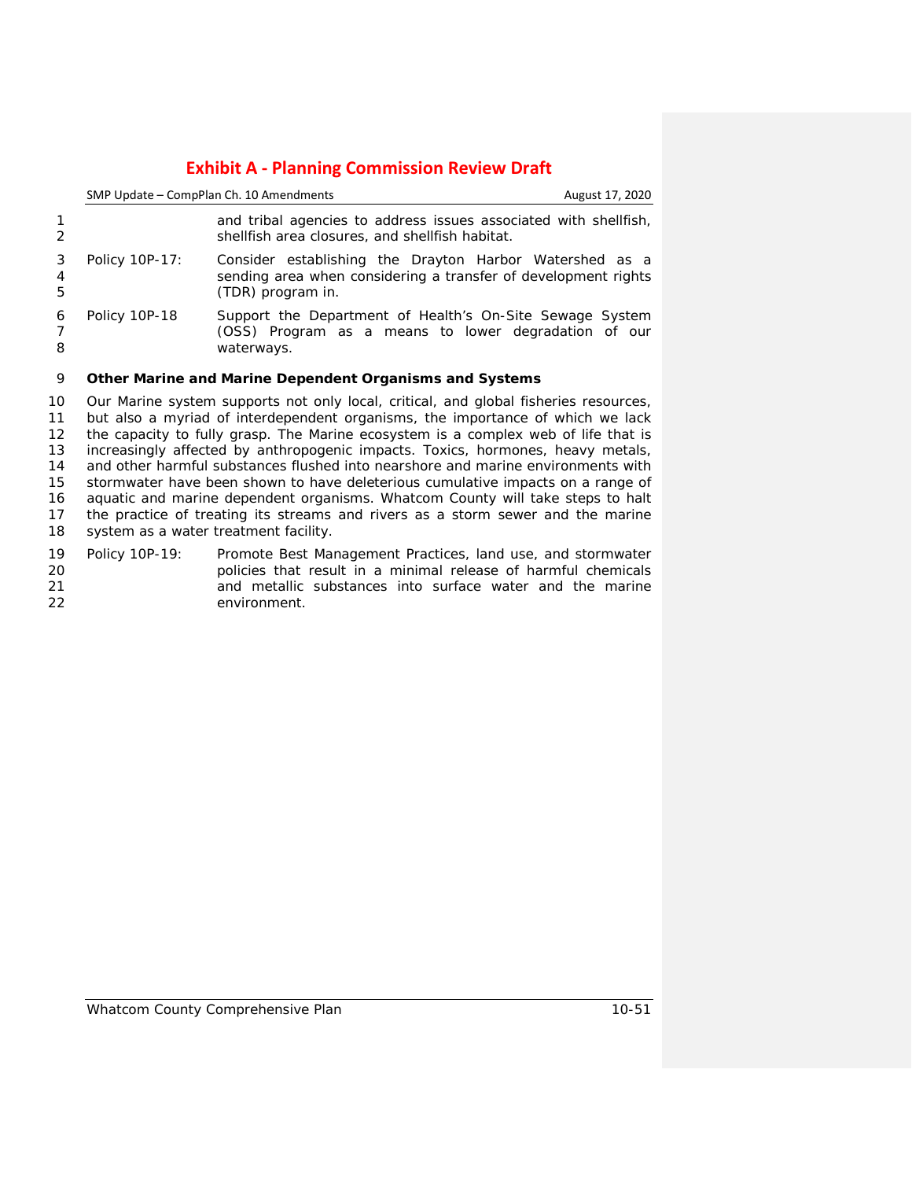and tribal agencies to address issues associated with shellfish, shellfish area closures, and shellfish habitat.

Policy 10P-17: Consider establishing the Drayton Harbor Watershed as a sending area when considering a transfer of development rights (TDR) program in.

Policy 10P-18 Support the Department of Health's On-Site Sewage System (OSS) Program as a means to lower degradation of our waterways.

**Other Marine and Marine Dependent Organisms and Systems**

Our Marine system supports not only local, critical, and global fisheries resources, but also a myriad of interdependent organisms, the importance of which we lack the capacity to fully grasp. The Marine ecosystem is a complex web of life that is increasingly affected by anthropogenic impacts. Toxics, hormones, heavy metals, and other harmful substances flushed into nearshore and marine environments with stormwater have been shown to have deleterious cumulative impacts on a range of aquatic and marine dependent organisms. Whatcom County will take steps to halt the practice of treating its streams and rivers as a storm sewer and the marine system as a water treatment facility.

Policy 10P-19: Promote Best Management Practices, land use, and stormwater policies that result in a minimal release of harmful chemicals and metallic substances into surface water and the marine environment.